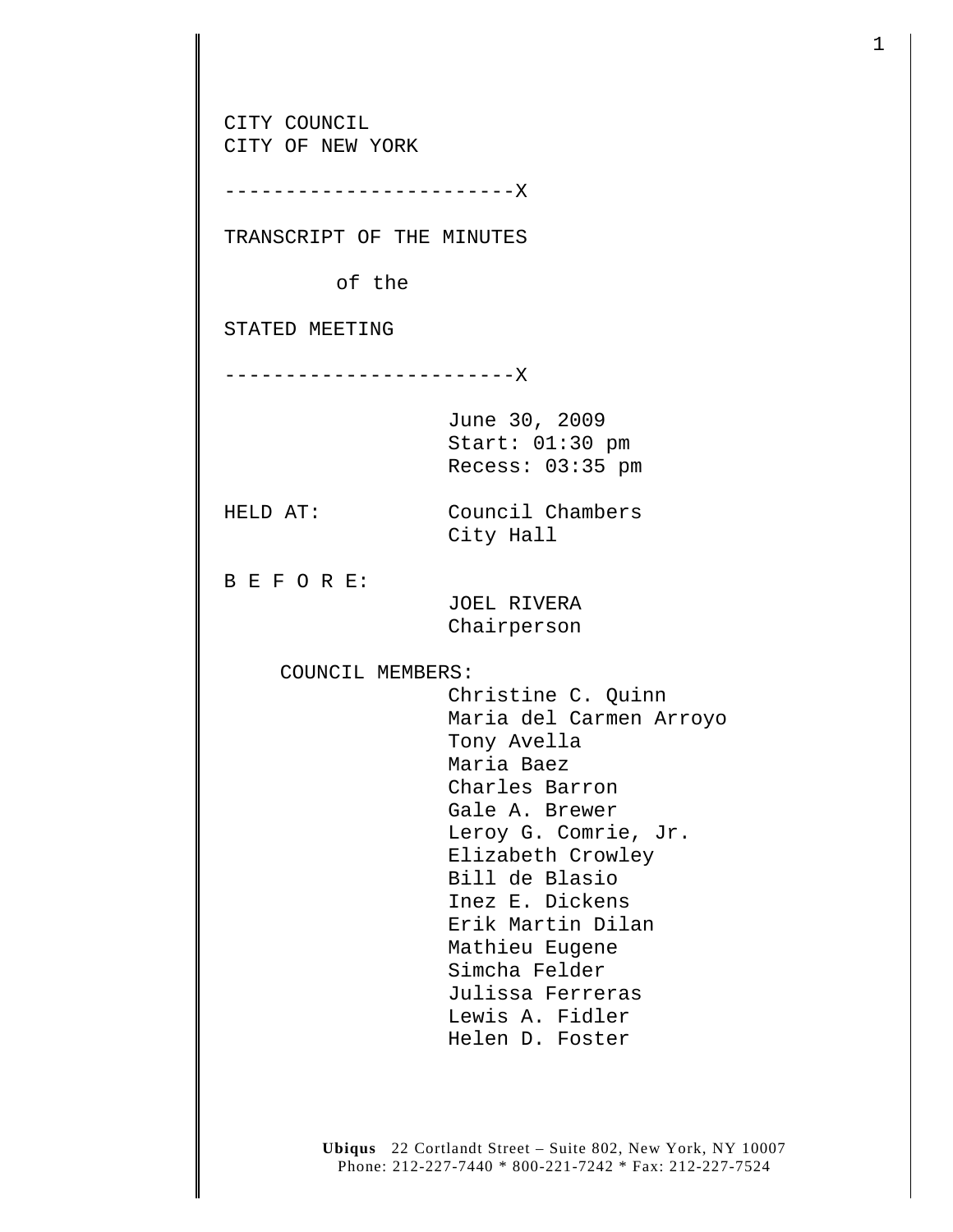CITY COUNCIL
CITY OF NEW YORK

------------------------X

TRANSCRIPT OF THE MINUTES

of the

STATED MEETING

------------------------X

June 30, 2009
Start: 01:30 pm
Recess: 03:35 pm

HELD AT: Council Chambers
City Hall

B E F O R E:
JOEL RIVERA
Chairperson

COUNCIL MEMBERS:
Christine C. Quinn
Maria del Carmen Arroyo
Tony Avella
Maria Baez
Charles Barron
Gale A. Brewer
Leroy G. Comrie, Jr.
Elizabeth Crowley
Bill de Blasio
Inez E. Dickens
Erik Martin Dilan
Mathieu Eugene
Simcha Felder
Julissa Ferreras
Lewis A. Fidler
Helen D. Foster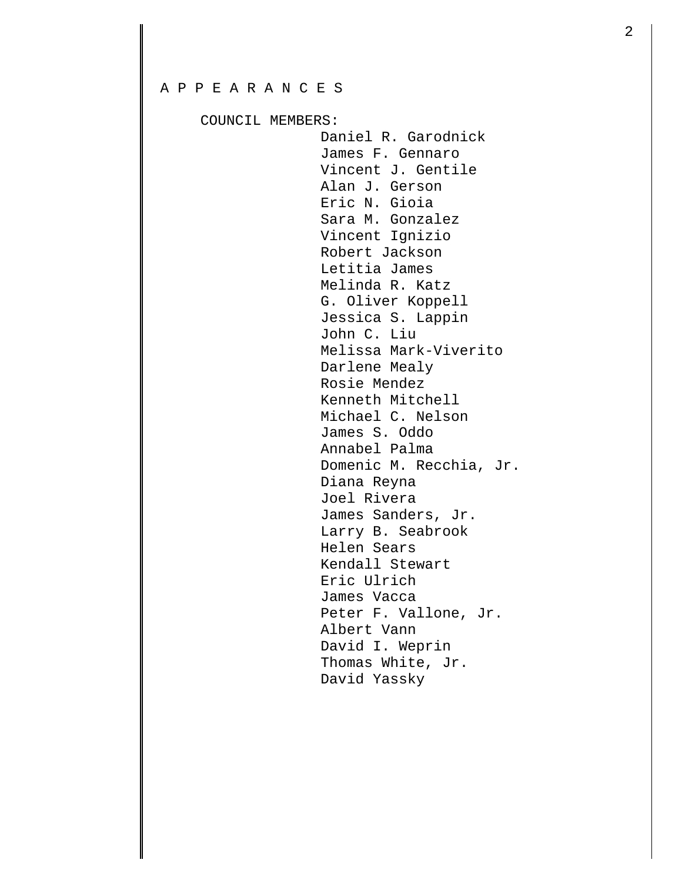A P P E A R A N C E S

COUNCIL MEMBERS:

Daniel R. Garodnick
James F. Gennaro
Vincent J. Gentile
Alan J. Gerson
Eric N. Gioia
Sara M. Gonzalez
Vincent Ignizio
Robert Jackson
Letitia James
Melinda R. Katz
G. Oliver Koppell
Jessica S. Lappin
John C. Liu
Melissa Mark-Viverito
Darlene Mealy
Rosie Mendez
Kenneth Mitchell
Michael C. Nelson
James S. Oddo
Annabel Palma
Domenic M. Recchia, Jr.
Diana Reyna
Joel Rivera
James Sanders, Jr.
Larry B. Seabrook
Helen Sears
Kendall Stewart
Eric Ulrich
James Vacca
Peter F. Vallone, Jr.
Albert Vann
David I. Weprin
Thomas White, Jr.
David Yassky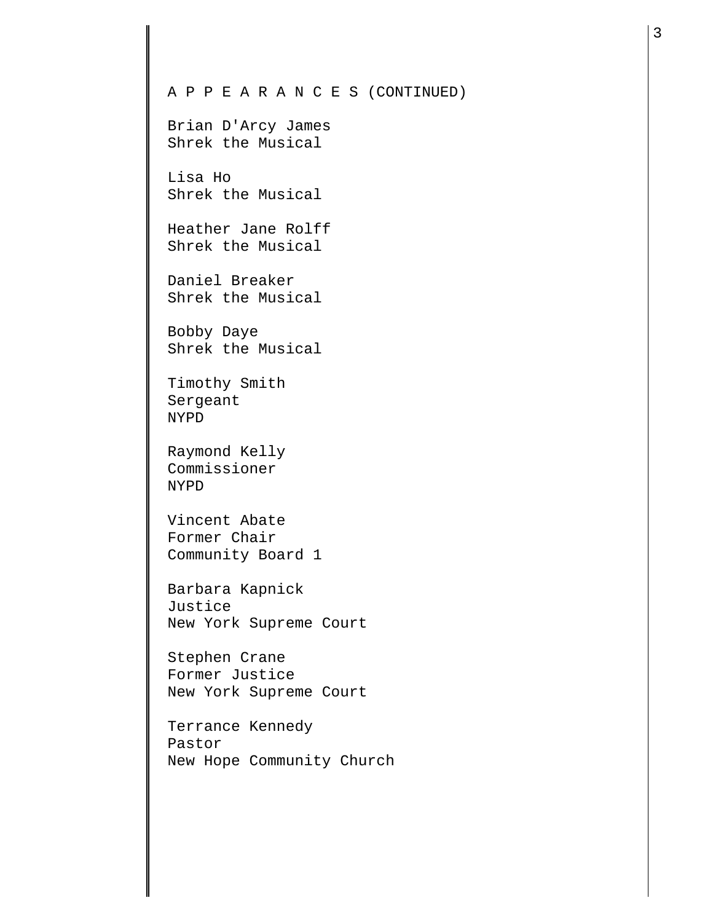A P P E A R A N C E S (CONTINUED)

Brian D'Arcy James
Shrek the Musical

Lisa Ho
Shrek the Musical

Heather Jane Rolff
Shrek the Musical

Daniel Breaker
Shrek the Musical

Bobby Daye
Shrek the Musical

Timothy Smith
Sergeant
NYPD

Raymond Kelly
Commissioner
NYPD

Vincent Abate
Former Chair
Community Board 1

Barbara Kapnick
Justice
New York Supreme Court

Stephen Crane
Former Justice
New York Supreme Court

Terrance Kennedy
Pastor
New Hope Community Church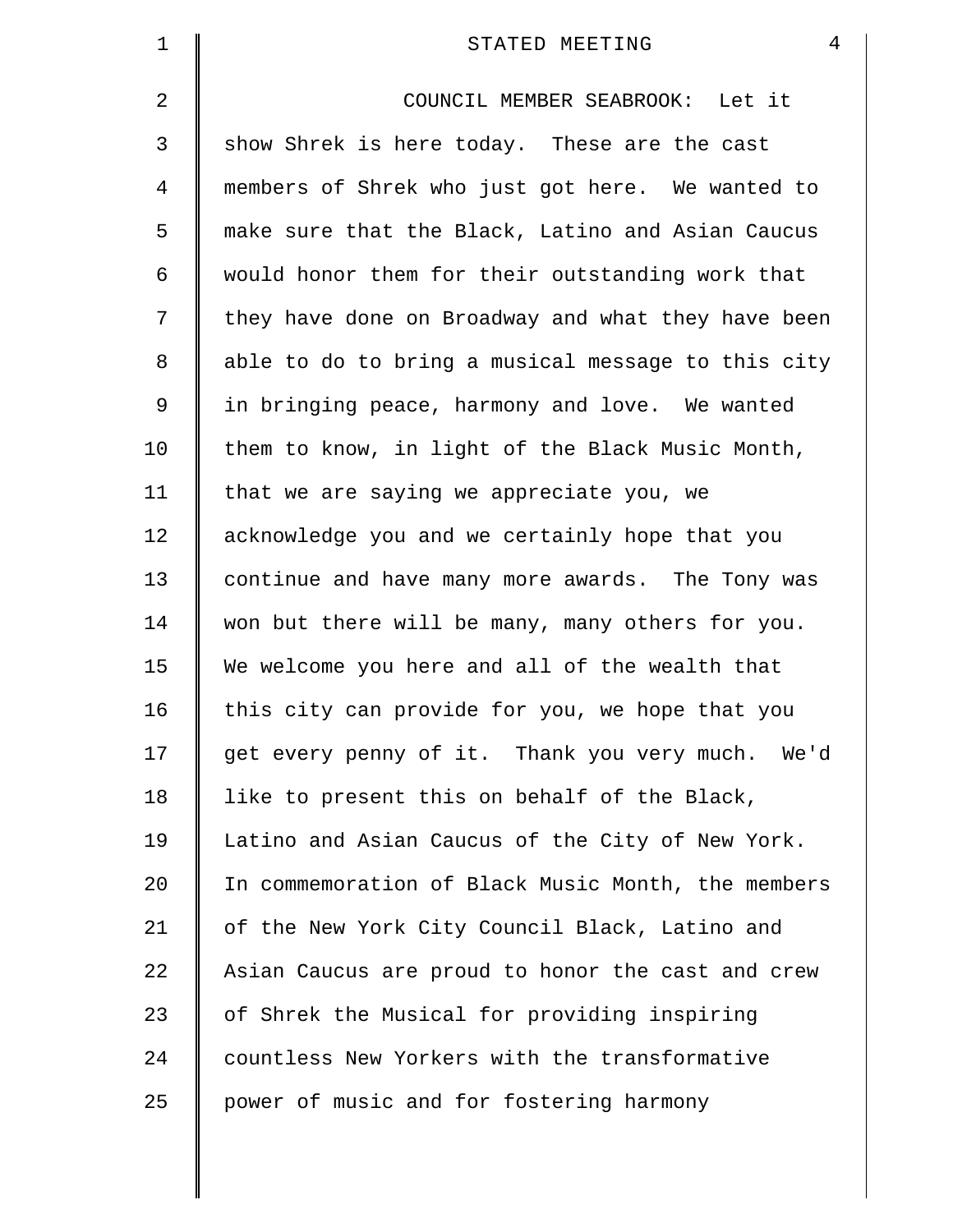COUNCIL MEMBER SEABROOK: Let it show Shrek is here today. These are the cast members of Shrek who just got here. We wanted to make sure that the Black, Latino and Asian Caucus would honor them for their outstanding work that they have done on Broadway and what they have been able to do to bring a musical message to this city in bringing peace, harmony and love. We wanted them to know, in light of the Black Music Month, that we are saying we appreciate you, we acknowledge you and we certainly hope that you continue and have many more awards. The Tony was won but there will be many, many others for you. We welcome you here and all of the wealth that this city can provide for you, we hope that you get every penny of it. Thank you very much. We'd like to present this on behalf of the Black, Latino and Asian Caucus of the City of New York. In commemoration of Black Music Month, the members of the New York City Council Black, Latino and Asian Caucus are proud to honor the cast and crew of Shrek the Musical for providing inspiring countless New Yorkers with the transformative power of music and for fostering harmony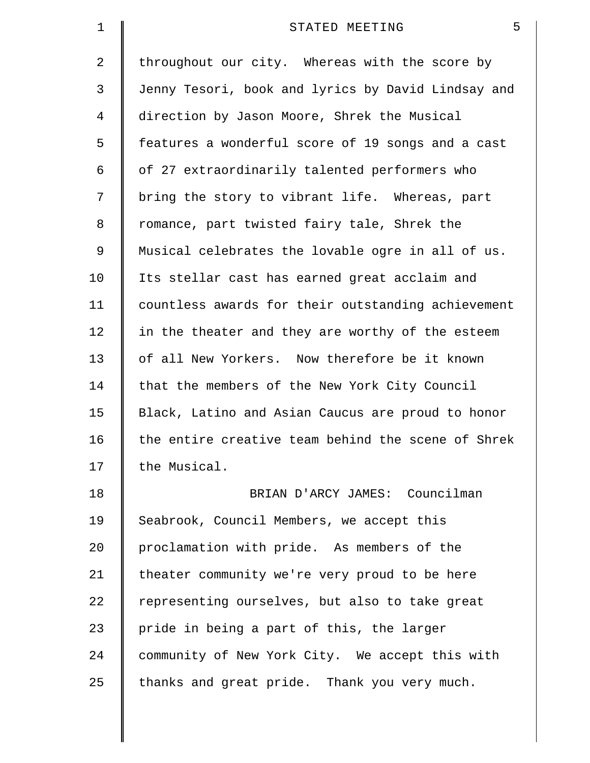throughout our city. Whereas with the score by Jenny Tesori, book and lyrics by David Lindsay and direction by Jason Moore, Shrek the Musical features a wonderful score of 19 songs and a cast of 27 extraordinarily talented performers who bring the story to vibrant life. Whereas, part romance, part twisted fairy tale, Shrek the Musical celebrates the lovable ogre in all of us. Its stellar cast has earned great acclaim and countless awards for their outstanding achievement in the theater and they are worthy of the esteem of all New Yorkers. Now therefore be it known that the members of the New York City Council Black, Latino and Asian Caucus are proud to honor the entire creative team behind the scene of Shrek the Musical.

BRIAN D'ARCY JAMES: Councilman Seabrook, Council Members, we accept this proclamation with pride. As members of the theater community we're very proud to be here representing ourselves, but also to take great pride in being a part of this, the larger community of New York City. We accept this with thanks and great pride. Thank you very much.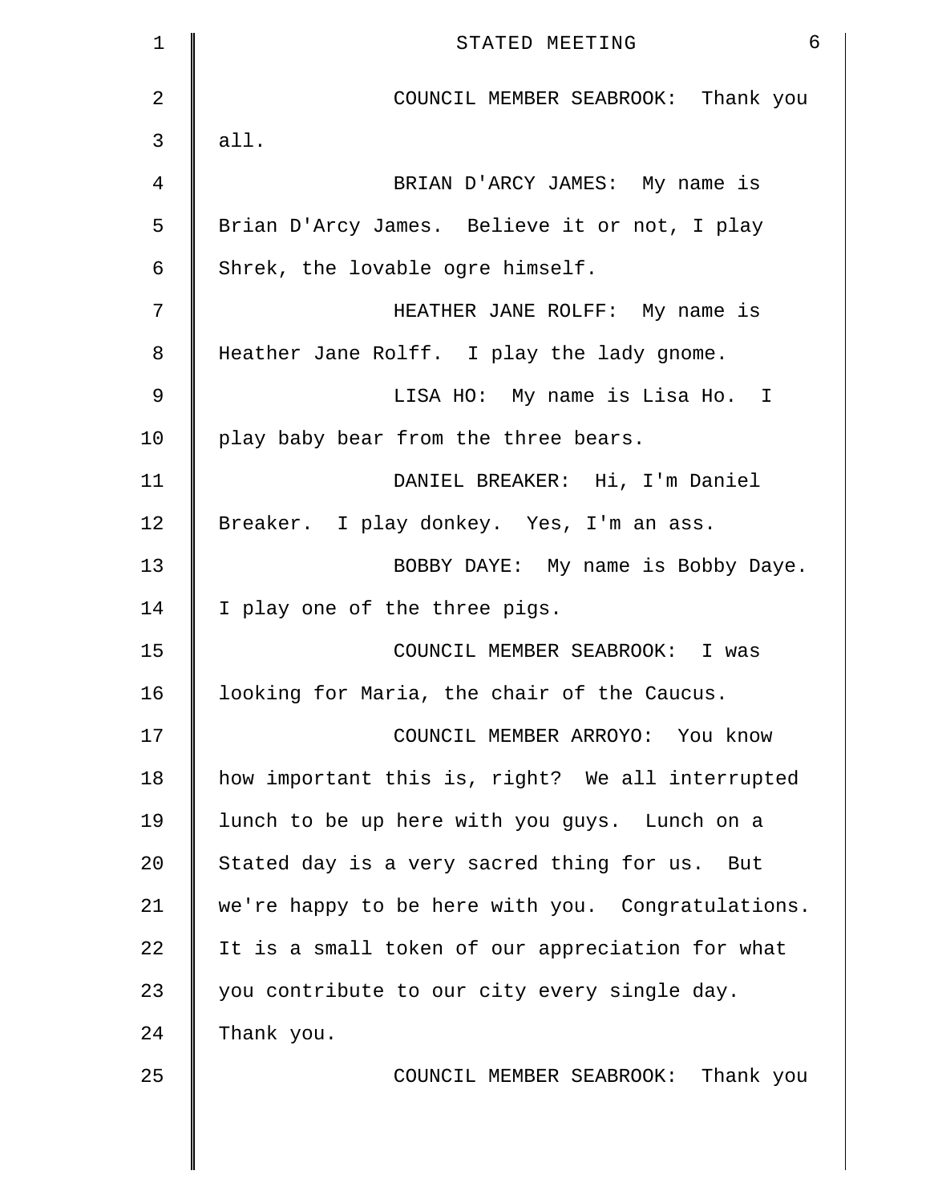COUNCIL MEMBER SEABROOK: Thank you all.

BRIAN D'ARCY JAMES: My name is Brian D'Arcy James. Believe it or not, I play Shrek, the lovable ogre himself.

HEATHER JANE ROLFF: My name is Heather Jane Rolff. I play the lady gnome.

LISA HO: My name is Lisa Ho. I play baby bear from the three bears.

DANIEL BREAKER: Hi, I'm Daniel Breaker. I play donkey. Yes, I'm an ass.

BOBBY DAYE: My name is Bobby Daye. I play one of the three pigs.

COUNCIL MEMBER SEABROOK: I was looking for Maria, the chair of the Caucus.

COUNCIL MEMBER ARROYO: You know how important this is, right? We all interrupted lunch to be up here with you guys. Lunch on a Stated day is a very sacred thing for us. But we're happy to be here with you. Congratulations. It is a small token of our appreciation for what you contribute to our city every single day. Thank you.

COUNCIL MEMBER SEABROOK: Thank you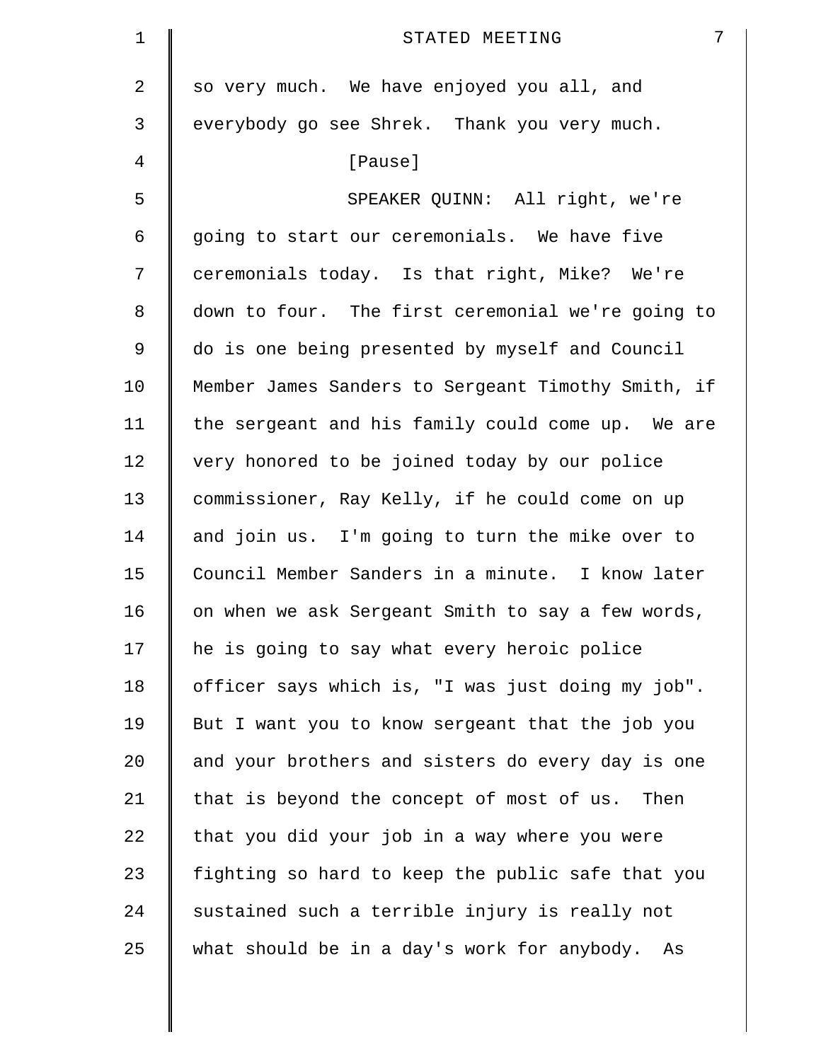so very much. We have enjoyed you all, and everybody go see Shrek. Thank you very much.

[Pause]

SPEAKER QUINN: All right, we're going to start our ceremonials. We have five ceremonials today. Is that right, Mike? We're down to four. The first ceremonial we're going to do is one being presented by myself and Council Member James Sanders to Sergeant Timothy Smith, if the sergeant and his family could come up. We are very honored to be joined today by our police commissioner, Ray Kelly, if he could come on up and join us. I'm going to turn the mike over to Council Member Sanders in a minute. I know later on when we ask Sergeant Smith to say a few words, he is going to say what every heroic police officer says which is, "I was just doing my job". But I want you to know sergeant that the job you and your brothers and sisters do every day is one that is beyond the concept of most of us. Then that you did your job in a way where you were fighting so hard to keep the public safe that you sustained such a terrible injury is really not what should be in a day's work for anybody. As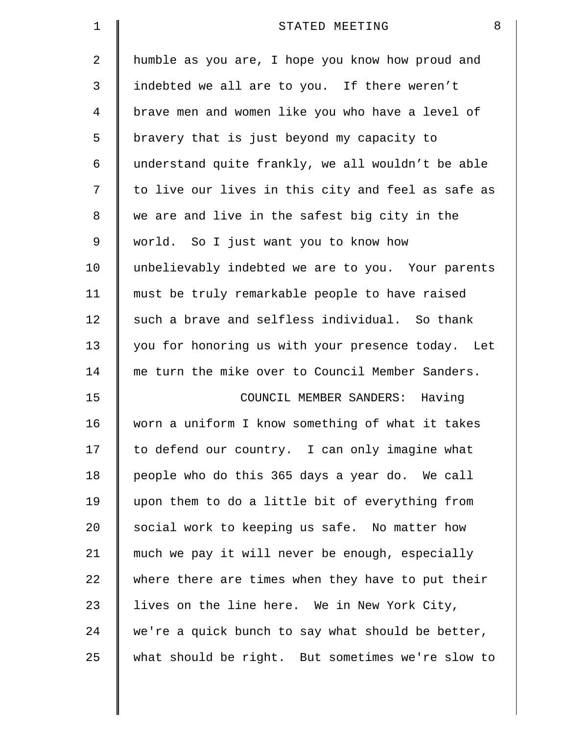humble as you are, I hope you know how proud and indebted we all are to you. If there weren't brave men and women like you who have a level of bravery that is just beyond my capacity to understand quite frankly, we all wouldn't be able to live our lives in this city and feel as safe as we are and live in the safest big city in the world. So I just want you to know how unbelievably indebted we are to you. Your parents must be truly remarkable people to have raised such a brave and selfless individual. So thank you for honoring us with your presence today. Let me turn the mike over to Council Member Sanders.

COUNCIL MEMBER SANDERS: Having worn a uniform I know something of what it takes to defend our country. I can only imagine what people who do this 365 days a year do. We call upon them to do a little bit of everything from social work to keeping us safe. No matter how much we pay it will never be enough, especially where there are times when they have to put their lives on the line here. We in New York City, we're a quick bunch to say what should be better, what should be right. But sometimes we're slow to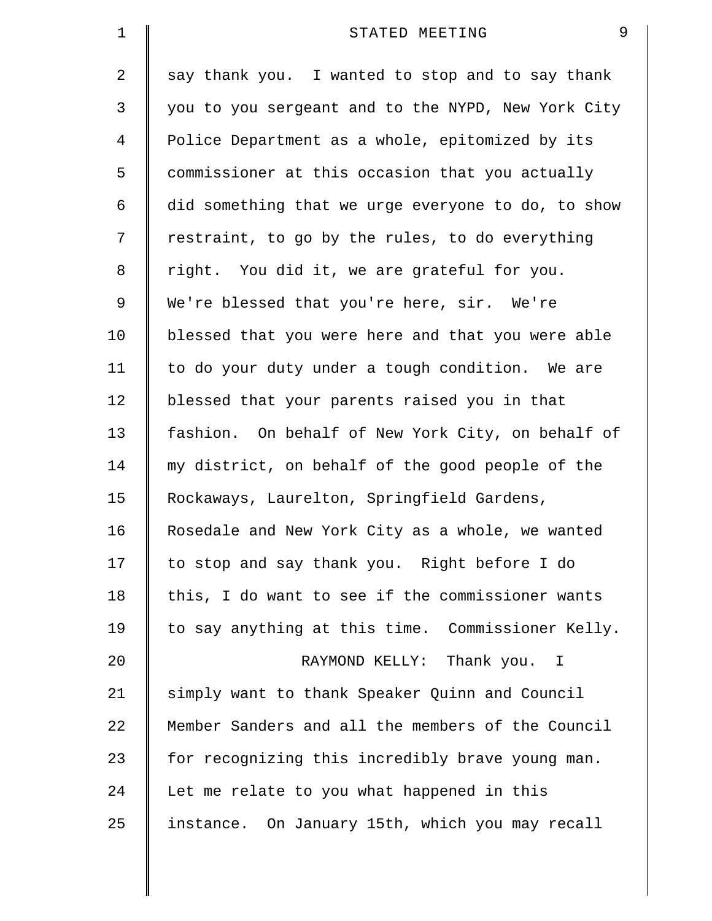say thank you. I wanted to stop and to say thank you to you sergeant and to the NYPD, New York City Police Department as a whole, epitomized by its commissioner at this occasion that you actually did something that we urge everyone to do, to show restraint, to go by the rules, to do everything right. You did it, we are grateful for you. We're blessed that you're here, sir. We're blessed that you were here and that you were able to do your duty under a tough condition. We are blessed that your parents raised you in that fashion. On behalf of New York City, on behalf of my district, on behalf of the good people of the Rockaways, Laurelton, Springfield Gardens, Rosedale and New York City as a whole, we wanted to stop and say thank you. Right before I do this, I do want to see if the commissioner wants to say anything at this time. Commissioner Kelly.

RAYMOND KELLY: Thank you. I simply want to thank Speaker Quinn and Council Member Sanders and all the members of the Council for recognizing this incredibly brave young man. Let me relate to you what happened in this instance. On January 15th, which you may recall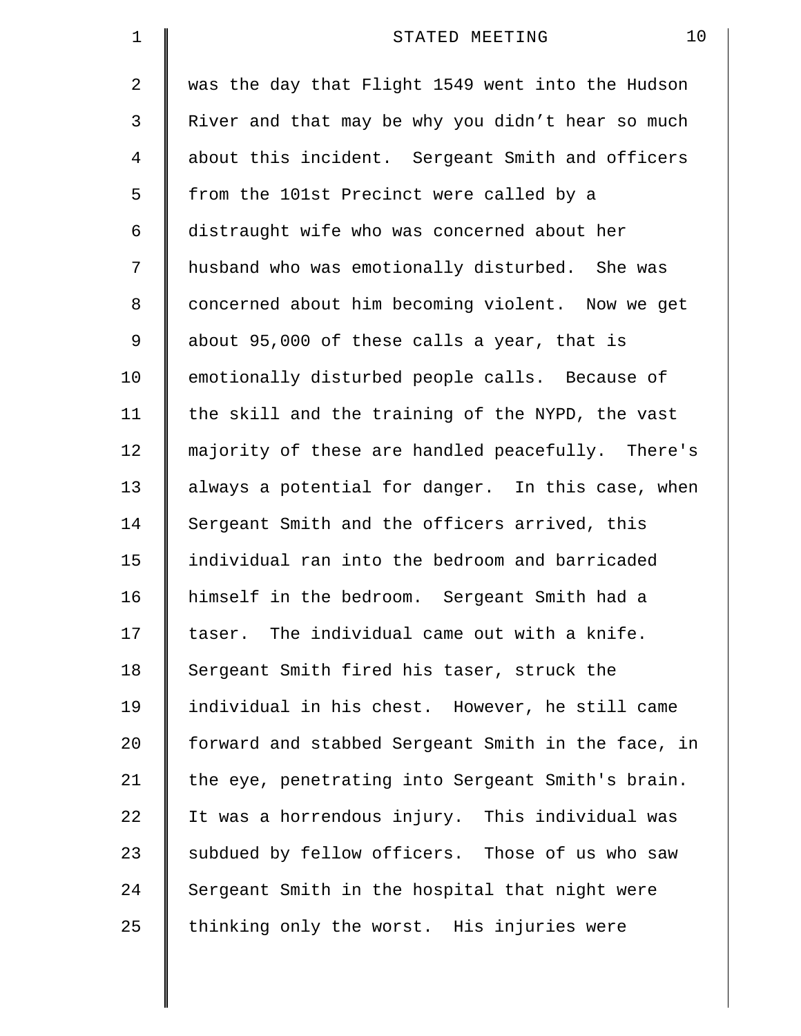was the day that Flight 1549 went into the Hudson River and that may be why you didn't hear so much about this incident. Sergeant Smith and officers from the 101st Precinct were called by a distraught wife who was concerned about her husband who was emotionally disturbed. She was concerned about him becoming violent. Now we get about 95,000 of these calls a year, that is emotionally disturbed people calls. Because of the skill and the training of the NYPD, the vast majority of these are handled peacefully. There's always a potential for danger. In this case, when Sergeant Smith and the officers arrived, this individual ran into the bedroom and barricaded himself in the bedroom. Sergeant Smith had a taser. The individual came out with a knife. Sergeant Smith fired his taser, struck the individual in his chest. However, he still came forward and stabbed Sergeant Smith in the face, in the eye, penetrating into Sergeant Smith's brain. It was a horrendous injury. This individual was subdued by fellow officers. Those of us who saw Sergeant Smith in the hospital that night were thinking only the worst. His injuries were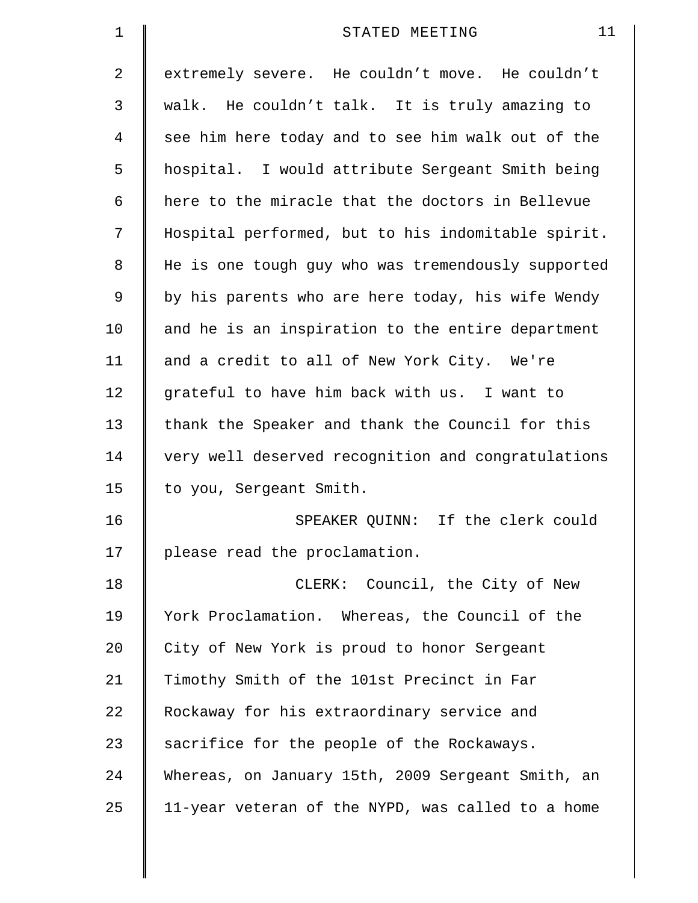extremely severe. He couldn’t move. He couldn’t walk. He couldn’t talk. It is truly amazing to see him here today and to see him walk out of the hospital. I would attribute Sergeant Smith being here to the miracle that the doctors in Bellevue Hospital performed, but to his indomitable spirit. He is one tough guy who was tremendously supported by his parents who are here today, his wife Wendy and he is an inspiration to the entire department and a credit to all of New York City. We're grateful to have him back with us. I want to thank the Speaker and thank the Council for this very well deserved recognition and congratulations to you, Sergeant Smith.

SPEAKER QUINN: If the clerk could please read the proclamation.

CLERK: Council, the City of New York Proclamation. Whereas, the Council of the City of New York is proud to honor Sergeant Timothy Smith of the 101st Precinct in Far Rockaway for his extraordinary service and sacrifice for the people of the Rockaways. Whereas, on January 15th, 2009 Sergeant Smith, an 11-year veteran of the NYPD, was called to a home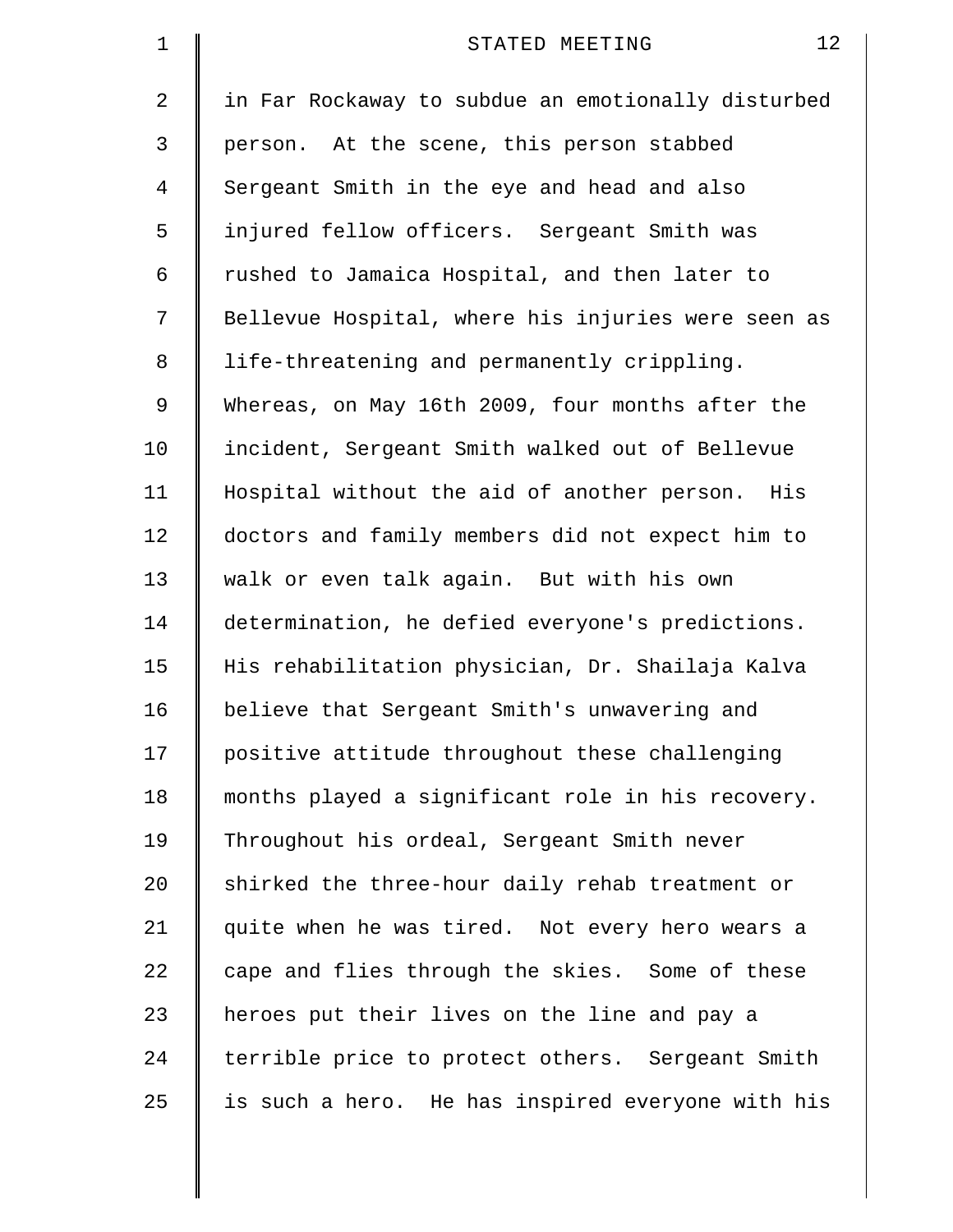in Far Rockaway to subdue an emotionally disturbed person. At the scene, this person stabbed Sergeant Smith in the eye and head and also injured fellow officers. Sergeant Smith was rushed to Jamaica Hospital, and then later to Bellevue Hospital, where his injuries were seen as life-threatening and permanently crippling. Whereas, on May 16th 2009, four months after the incident, Sergeant Smith walked out of Bellevue Hospital without the aid of another person. His doctors and family members did not expect him to walk or even talk again. But with his own determination, he defied everyone's predictions. His rehabilitation physician, Dr. Shailaja Kalva believe that Sergeant Smith's unwavering and positive attitude throughout these challenging months played a significant role in his recovery. Throughout his ordeal, Sergeant Smith never shirked the three-hour daily rehab treatment or quite when he was tired. Not every hero wears a cape and flies through the skies. Some of these heroes put their lives on the line and pay a terrible price to protect others. Sergeant Smith is such a hero. He has inspired everyone with his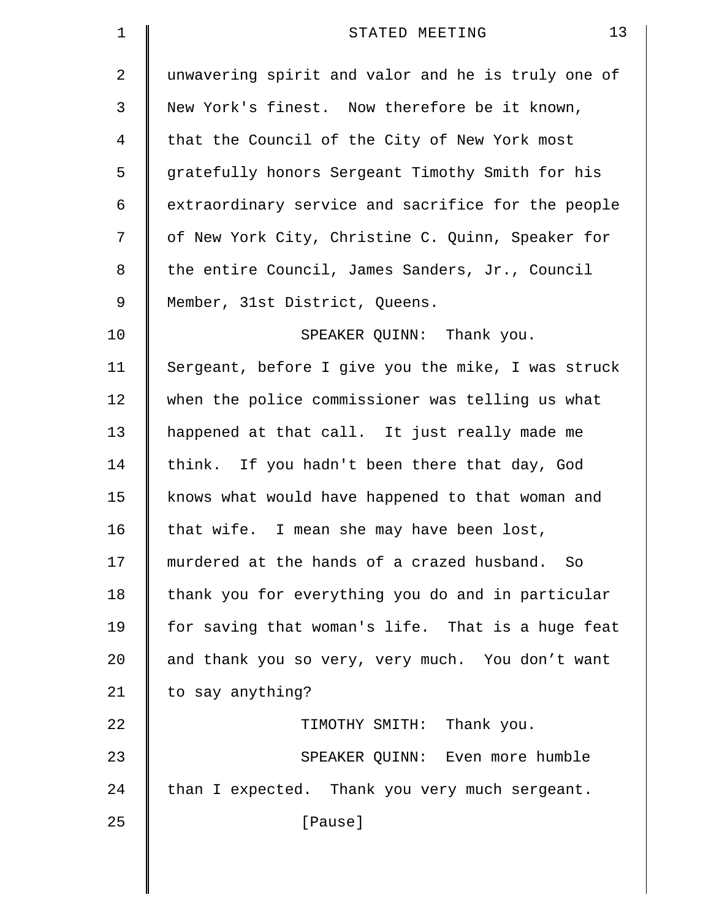unwavering spirit and valor and he is truly one of New York's finest. Now therefore be it known, that the Council of the City of New York most gratefully honors Sergeant Timothy Smith for his extraordinary service and sacrifice for the people of New York City, Christine C. Quinn, Speaker for the entire Council, James Sanders, Jr., Council Member, 31st District, Queens.

SPEAKER QUINN: Thank you. Sergeant, before I give you the mike, I was struck when the police commissioner was telling us what happened at that call. It just really made me think. If you hadn't been there that day, God knows what would have happened to that woman and that wife. I mean she may have been lost, murdered at the hands of a crazed husband. So thank you for everything you do and in particular for saving that woman's life. That is a huge feat and thank you so very, very much. You don't want to say anything?

TIMOTHY SMITH: Thank you.

SPEAKER QUINN: Even more humble than I expected. Thank you very much sergeant.

[Pause]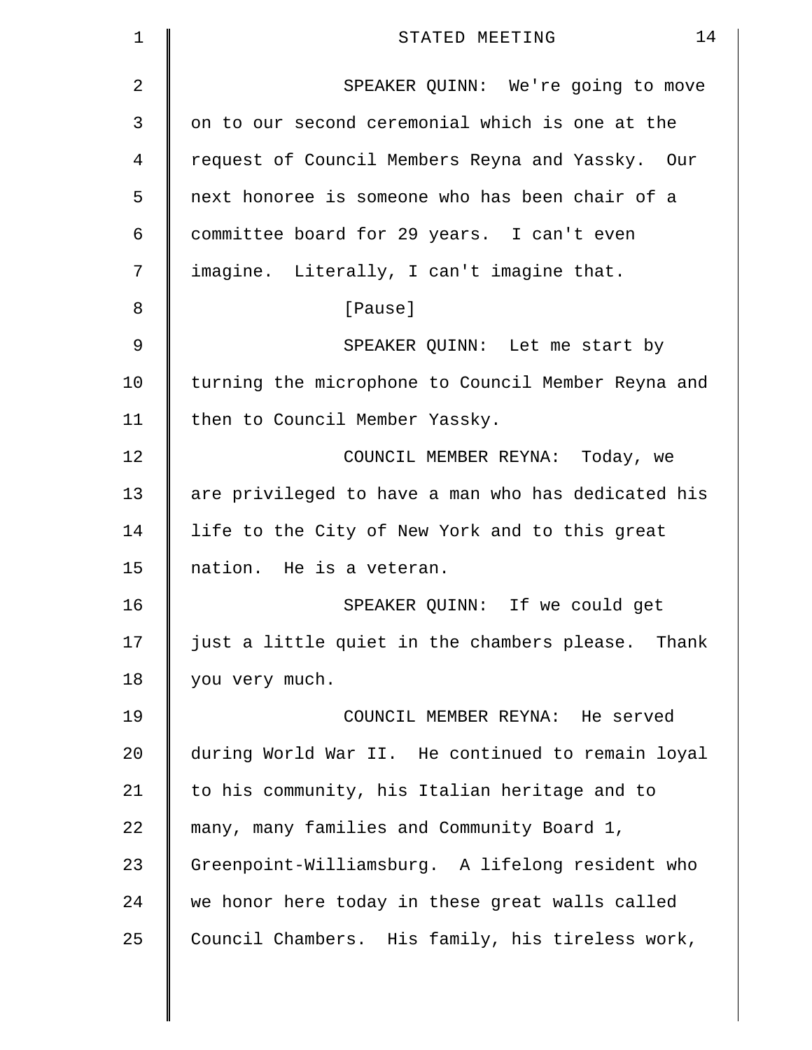SPEAKER QUINN: We're going to move on to our second ceremonial which is one at the request of Council Members Reyna and Yassky. Our next honoree is someone who has been chair of a committee board for 29 years. I can't even imagine. Literally, I can't imagine that.

[Pause]

SPEAKER QUINN: Let me start by turning the microphone to Council Member Reyna and then to Council Member Yassky.

COUNCIL MEMBER REYNA: Today, we are privileged to have a man who has dedicated his life to the City of New York and to this great nation. He is a veteran.

SPEAKER QUINN: If we could get just a little quiet in the chambers please. Thank you very much.

COUNCIL MEMBER REYNA: He served during World War II. He continued to remain loyal to his community, his Italian heritage and to many, many families and Community Board 1, Greenpoint-Williamsburg. A lifelong resident who we honor here today in these great walls called Council Chambers. His family, his tireless work,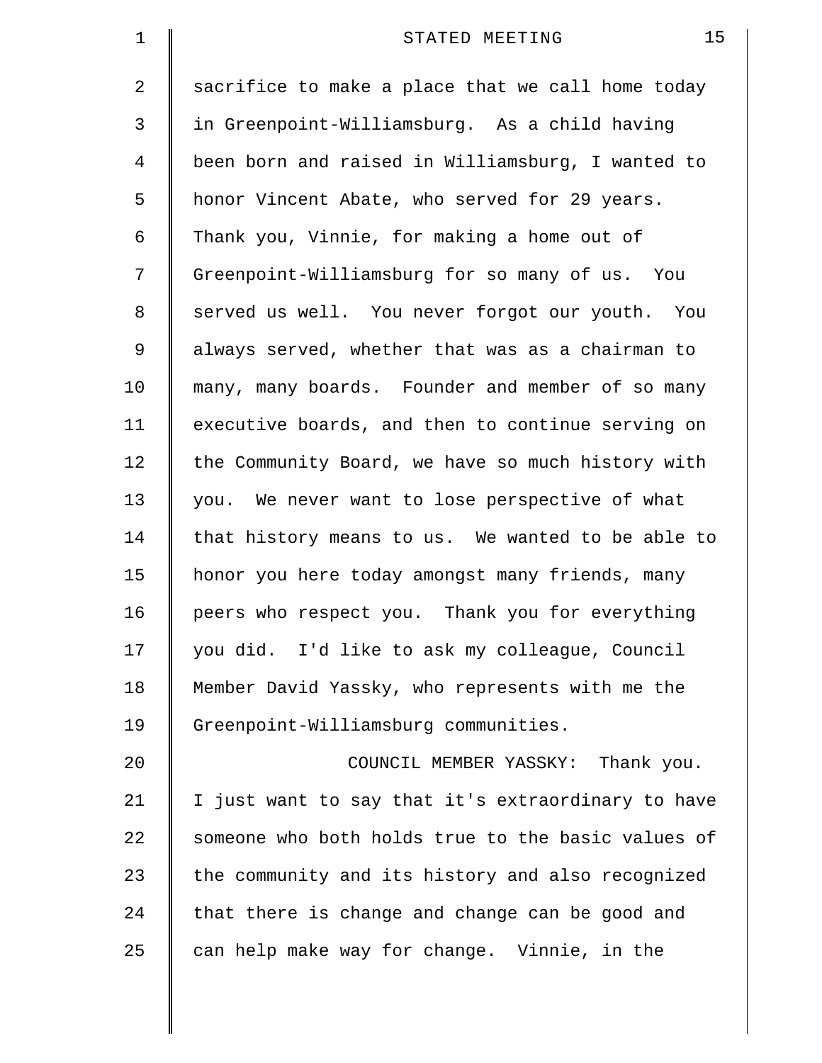sacrifice to make a place that we call home today in Greenpoint-Williamsburg. As a child having been born and raised in Williamsburg, I wanted to honor Vincent Abate, who served for 29 years. Thank you, Vinnie, for making a home out of Greenpoint-Williamsburg for so many of us. You served us well. You never forgot our youth. You always served, whether that was as a chairman to many, many boards. Founder and member of so many executive boards, and then to continue serving on the Community Board, we have so much history with you. We never want to lose perspective of what that history means to us. We wanted to be able to honor you here today amongst many friends, many peers who respect you. Thank you for everything you did. I'd like to ask my colleague, Council Member David Yassky, who represents with me the Greenpoint-Williamsburg communities.

COUNCIL MEMBER YASSKY: Thank you. I just want to say that it's extraordinary to have someone who both holds true to the basic values of the community and its history and also recognized that there is change and change can be good and can help make way for change. Vinnie, in the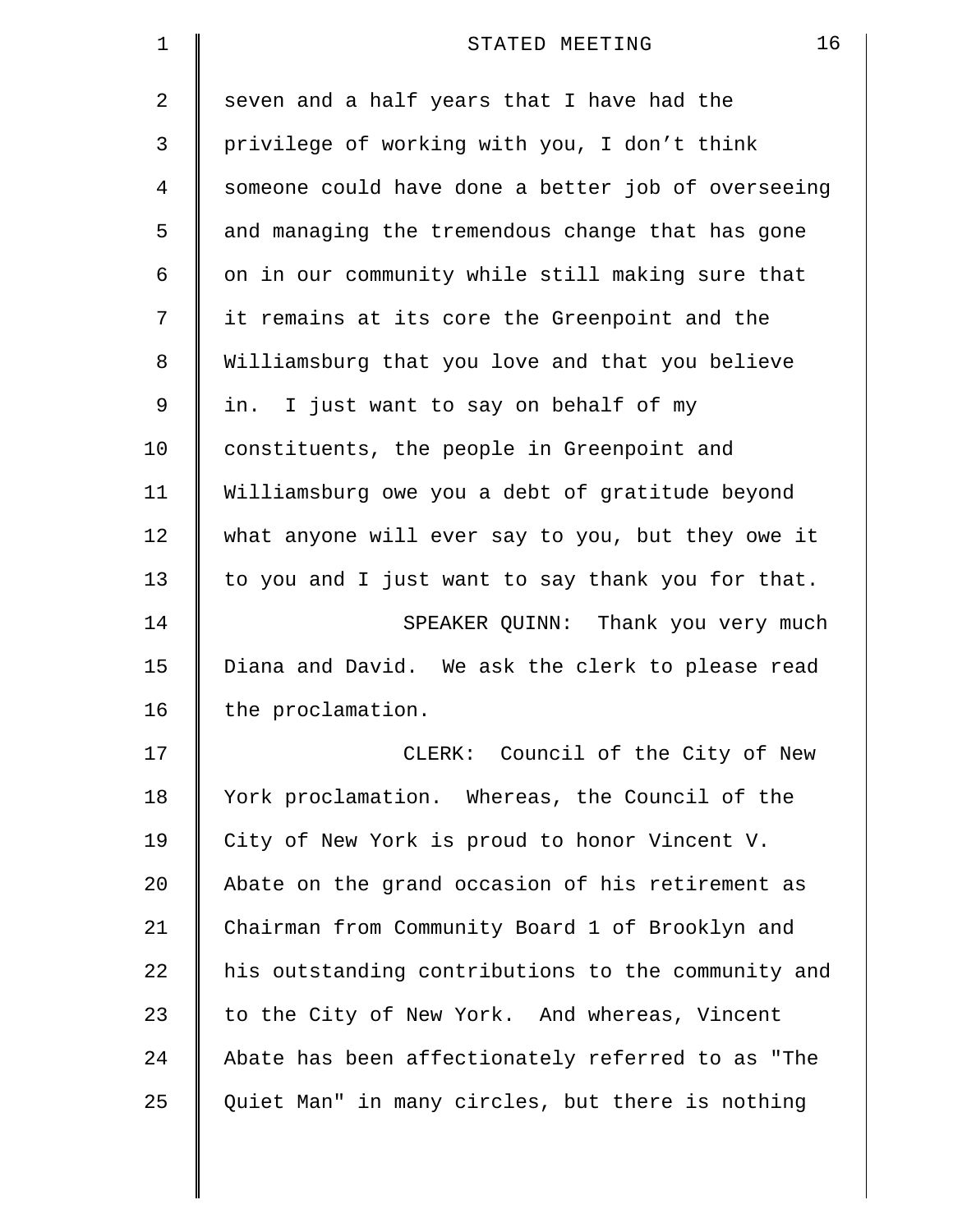seven and a half years that I have had the privilege of working with you, I don't think someone could have done a better job of overseeing and managing the tremendous change that has gone on in our community while still making sure that it remains at its core the Greenpoint and the Williamsburg that you love and that you believe in. I just want to say on behalf of my constituents, the people in Greenpoint and Williamsburg owe you a debt of gratitude beyond what anyone will ever say to you, but they owe it to you and I just want to say thank you for that.

SPEAKER QUINN: Thank you very much Diana and David. We ask the clerk to please read the proclamation.

CLERK: Council of the City of New York proclamation. Whereas, the Council of the City of New York is proud to honor Vincent V. Abate on the grand occasion of his retirement as Chairman from Community Board 1 of Brooklyn and his outstanding contributions to the community and to the City of New York. And whereas, Vincent Abate has been affectionately referred to as "The Quiet Man" in many circles, but there is nothing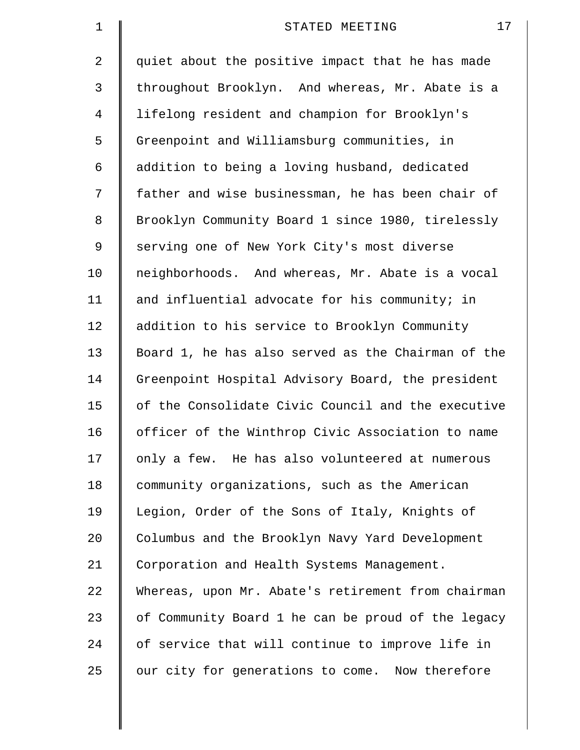quiet about the positive impact that he has made throughout Brooklyn. And whereas, Mr. Abate is a lifelong resident and champion for Brooklyn's Greenpoint and Williamsburg communities, in addition to being a loving husband, dedicated father and wise businessman, he has been chair of Brooklyn Community Board 1 since 1980, tirelessly serving one of New York City's most diverse neighborhoods. And whereas, Mr. Abate is a vocal and influential advocate for his community; in addition to his service to Brooklyn Community Board 1, he has also served as the Chairman of the Greenpoint Hospital Advisory Board, the president of the Consolidate Civic Council and the executive officer of the Winthrop Civic Association to name only a few. He has also volunteered at numerous community organizations, such as the American Legion, Order of the Sons of Italy, Knights of Columbus and the Brooklyn Navy Yard Development Corporation and Health Systems Management. Whereas, upon Mr. Abate's retirement from chairman of Community Board 1 he can be proud of the legacy of service that will continue to improve life in our city for generations to come. Now therefore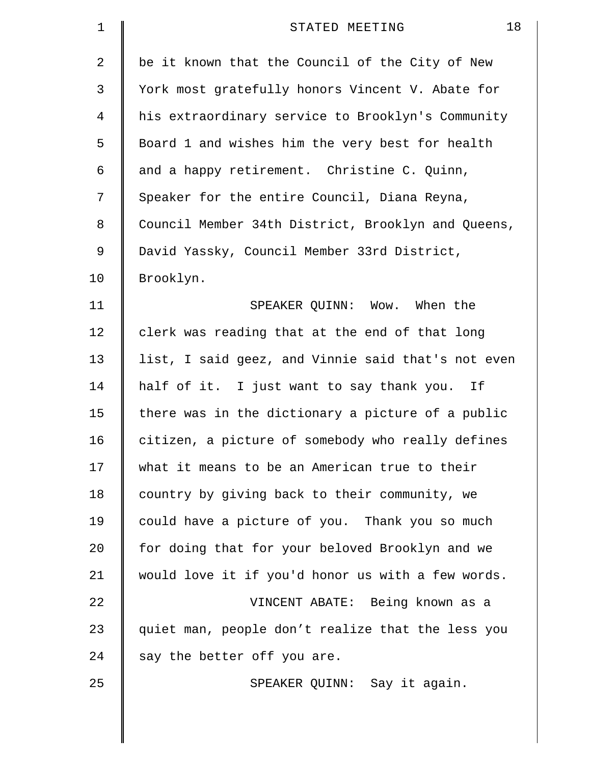be it known that the Council of the City of New York most gratefully honors Vincent V. Abate for his extraordinary service to Brooklyn's Community Board 1 and wishes him the very best for health and a happy retirement. Christine C. Quinn, Speaker for the entire Council, Diana Reyna, Council Member 34th District, Brooklyn and Queens, David Yassky, Council Member 33rd District, Brooklyn.

SPEAKER QUINN: Wow. When the clerk was reading that at the end of that long list, I said geez, and Vinnie said that's not even half of it. I just want to say thank you. If there was in the dictionary a picture of a public citizen, a picture of somebody who really defines what it means to be an American true to their country by giving back to their community, we could have a picture of you. Thank you so much for doing that for your beloved Brooklyn and we would love it if you'd honor us with a few words.

VINCENT ABATE: Being known as a quiet man, people don’t realize that the less you say the better off you are.

SPEAKER QUINN: Say it again.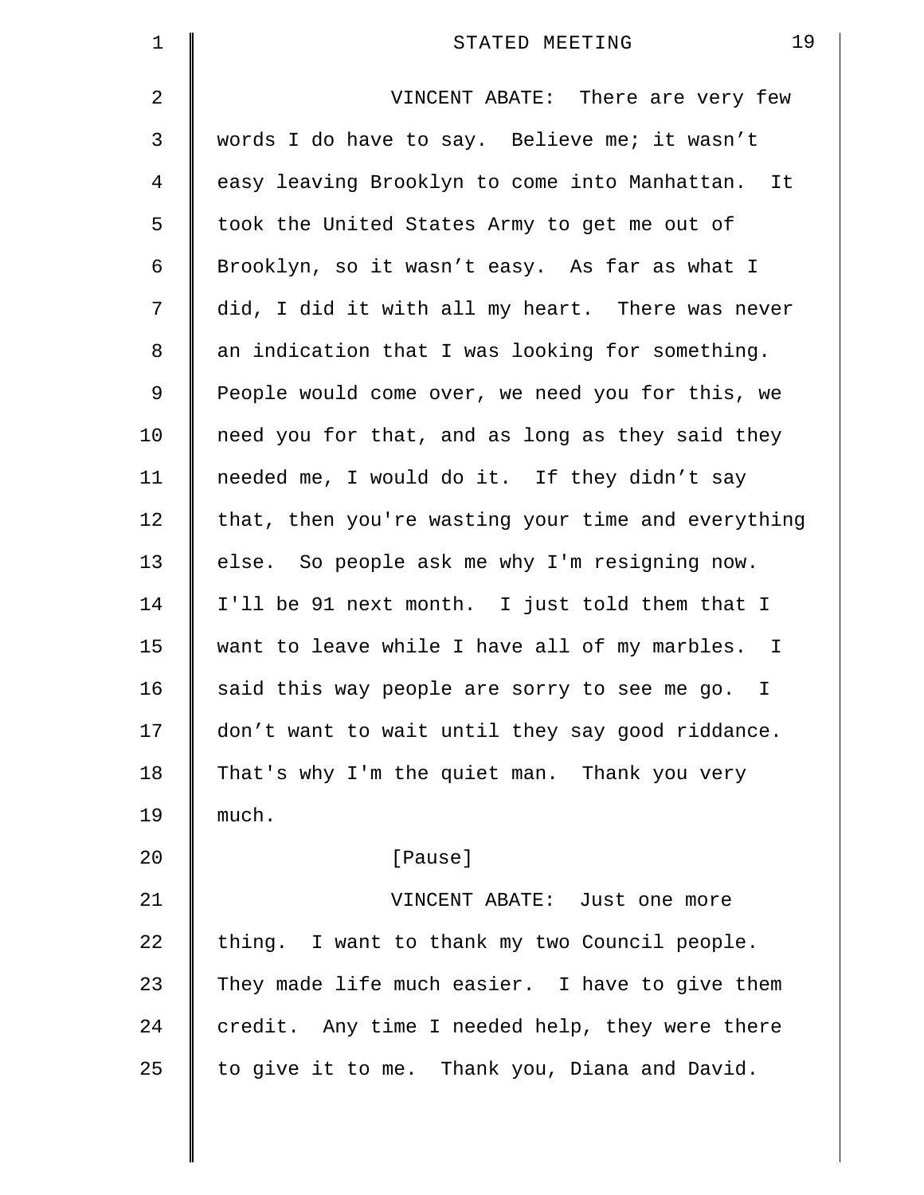VINCENT ABATE: There are very few words I do have to say. Believe me; it wasn't easy leaving Brooklyn to come into Manhattan. It took the United States Army to get me out of Brooklyn, so it wasn't easy. As far as what I did, I did it with all my heart. There was never an indication that I was looking for something. People would come over, we need you for this, we need you for that, and as long as they said they needed me, I would do it. If they didn't say that, then you're wasting your time and everything else. So people ask me why I'm resigning now. I'll be 91 next month. I just told them that I want to leave while I have all of my marbles. I said this way people are sorry to see me go. I don't want to wait until they say good riddance. That's why I'm the quiet man. Thank you very much.

[Pause]

VINCENT ABATE: Just one more thing. I want to thank my two Council people. They made life much easier. I have to give them credit. Any time I needed help, they were there to give it to me. Thank you, Diana and David.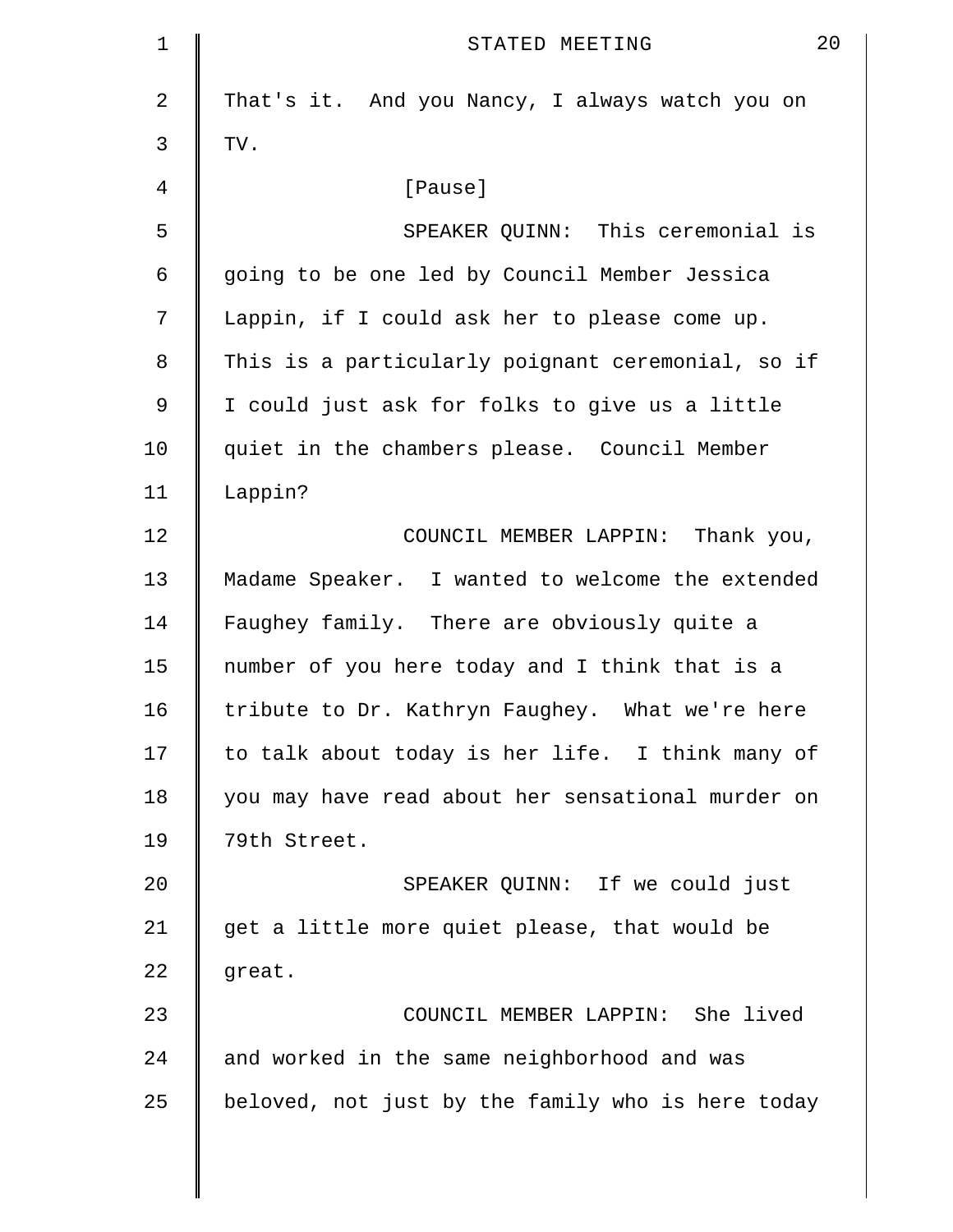That's it. And you Nancy, I always watch you on TV.

[Pause]

SPEAKER QUINN: This ceremonial is going to be one led by Council Member Jessica Lappin, if I could ask her to please come up. This is a particularly poignant ceremonial, so if I could just ask for folks to give us a little quiet in the chambers please. Council Member Lappin?

COUNCIL MEMBER LAPPIN: Thank you, Madame Speaker. I wanted to welcome the extended Faughey family. There are obviously quite a number of you here today and I think that is a tribute to Dr. Kathryn Faughey. What we're here to talk about today is her life. I think many of you may have read about her sensational murder on 79th Street.

SPEAKER QUINN: If we could just get a little more quiet please, that would be great.

COUNCIL MEMBER LAPPIN: She lived and worked in the same neighborhood and was beloved, not just by the family who is here today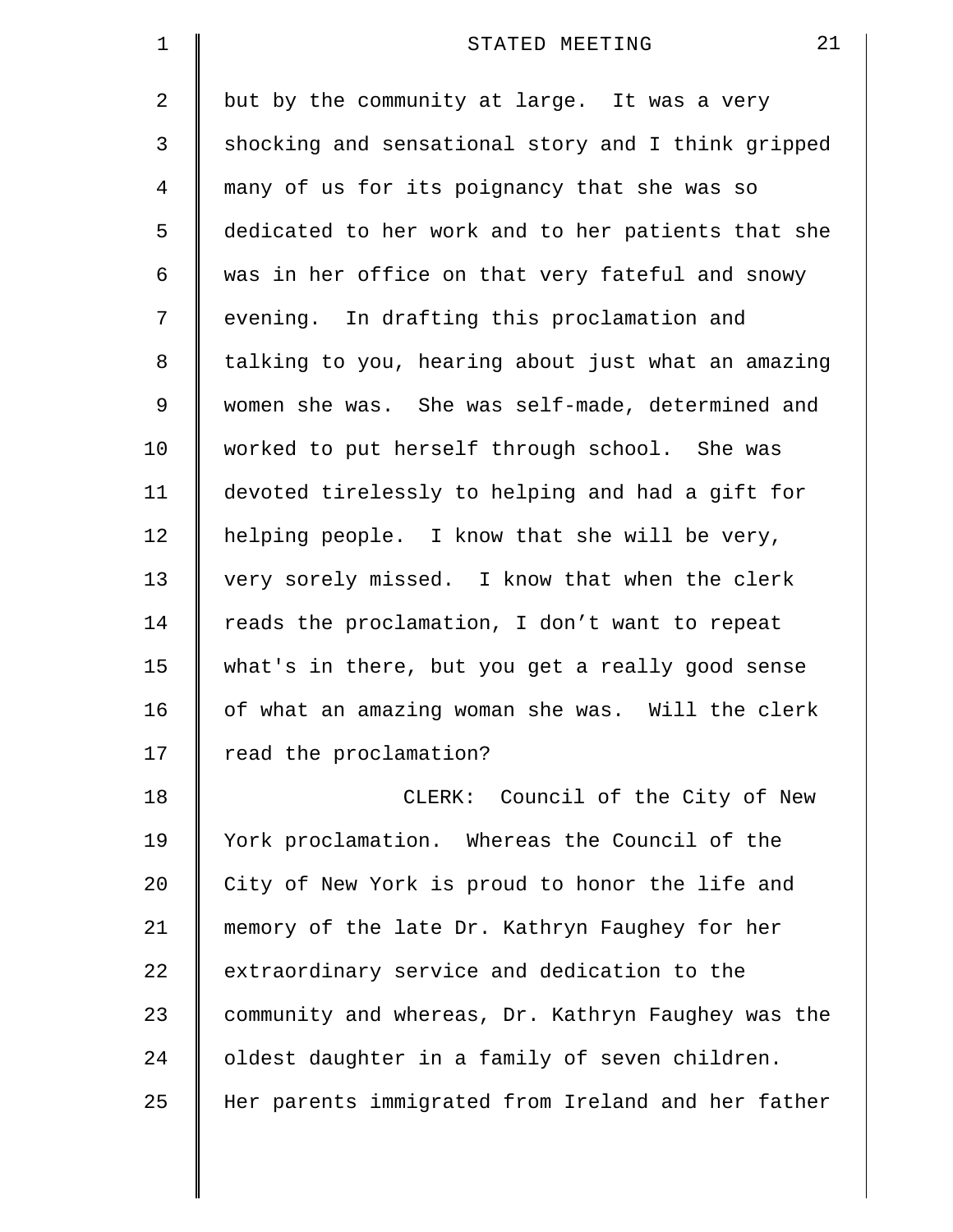but by the community at large. It was a very shocking and sensational story and I think gripped many of us for its poignancy that she was so dedicated to her work and to her patients that she was in her office on that very fateful and snowy evening. In drafting this proclamation and talking to you, hearing about just what an amazing women she was. She was self-made, determined and worked to put herself through school. She was devoted tirelessly to helping and had a gift for helping people. I know that she will be very, very sorely missed. I know that when the clerk reads the proclamation, I don’t want to repeat what's in there, but you get a really good sense of what an amazing woman she was. Will the clerk read the proclamation?

CLERK: Council of the City of New York proclamation. Whereas the Council of the City of New York is proud to honor the life and memory of the late Dr. Kathryn Faughey for her extraordinary service and dedication to the community and whereas, Dr. Kathryn Faughey was the oldest daughter in a family of seven children. Her parents immigrated from Ireland and her father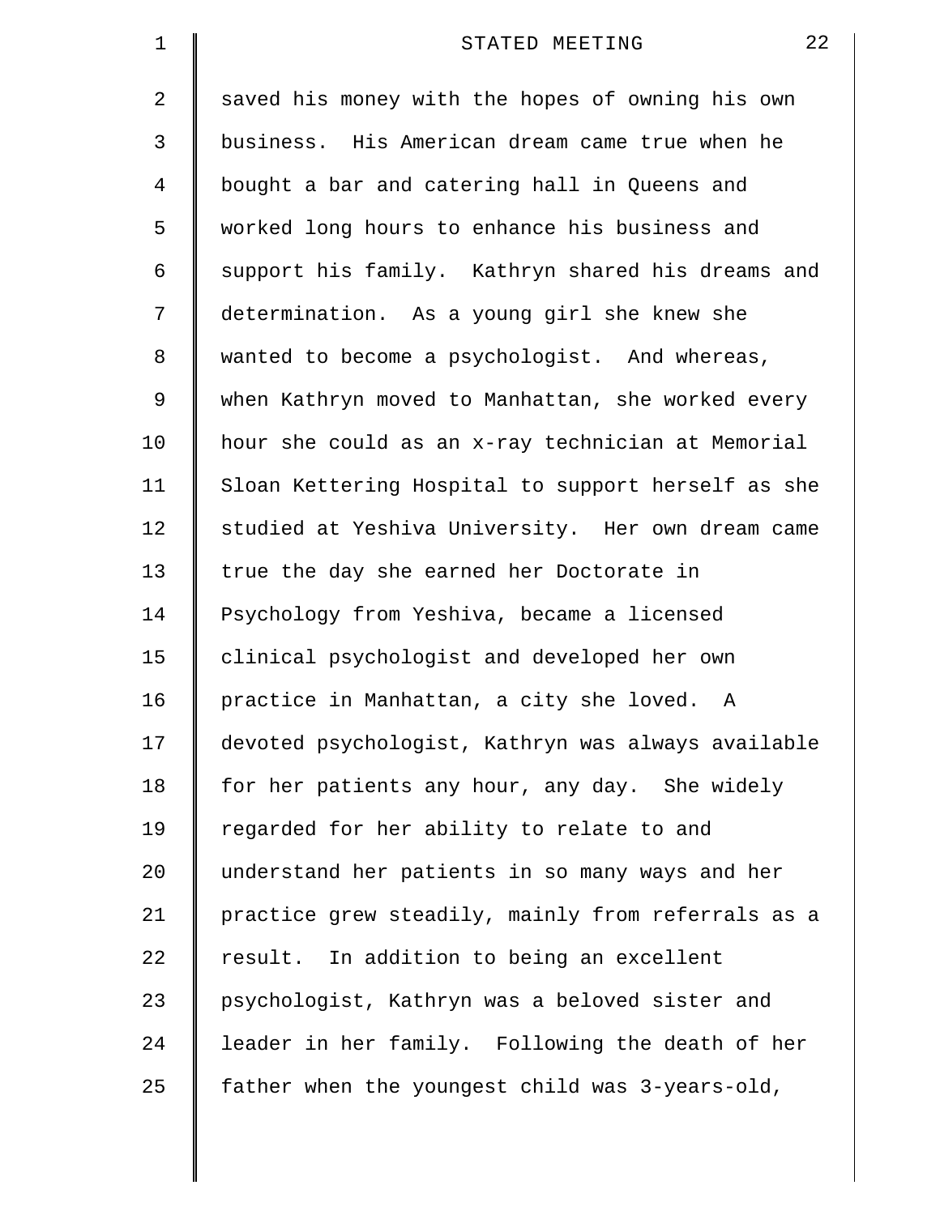saved his money with the hopes of owning his own business. His American dream came true when he bought a bar and catering hall in Queens and worked long hours to enhance his business and support his family. Kathryn shared his dreams and determination. As a young girl she knew she wanted to become a psychologist. And whereas, when Kathryn moved to Manhattan, she worked every hour she could as an x-ray technician at Memorial Sloan Kettering Hospital to support herself as she studied at Yeshiva University. Her own dream came true the day she earned her Doctorate in Psychology from Yeshiva, became a licensed clinical psychologist and developed her own practice in Manhattan, a city she loved. A devoted psychologist, Kathryn was always available for her patients any hour, any day. She widely regarded for her ability to relate to and understand her patients in so many ways and her practice grew steadily, mainly from referrals as a result. In addition to being an excellent psychologist, Kathryn was a beloved sister and leader in her family. Following the death of her father when the youngest child was 3-years-old,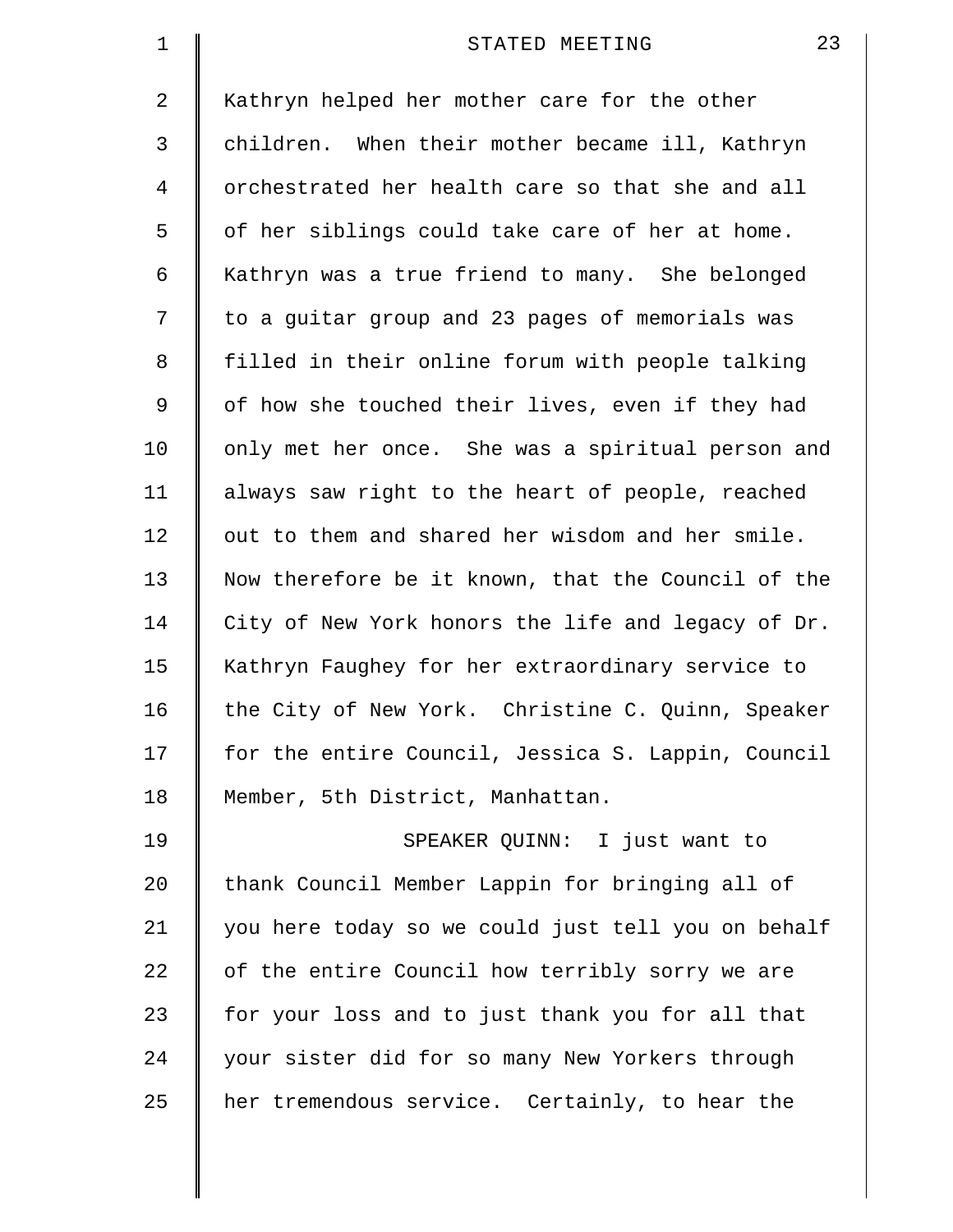Kathryn helped her mother care for the other children. When their mother became ill, Kathryn orchestrated her health care so that she and all of her siblings could take care of her at home. Kathryn was a true friend to many. She belonged to a guitar group and 23 pages of memorials was filled in their online forum with people talking of how she touched their lives, even if they had only met her once. She was a spiritual person and always saw right to the heart of people, reached out to them and shared her wisdom and her smile. Now therefore be it known, that the Council of the City of New York honors the life and legacy of Dr. Kathryn Faughey for her extraordinary service to the City of New York. Christine C. Quinn, Speaker for the entire Council, Jessica S. Lappin, Council Member, 5th District, Manhattan.

SPEAKER QUINN: I just want to thank Council Member Lappin for bringing all of you here today so we could just tell you on behalf of the entire Council how terribly sorry we are for your loss and to just thank you for all that your sister did for so many New Yorkers through her tremendous service. Certainly, to hear the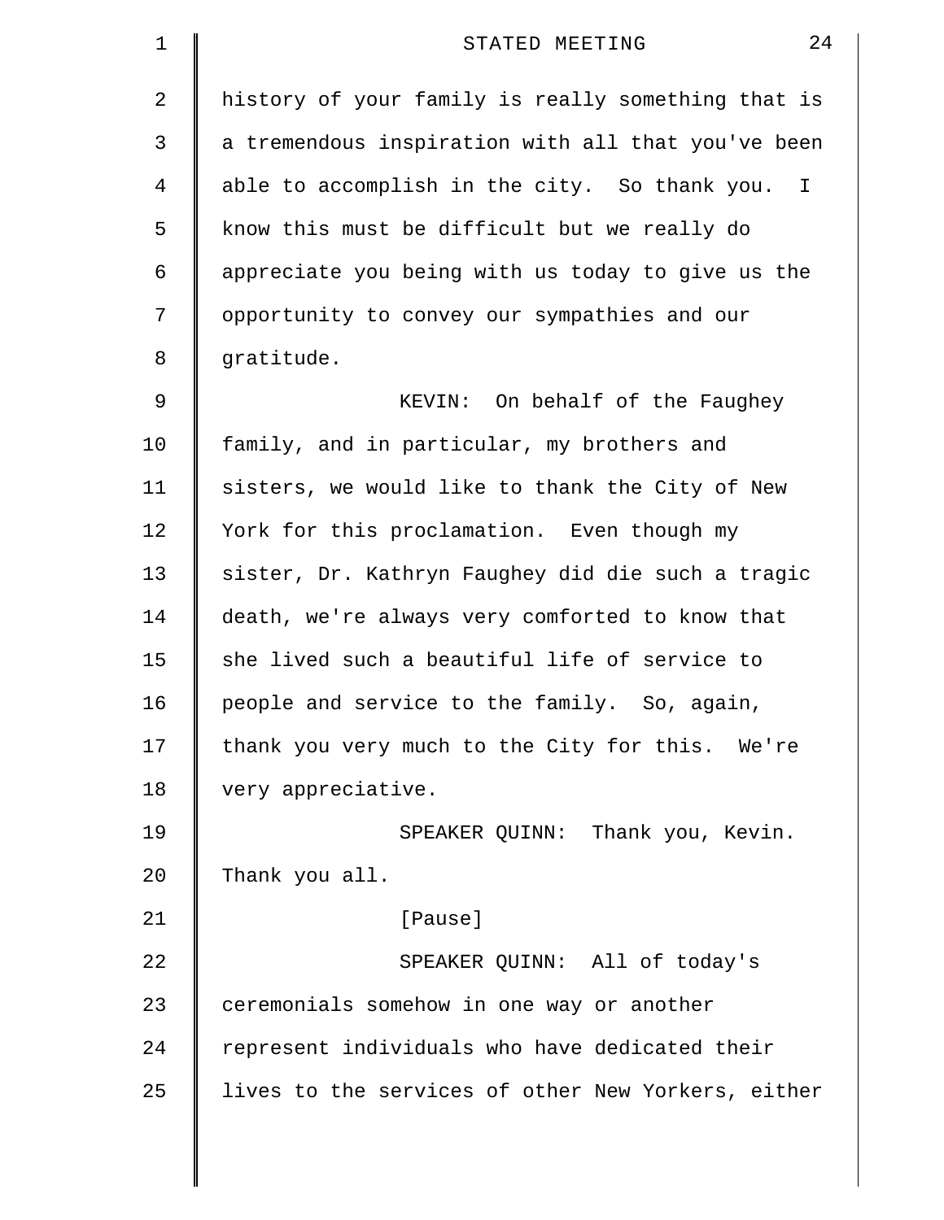history of your family is really something that is a tremendous inspiration with all that you've been able to accomplish in the city. So thank you. I know this must be difficult but we really do appreciate you being with us today to give us the opportunity to convey our sympathies and our gratitude.

KEVIN: On behalf of the Faughey family, and in particular, my brothers and sisters, we would like to thank the City of New York for this proclamation. Even though my sister, Dr. Kathryn Faughey did die such a tragic death, we're always very comforted to know that she lived such a beautiful life of service to people and service to the family. So, again, thank you very much to the City for this. We're very appreciative.

SPEAKER QUINN: Thank you, Kevin. Thank you all.

[Pause]

SPEAKER QUINN: All of today's ceremonials somehow in one way or another represent individuals who have dedicated their lives to the services of other New Yorkers, either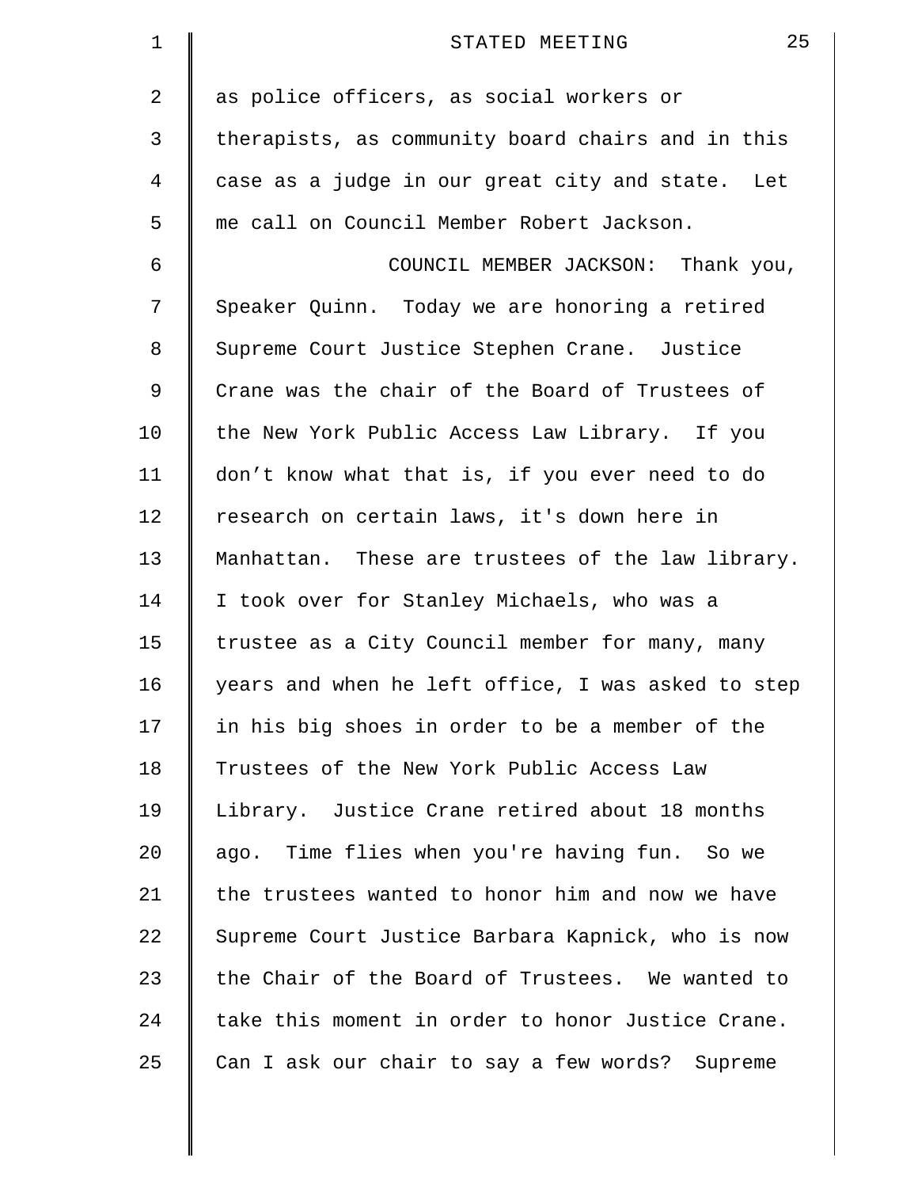as police officers, as social workers or therapists, as community board chairs and in this case as a judge in our great city and state. Let me call on Council Member Robert Jackson.

COUNCIL MEMBER JACKSON: Thank you, Speaker Quinn. Today we are honoring a retired Supreme Court Justice Stephen Crane. Justice Crane was the chair of the Board of Trustees of the New York Public Access Law Library. If you don't know what that is, if you ever need to do research on certain laws, it's down here in Manhattan. These are trustees of the law library. I took over for Stanley Michaels, who was a trustee as a City Council member for many, many years and when he left office, I was asked to step in his big shoes in order to be a member of the Trustees of the New York Public Access Law Library. Justice Crane retired about 18 months ago. Time flies when you're having fun. So we the trustees wanted to honor him and now we have Supreme Court Justice Barbara Kapnick, who is now the Chair of the Board of Trustees. We wanted to take this moment in order to honor Justice Crane. Can I ask our chair to say a few words? Supreme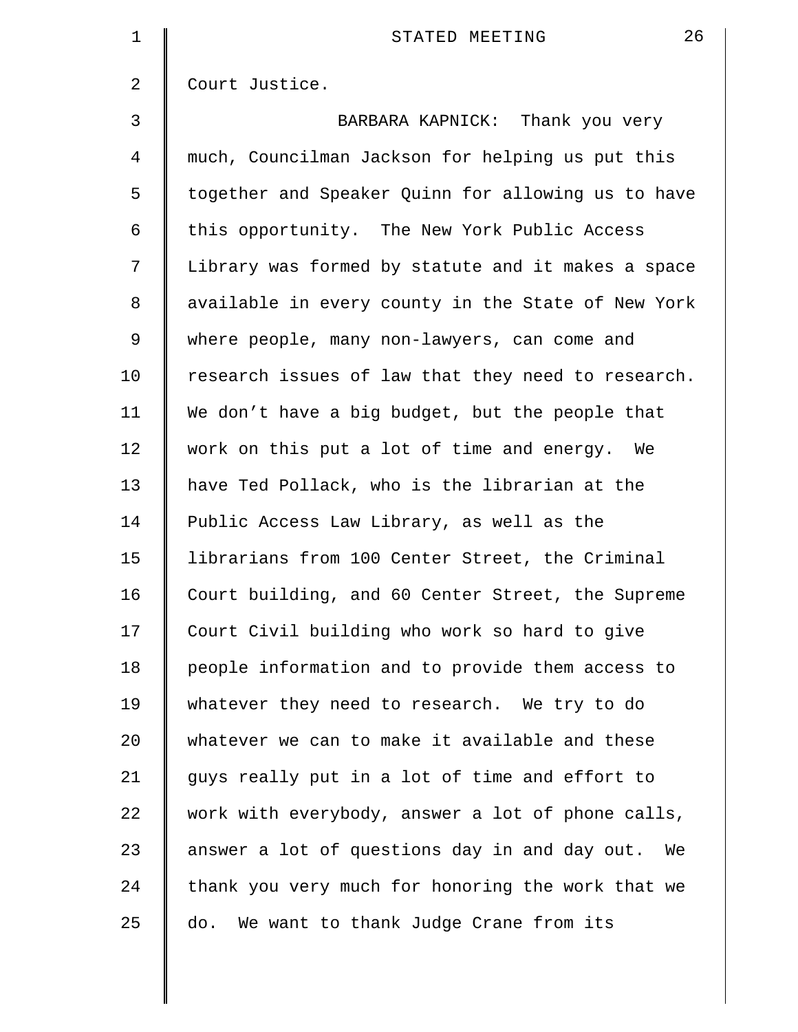Court Justice.

BARBARA KAPNICK: Thank you very much, Councilman Jackson for helping us put this together and Speaker Quinn for allowing us to have this opportunity. The New York Public Access Library was formed by statute and it makes a space available in every county in the State of New York where people, many non-lawyers, can come and research issues of law that they need to research. We don't have a big budget, but the people that work on this put a lot of time and energy. We have Ted Pollack, who is the librarian at the Public Access Law Library, as well as the librarians from 100 Center Street, the Criminal Court building, and 60 Center Street, the Supreme Court Civil building who work so hard to give people information and to provide them access to whatever they need to research. We try to do whatever we can to make it available and these guys really put in a lot of time and effort to work with everybody, answer a lot of phone calls, answer a lot of questions day in and day out. We thank you very much for honoring the work that we do. We want to thank Judge Crane from its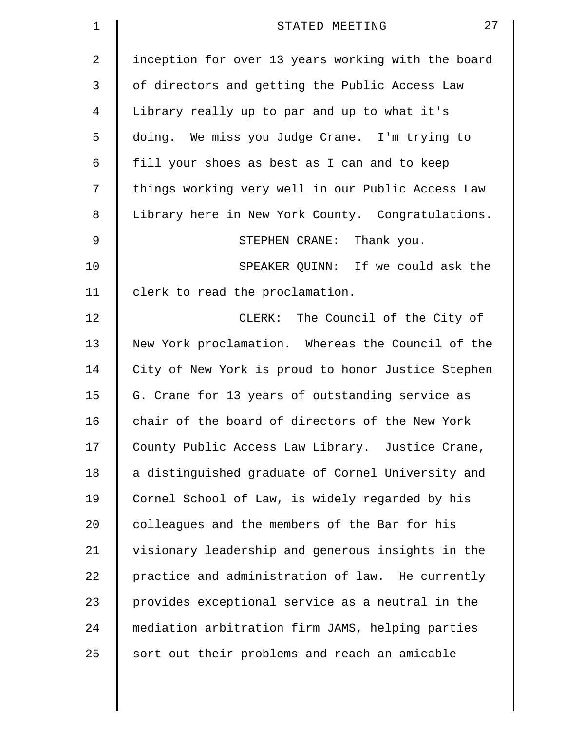inception for over 13 years working with the board of directors and getting the Public Access Law Library really up to par and up to what it's doing. We miss you Judge Crane. I'm trying to fill your shoes as best as I can and to keep things working very well in our Public Access Law Library here in New York County. Congratulations.

STEPHEN CRANE: Thank you.

SPEAKER QUINN: If we could ask the clerk to read the proclamation.

CLERK: The Council of the City of New York proclamation. Whereas the Council of the City of New York is proud to honor Justice Stephen G. Crane for 13 years of outstanding service as chair of the board of directors of the New York County Public Access Law Library. Justice Crane, a distinguished graduate of Cornel University and Cornel School of Law, is widely regarded by his colleagues and the members of the Bar for his visionary leadership and generous insights in the practice and administration of law. He currently provides exceptional service as a neutral in the mediation arbitration firm JAMS, helping parties sort out their problems and reach an amicable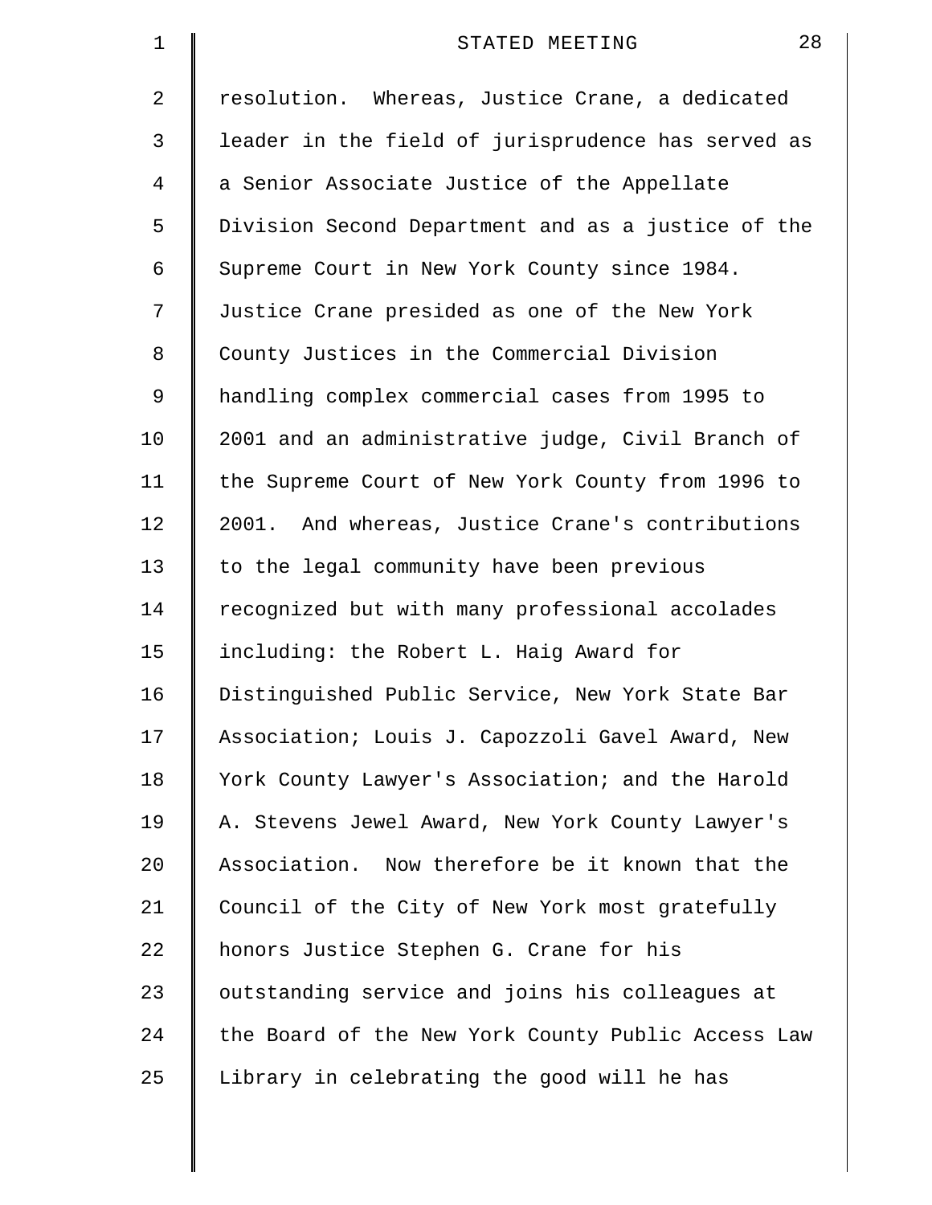resolution. Whereas, Justice Crane, a dedicated leader in the field of jurisprudence has served as a Senior Associate Justice of the Appellate Division Second Department and as a justice of the Supreme Court in New York County since 1984. Justice Crane presided as one of the New York County Justices in the Commercial Division handling complex commercial cases from 1995 to 2001 and an administrative judge, Civil Branch of the Supreme Court of New York County from 1996 to 2001. And whereas, Justice Crane's contributions to the legal community have been previous recognized but with many professional accolades including: the Robert L. Haig Award for Distinguished Public Service, New York State Bar Association; Louis J. Capozzoli Gavel Award, New York County Lawyer's Association; and the Harold A. Stevens Jewel Award, New York County Lawyer's Association. Now therefore be it known that the Council of the City of New York most gratefully honors Justice Stephen G. Crane for his outstanding service and joins his colleagues at the Board of the New York County Public Access Law Library in celebrating the good will he has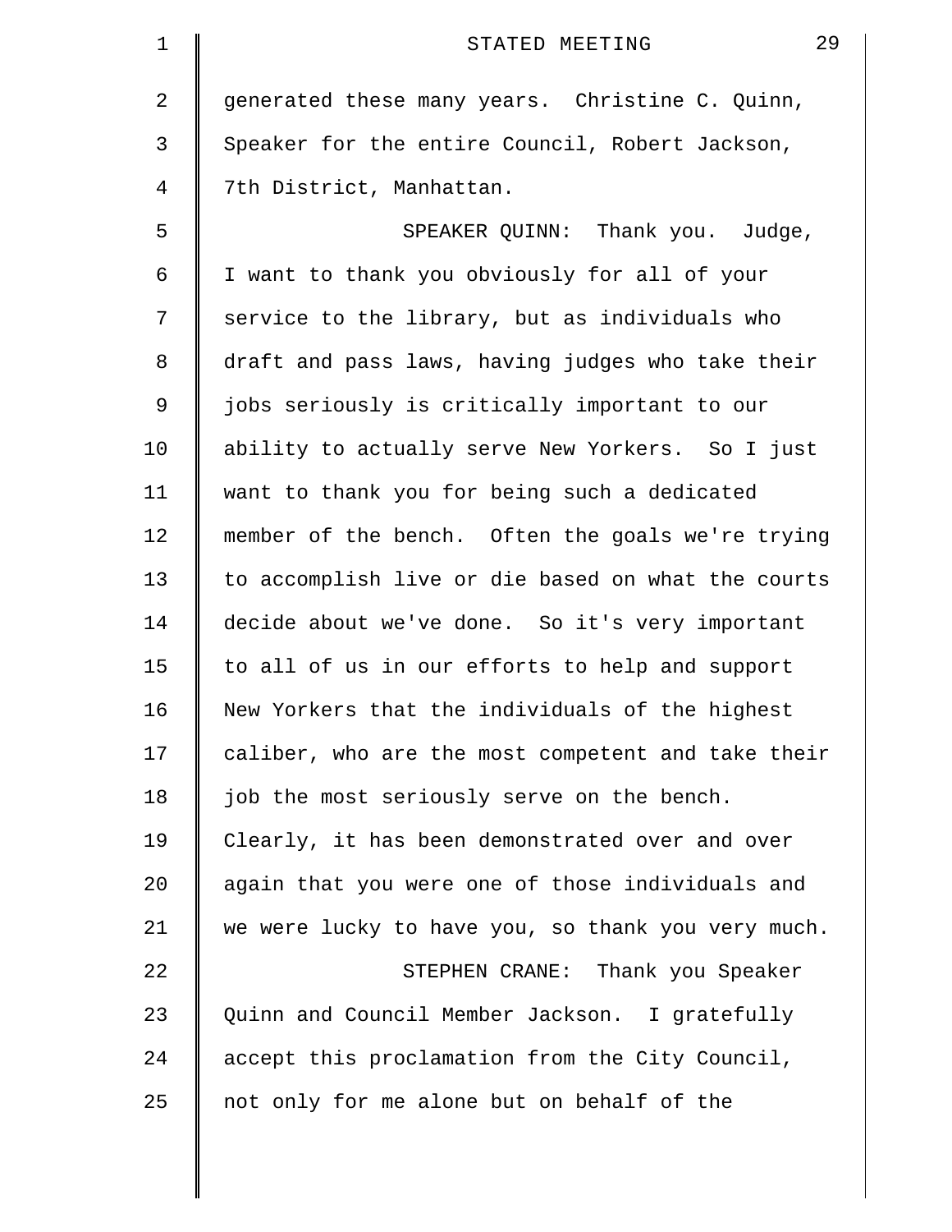generated these many years. Christine C. Quinn, Speaker for the entire Council, Robert Jackson, 7th District, Manhattan.

SPEAKER QUINN: Thank you. Judge, I want to thank you obviously for all of your service to the library, but as individuals who draft and pass laws, having judges who take their jobs seriously is critically important to our ability to actually serve New Yorkers. So I just want to thank you for being such a dedicated member of the bench. Often the goals we're trying to accomplish live or die based on what the courts decide about we've done. So it's very important to all of us in our efforts to help and support New Yorkers that the individuals of the highest caliber, who are the most competent and take their job the most seriously serve on the bench. Clearly, it has been demonstrated over and over again that you were one of those individuals and we were lucky to have you, so thank you very much.

STEPHEN CRANE: Thank you Speaker Quinn and Council Member Jackson. I gratefully accept this proclamation from the City Council, not only for me alone but on behalf of the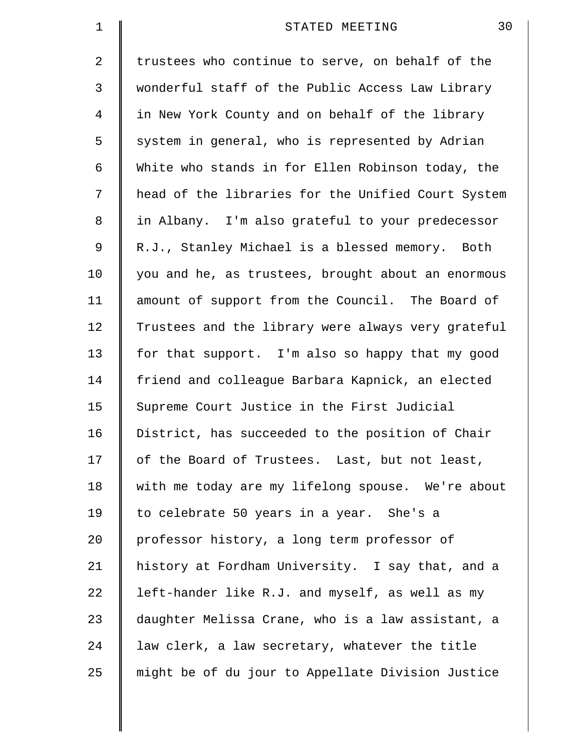trustees who continue to serve, on behalf of the wonderful staff of the Public Access Law Library in New York County and on behalf of the library system in general, who is represented by Adrian White who stands in for Ellen Robinson today, the head of the libraries for the Unified Court System in Albany. I'm also grateful to your predecessor R.J., Stanley Michael is a blessed memory. Both you and he, as trustees, brought about an enormous amount of support from the Council. The Board of Trustees and the library were always very grateful for that support. I'm also so happy that my good friend and colleague Barbara Kapnick, an elected Supreme Court Justice in the First Judicial District, has succeeded to the position of Chair of the Board of Trustees. Last, but not least, with me today are my lifelong spouse. We're about to celebrate 50 years in a year. She's a professor history, a long term professor of history at Fordham University. I say that, and a left-hander like R.J. and myself, as well as my daughter Melissa Crane, who is a law assistant, a law clerk, a law secretary, whatever the title might be of du jour to Appellate Division Justice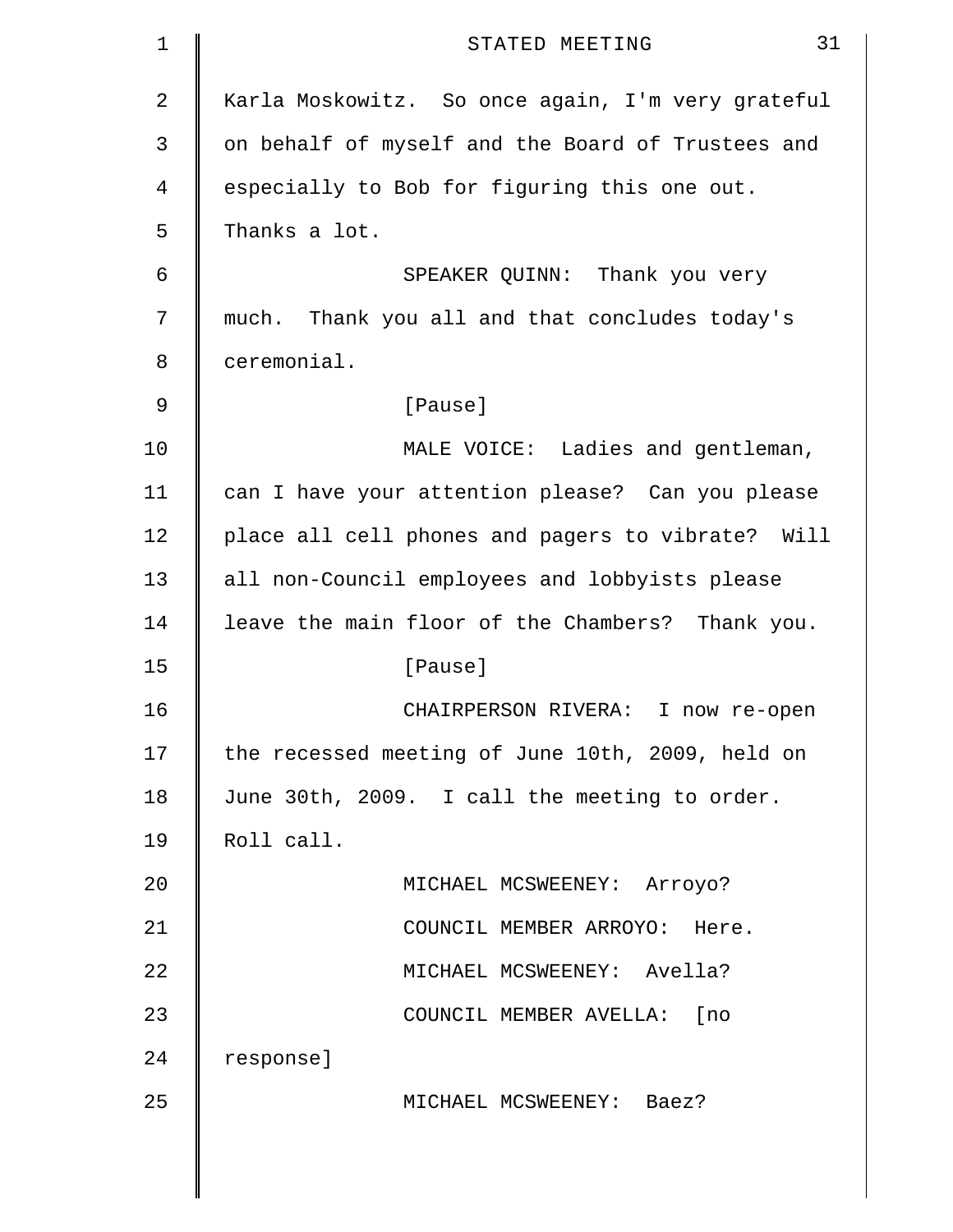Karla Moskowitz. So once again, I'm very grateful on behalf of myself and the Board of Trustees and especially to Bob for figuring this one out. Thanks a lot.

SPEAKER QUINN: Thank you very much. Thank you all and that concludes today's ceremonial.

[Pause]

MALE VOICE: Ladies and gentleman, can I have your attention please? Can you please place all cell phones and pagers to vibrate? Will all non-Council employees and lobbyists please leave the main floor of the Chambers? Thank you.

[Pause]

CHAIRPERSON RIVERA: I now re-open the recessed meeting of June 10th, 2009, held on June 30th, 2009. I call the meeting to order. Roll call.

MICHAEL MCSWEENEY: Arroyo?

COUNCIL MEMBER ARROYO: Here.

MICHAEL MCSWEENEY: Avella?

COUNCIL MEMBER AVELLA: [no response]

MICHAEL MCSWEENEY: Baez?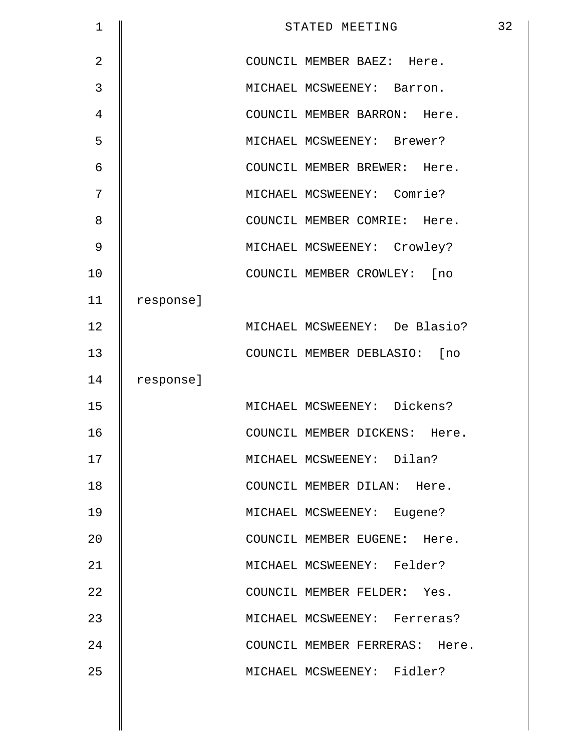COUNCIL MEMBER BAEZ: Here.

MICHAEL MCSWEENEY: Barron.

COUNCIL MEMBER BARRON: Here.

MICHAEL MCSWEENEY: Brewer?

COUNCIL MEMBER BREWER: Here.

MICHAEL MCSWEENEY: Comrie?

COUNCIL MEMBER COMRIE: Here.

MICHAEL MCSWEENEY: Crowley?

COUNCIL MEMBER CROWLEY: [no response]

MICHAEL MCSWEENEY: De Blasio?

COUNCIL MEMBER DEBLASIO: [no response]

MICHAEL MCSWEENEY: Dickens?

COUNCIL MEMBER DICKENS: Here.

MICHAEL MCSWEENEY: Dilan?

COUNCIL MEMBER DILAN: Here.

MICHAEL MCSWEENEY: Eugene?

COUNCIL MEMBER EUGENE: Here.

MICHAEL MCSWEENEY: Felder?

COUNCIL MEMBER FELDER: Yes.

MICHAEL MCSWEENEY: Ferreras?

COUNCIL MEMBER FERRERAS: Here.

MICHAEL MCSWEENEY: Fidler?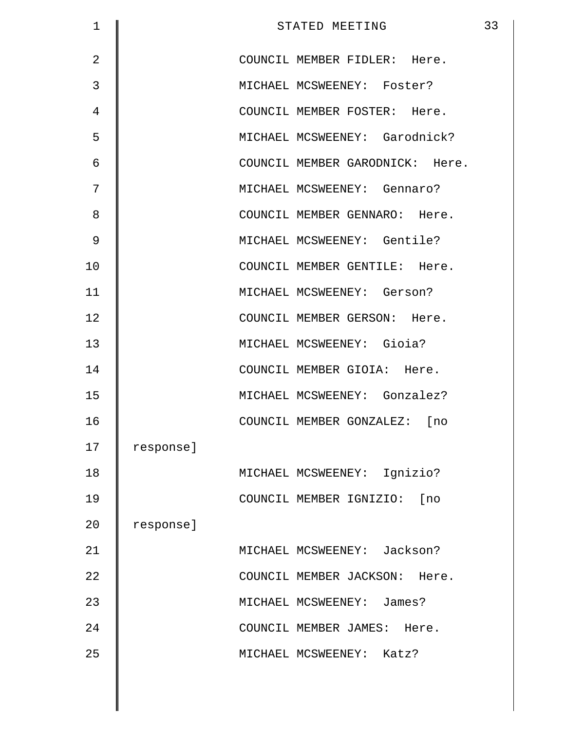COUNCIL MEMBER FIDLER: Here.

MICHAEL MCSWEENEY: Foster?

COUNCIL MEMBER FOSTER: Here.

MICHAEL MCSWEENEY: Garodnick?

COUNCIL MEMBER GARODNICK: Here.

MICHAEL MCSWEENEY: Gennaro?

COUNCIL MEMBER GENNARO: Here.

MICHAEL MCSWEENEY: Gentile?

COUNCIL MEMBER GENTILE: Here.

MICHAEL MCSWEENEY: Gerson?

COUNCIL MEMBER GERSON: Here.

MICHAEL MCSWEENEY: Gioia?

COUNCIL MEMBER GIOIA: Here.

MICHAEL MCSWEENEY: Gonzalez?

COUNCIL MEMBER GONZALEZ: [no response]

MICHAEL MCSWEENEY: Ignizio?

COUNCIL MEMBER IGNIZIO: [no response]

MICHAEL MCSWEENEY: Jackson?

COUNCIL MEMBER JACKSON: Here.

MICHAEL MCSWEENEY: James?

COUNCIL MEMBER JAMES: Here.

MICHAEL MCSWEENEY: Katz?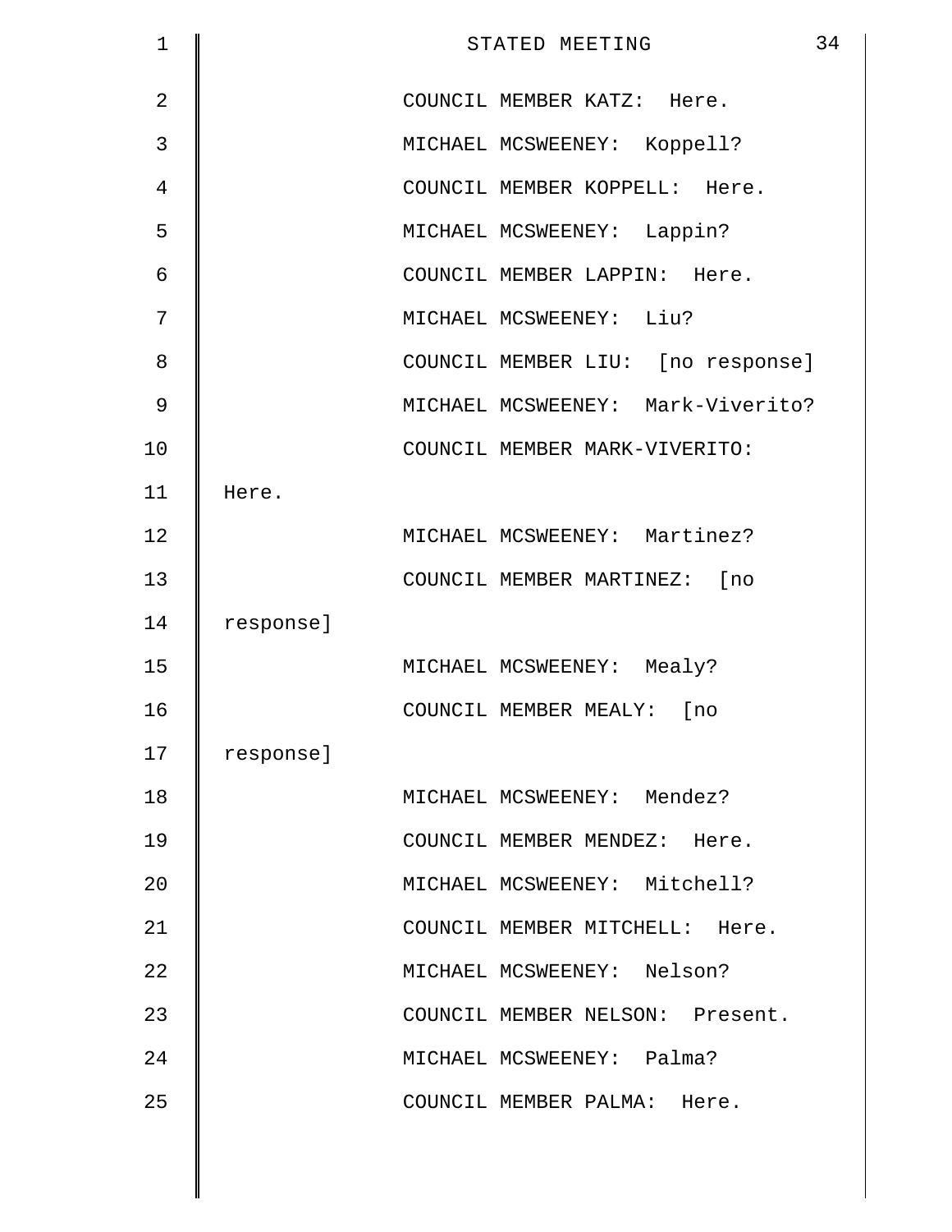COUNCIL MEMBER KATZ: Here.

MICHAEL MCSWEENEY: Koppell?

COUNCIL MEMBER KOPPELL: Here.

MICHAEL MCSWEENEY: Lappin?

COUNCIL MEMBER LAPPIN: Here.

MICHAEL MCSWEENEY: Liu?

COUNCIL MEMBER LIU: [no response]

MICHAEL MCSWEENEY: Mark-Viverito?

COUNCIL MEMBER MARK-VIVERITO: Here.

MICHAEL MCSWEENEY: Martinez?

COUNCIL MEMBER MARTINEZ: [no response]

MICHAEL MCSWEENEY: Mealy?

COUNCIL MEMBER MEALY: [no response]

MICHAEL MCSWEENEY: Mendez?

COUNCIL MEMBER MENDEZ: Here.

MICHAEL MCSWEENEY: Mitchell?

COUNCIL MEMBER MITCHELL: Here.

MICHAEL MCSWEENEY: Nelson?

COUNCIL MEMBER NELSON: Present.

MICHAEL MCSWEENEY: Palma?

COUNCIL MEMBER PALMA: Here.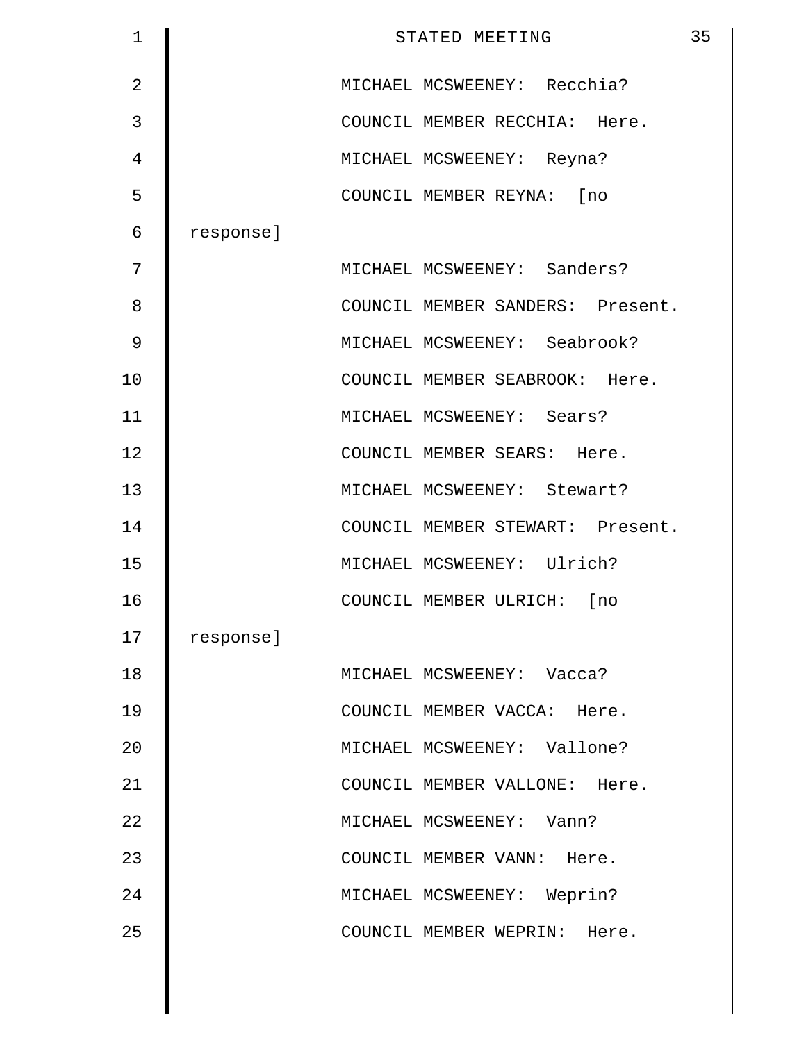MICHAEL MCSWEENEY: Recchia?

COUNCIL MEMBER RECCHIA: Here.

MICHAEL MCSWEENEY: Reyna?

COUNCIL MEMBER REYNA: [no response]

MICHAEL MCSWEENEY: Sanders?

COUNCIL MEMBER SANDERS: Present.

MICHAEL MCSWEENEY: Seabrook?

COUNCIL MEMBER SEABROOK: Here.

MICHAEL MCSWEENEY: Sears?

COUNCIL MEMBER SEARS: Here.

MICHAEL MCSWEENEY: Stewart?

COUNCIL MEMBER STEWART: Present.

MICHAEL MCSWEENEY: Ulrich?

COUNCIL MEMBER ULRICH: [no response]

MICHAEL MCSWEENEY: Vacca?

COUNCIL MEMBER VACCA: Here.

MICHAEL MCSWEENEY: Vallone?

COUNCIL MEMBER VALLONE: Here.

MICHAEL MCSWEENEY: Vann?

COUNCIL MEMBER VANN: Here.

MICHAEL MCSWEENEY: Weprin?

COUNCIL MEMBER WEPRIN: Here.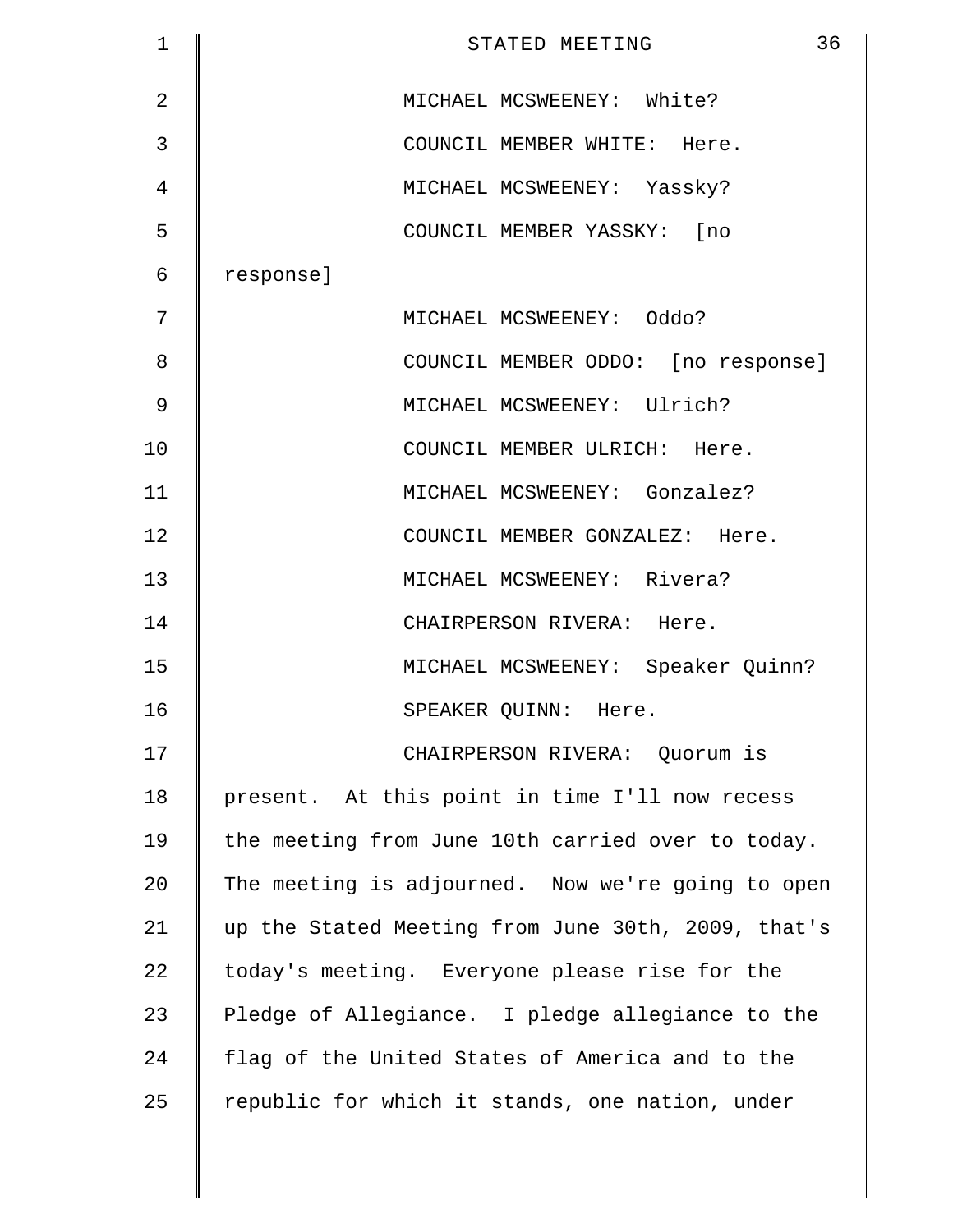MICHAEL MCSWEENEY: White?

COUNCIL MEMBER WHITE: Here.

MICHAEL MCSWEENEY: Yassky?

COUNCIL MEMBER YASSKY: [no response]

MICHAEL MCSWEENEY: Oddo?

COUNCIL MEMBER ODDO: [no response]

MICHAEL MCSWEENEY: Ulrich?

COUNCIL MEMBER ULRICH: Here.

MICHAEL MCSWEENEY: Gonzalez?

COUNCIL MEMBER GONZALEZ: Here.

MICHAEL MCSWEENEY: Rivera?

CHAIRPERSON RIVERA: Here.

MICHAEL MCSWEENEY: Speaker Quinn?

SPEAKER QUINN: Here.

CHAIRPERSON RIVERA: Quorum is present. At this point in time I'll now recess the meeting from June 10th carried over to today. The meeting is adjourned. Now we're going to open up the Stated Meeting from June 30th, 2009, that's today's meeting. Everyone please rise for the Pledge of Allegiance. I pledge allegiance to the flag of the United States of America and to the republic for which it stands, one nation, under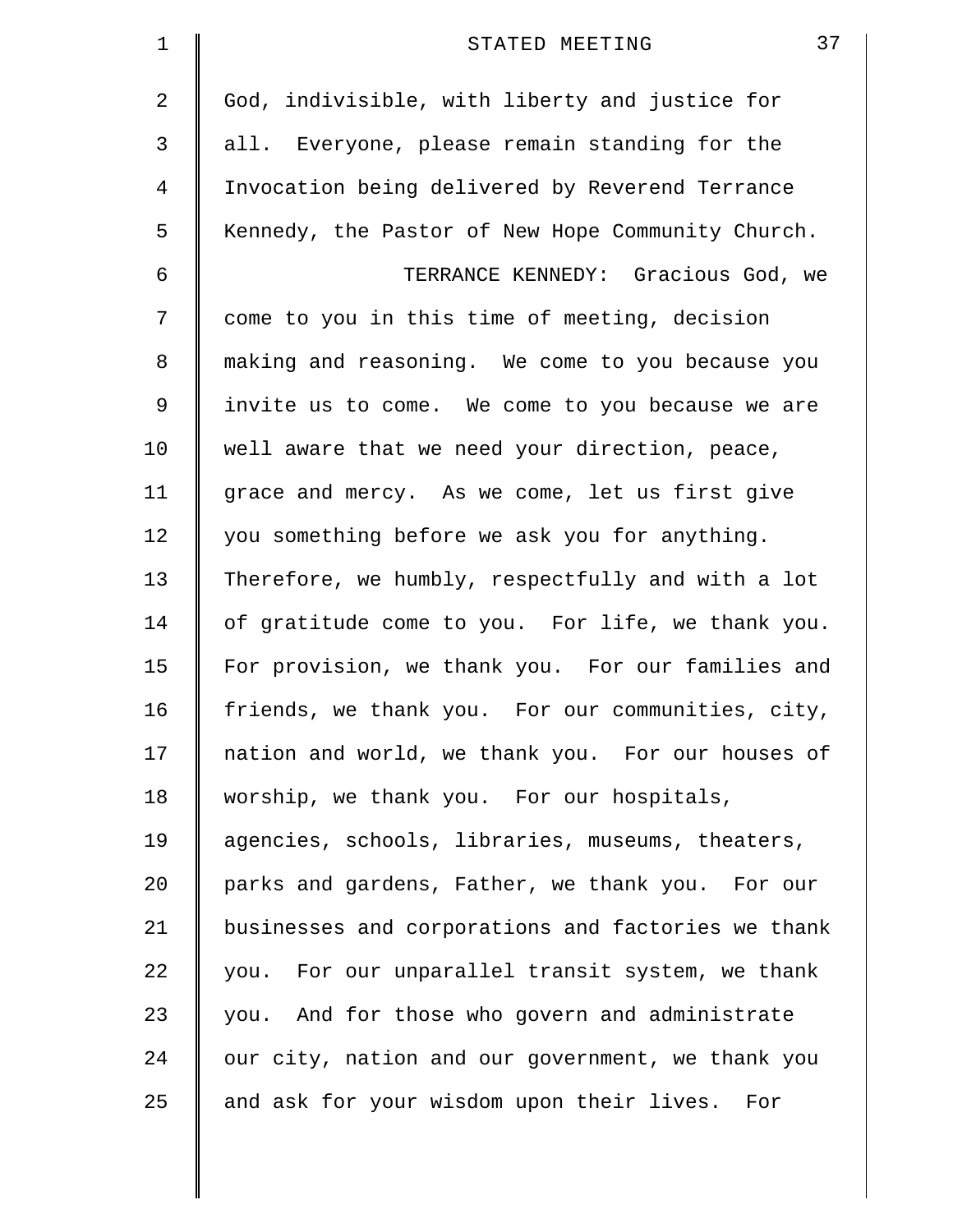God, indivisible, with liberty and justice for all. Everyone, please remain standing for the Invocation being delivered by Reverend Terrance Kennedy, the Pastor of New Hope Community Church.

TERRANCE KENNEDY: Gracious God, we come to you in this time of meeting, decision making and reasoning. We come to you because you invite us to come. We come to you because we are well aware that we need your direction, peace, grace and mercy. As we come, let us first give you something before we ask you for anything. Therefore, we humbly, respectfully and with a lot of gratitude come to you. For life, we thank you. For provision, we thank you. For our families and friends, we thank you. For our communities, city, nation and world, we thank you. For our houses of worship, we thank you. For our hospitals, agencies, schools, libraries, museums, theaters, parks and gardens, Father, we thank you. For our businesses and corporations and factories we thank you. For our unparallel transit system, we thank you. And for those who govern and administrate our city, nation and our government, we thank you and ask for your wisdom upon their lives. For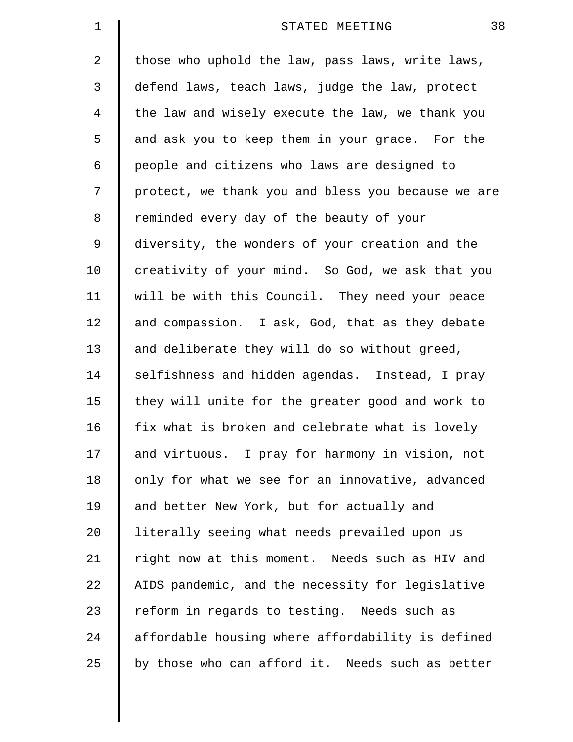those who uphold the law, pass laws, write laws, defend laws, teach laws, judge the law, protect the law and wisely execute the law, we thank you and ask you to keep them in your grace. For the people and citizens who laws are designed to protect, we thank you and bless you because we are reminded every day of the beauty of your diversity, the wonders of your creation and the creativity of your mind. So God, we ask that you will be with this Council. They need your peace and compassion. I ask, God, that as they debate and deliberate they will do so without greed, selfishness and hidden agendas. Instead, I pray they will unite for the greater good and work to fix what is broken and celebrate what is lovely and virtuous. I pray for harmony in vision, not only for what we see for an innovative, advanced and better New York, but for actually and literally seeing what needs prevailed upon us right now at this moment. Needs such as HIV and AIDS pandemic, and the necessity for legislative reform in regards to testing. Needs such as affordable housing where affordability is defined by those who can afford it. Needs such as better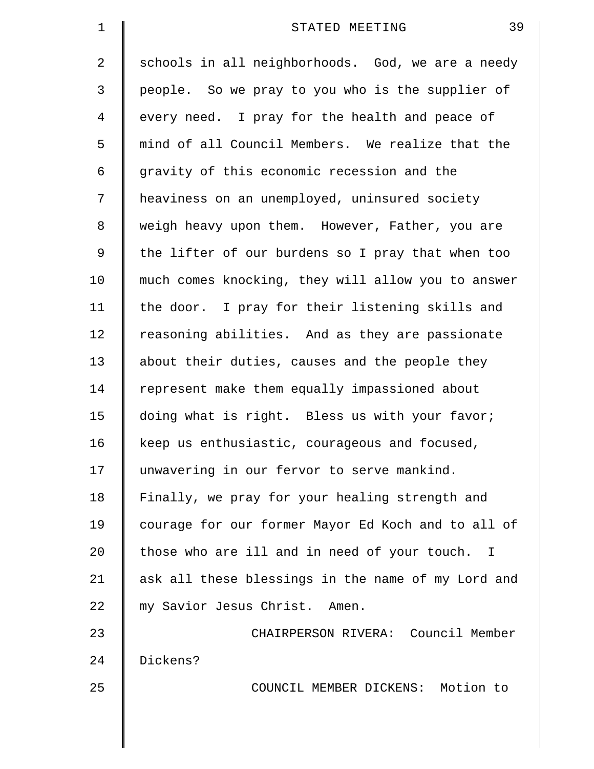schools in all neighborhoods. God, we are a needy people. So we pray to you who is the supplier of every need. I pray for the health and peace of mind of all Council Members. We realize that the gravity of this economic recession and the heaviness on an unemployed, uninsured society weigh heavy upon them. However, Father, you are the lifter of our burdens so I pray that when too much comes knocking, they will allow you to answer the door. I pray for their listening skills and reasoning abilities. And as they are passionate about their duties, causes and the people they represent make them equally impassioned about doing what is right. Bless us with your favor; keep us enthusiastic, courageous and focused, unwavering in our fervor to serve mankind. Finally, we pray for your healing strength and courage for our former Mayor Ed Koch and to all of those who are ill and in need of your touch. I ask all these blessings in the name of my Lord and my Savior Jesus Christ. Amen.

CHAIRPERSON RIVERA: Council Member Dickens?

COUNCIL MEMBER DICKENS: Motion to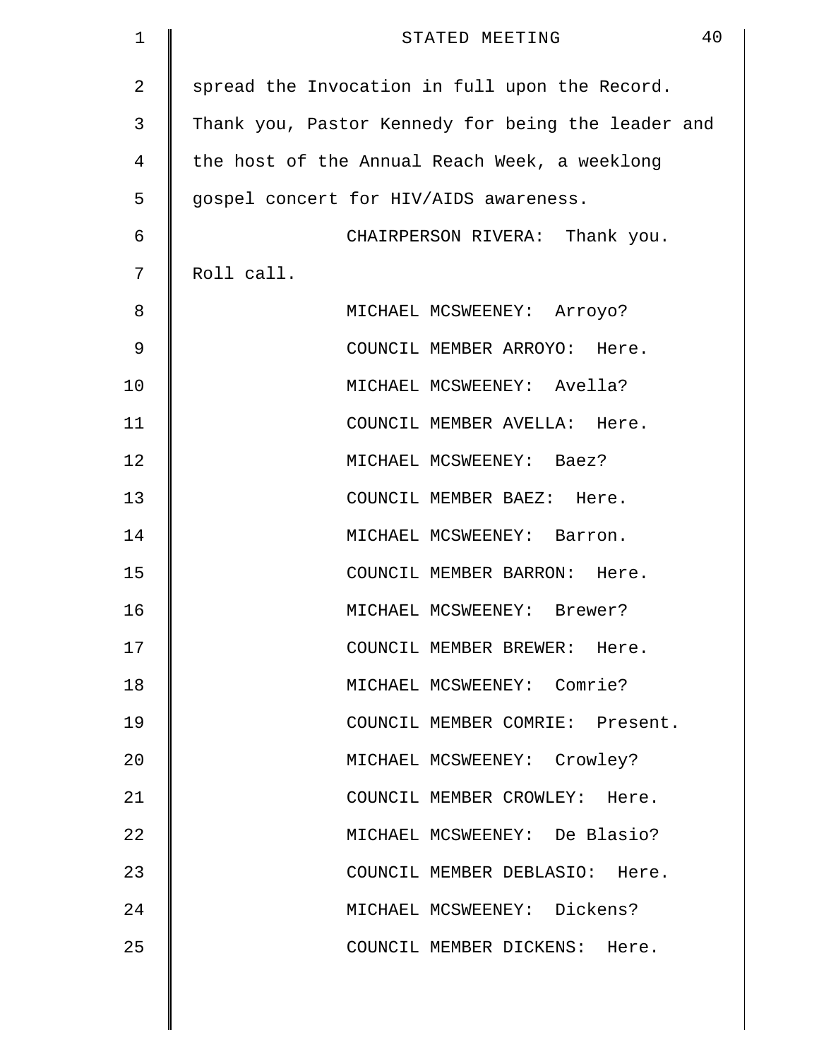spread the Invocation in full upon the Record.
Thank you, Pastor Kennedy for being the leader and the host of the Annual Reach Week, a weeklong gospel concert for HIV/AIDS awareness.

CHAIRPERSON RIVERA: Thank you. Roll call.

MICHAEL MCSWEENEY: Arroyo?

COUNCIL MEMBER ARROYO: Here.

MICHAEL MCSWEENEY: Avella?

COUNCIL MEMBER AVELLA: Here.

MICHAEL MCSWEENEY: Baez?

COUNCIL MEMBER BAEZ: Here.

MICHAEL MCSWEENEY: Barron.

COUNCIL MEMBER BARRON: Here.

MICHAEL MCSWEENEY: Brewer?

COUNCIL MEMBER BREWER: Here.

MICHAEL MCSWEENEY: Comrie?

COUNCIL MEMBER COMRIE: Present.

MICHAEL MCSWEENEY: Crowley?

COUNCIL MEMBER CROWLEY: Here.

MICHAEL MCSWEENEY: De Blasio?

COUNCIL MEMBER DEBLASIO: Here.

MICHAEL MCSWEENEY: Dickens?

COUNCIL MEMBER DICKENS: Here.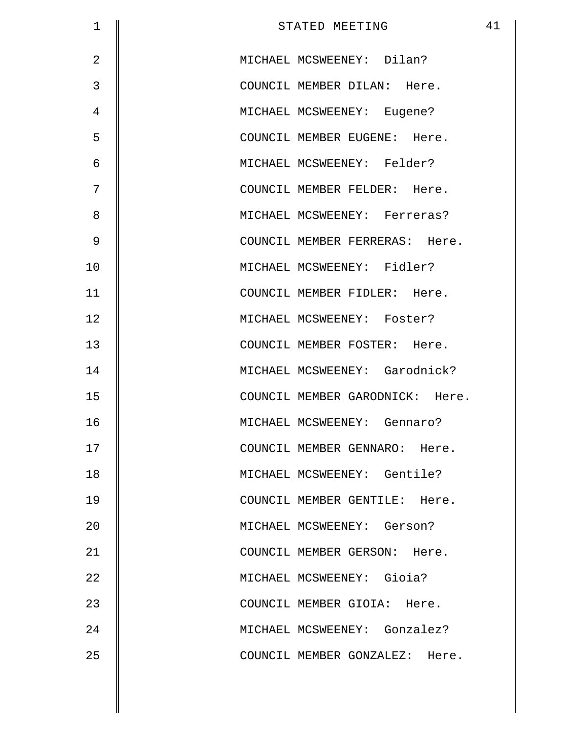MICHAEL MCSWEENEY: Dilan?

COUNCIL MEMBER DILAN: Here.

MICHAEL MCSWEENEY: Eugene?

COUNCIL MEMBER EUGENE: Here.

MICHAEL MCSWEENEY: Felder?

COUNCIL MEMBER FELDER: Here.

MICHAEL MCSWEENEY: Ferreras?

COUNCIL MEMBER FERRERAS: Here.

MICHAEL MCSWEENEY: Fidler?

COUNCIL MEMBER FIDLER: Here.

MICHAEL MCSWEENEY: Foster?

COUNCIL MEMBER FOSTER: Here.

MICHAEL MCSWEENEY: Garodnick?

COUNCIL MEMBER GARODNICK: Here.

MICHAEL MCSWEENEY: Gennaro?

COUNCIL MEMBER GENNARO: Here.

MICHAEL MCSWEENEY: Gentile?

COUNCIL MEMBER GENTILE: Here.

MICHAEL MCSWEENEY: Gerson?

COUNCIL MEMBER GERSON: Here.

MICHAEL MCSWEENEY: Gioia?

COUNCIL MEMBER GIOIA: Here.

MICHAEL MCSWEENEY: Gonzalez?

COUNCIL MEMBER GONZALEZ: Here.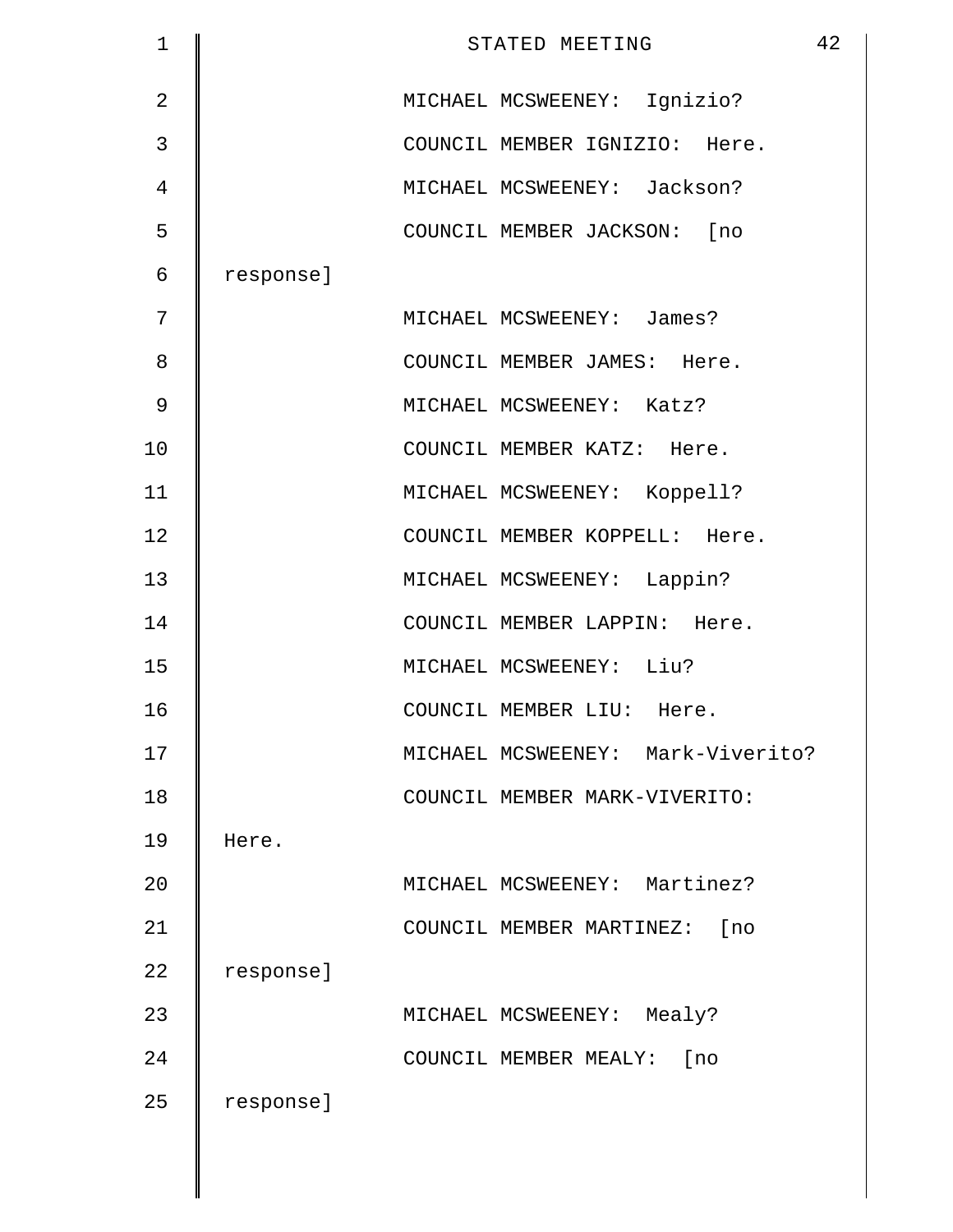MICHAEL MCSWEENEY: Ignizio?

COUNCIL MEMBER IGNIZIO: Here.

MICHAEL MCSWEENEY: Jackson?

COUNCIL MEMBER JACKSON: [no response]

MICHAEL MCSWEENEY: James?

COUNCIL MEMBER JAMES: Here.

MICHAEL MCSWEENEY: Katz?

COUNCIL MEMBER KATZ: Here.

MICHAEL MCSWEENEY: Koppell?

COUNCIL MEMBER KOPPELL: Here.

MICHAEL MCSWEENEY: Lappin?

COUNCIL MEMBER LAPPIN: Here.

MICHAEL MCSWEENEY: Liu?

COUNCIL MEMBER LIU: Here.

MICHAEL MCSWEENEY: Mark-Viverito?

COUNCIL MEMBER MARK-VIVERITO: Here.

MICHAEL MCSWEENEY: Martinez?

COUNCIL MEMBER MARTINEZ: [no response]

MICHAEL MCSWEENEY: Mealy?

COUNCIL MEMBER MEALY: [no response]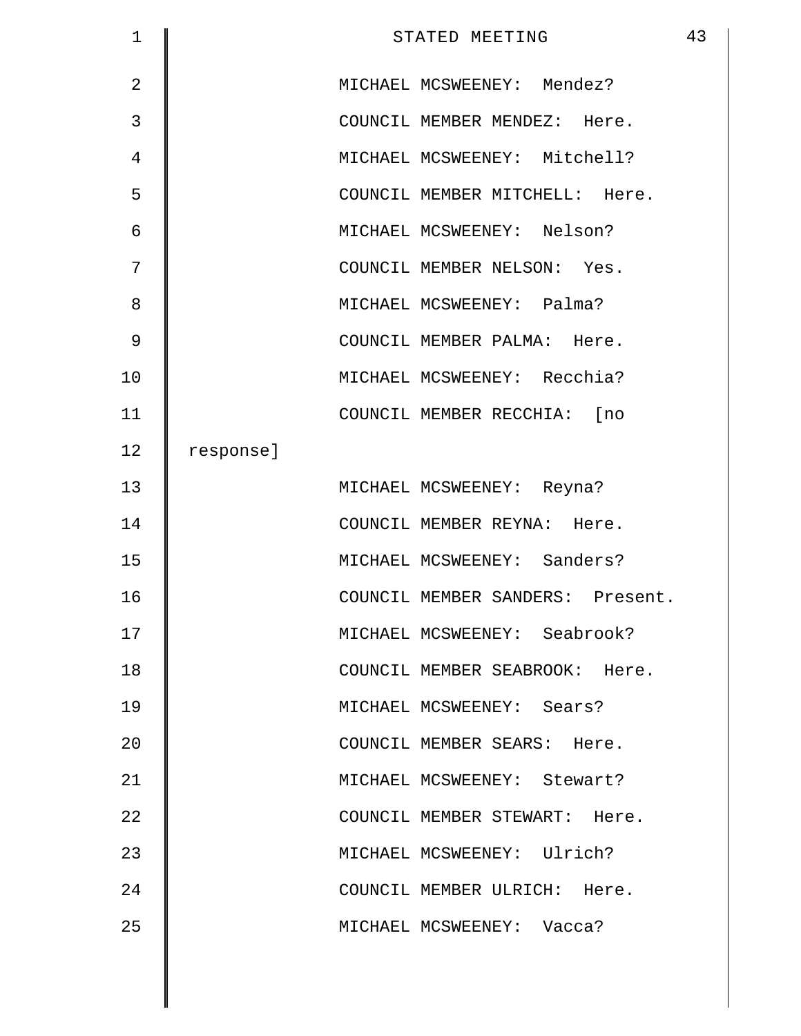MICHAEL MCSWEENEY: Mendez?

COUNCIL MEMBER MENDEZ: Here.

MICHAEL MCSWEENEY: Mitchell?

COUNCIL MEMBER MITCHELL: Here.

MICHAEL MCSWEENEY: Nelson?

COUNCIL MEMBER NELSON: Yes.

MICHAEL MCSWEENEY: Palma?

COUNCIL MEMBER PALMA: Here.

MICHAEL MCSWEENEY: Recchia?

COUNCIL MEMBER RECCHIA: [no response]

MICHAEL MCSWEENEY: Reyna?

COUNCIL MEMBER REYNA: Here.

MICHAEL MCSWEENEY: Sanders?

COUNCIL MEMBER SANDERS: Present.

MICHAEL MCSWEENEY: Seabrook?

COUNCIL MEMBER SEABROOK: Here.

MICHAEL MCSWEENEY: Sears?

COUNCIL MEMBER SEARS: Here.

MICHAEL MCSWEENEY: Stewart?

COUNCIL MEMBER STEWART: Here.

MICHAEL MCSWEENEY: Ulrich?

COUNCIL MEMBER ULRICH: Here.

MICHAEL MCSWEENEY: Vacca?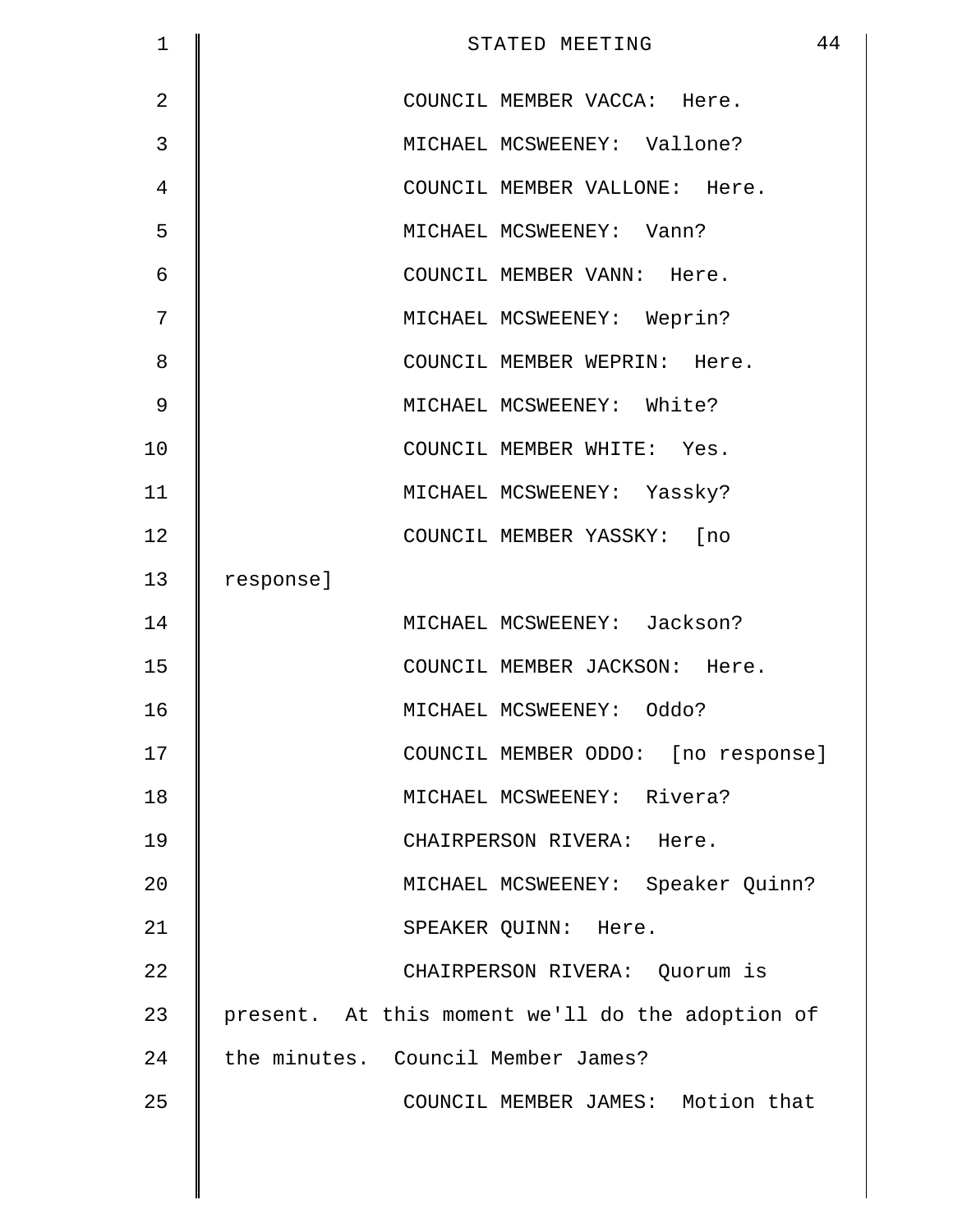COUNCIL MEMBER VACCA: Here.

MICHAEL MCSWEENEY: Vallone?

COUNCIL MEMBER VALLONE: Here.

MICHAEL MCSWEENEY: Vann?

COUNCIL MEMBER VANN: Here.

MICHAEL MCSWEENEY: Weprin?

COUNCIL MEMBER WEPRIN: Here.

MICHAEL MCSWEENEY: White?

COUNCIL MEMBER WHITE: Yes.

MICHAEL MCSWEENEY: Yassky?

COUNCIL MEMBER YASSKY: [no response]

MICHAEL MCSWEENEY: Jackson?

COUNCIL MEMBER JACKSON: Here.

MICHAEL MCSWEENEY: Oddo?

COUNCIL MEMBER ODDO: [no response]

MICHAEL MCSWEENEY: Rivera?

CHAIRPERSON RIVERA: Here.

MICHAEL MCSWEENEY: Speaker Quinn?

SPEAKER QUINN: Here.

CHAIRPERSON RIVERA: Quorum is present. At this moment we'll do the adoption of the minutes. Council Member James?

COUNCIL MEMBER JAMES: Motion that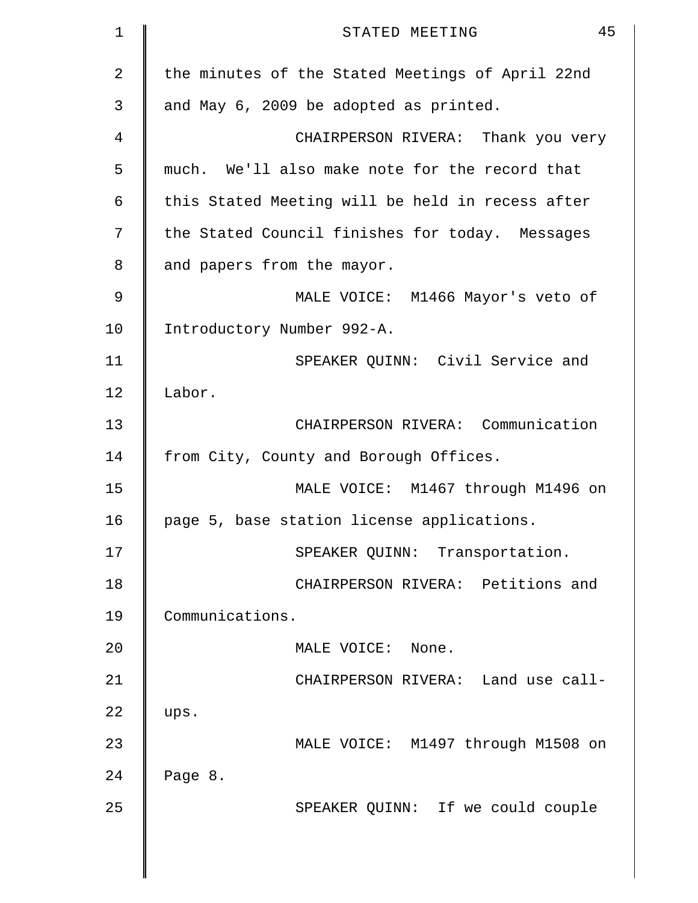the minutes of the Stated Meetings of April 22nd and May 6, 2009 be adopted as printed.

CHAIRPERSON RIVERA: Thank you very much. We'll also make note for the record that this Stated Meeting will be held in recess after the Stated Council finishes for today. Messages and papers from the mayor.

MALE VOICE: M1466 Mayor's veto of Introductory Number 992-A.

SPEAKER QUINN: Civil Service and Labor.

CHAIRPERSON RIVERA: Communication from City, County and Borough Offices.

MALE VOICE: M1467 through M1496 on page 5, base station license applications.

SPEAKER QUINN: Transportation.

CHAIRPERSON RIVERA: Petitions and Communications.

MALE VOICE: None.

CHAIRPERSON RIVERA: Land use call-ups.

MALE VOICE: M1497 through M1508 on Page 8.

SPEAKER QUINN: If we could couple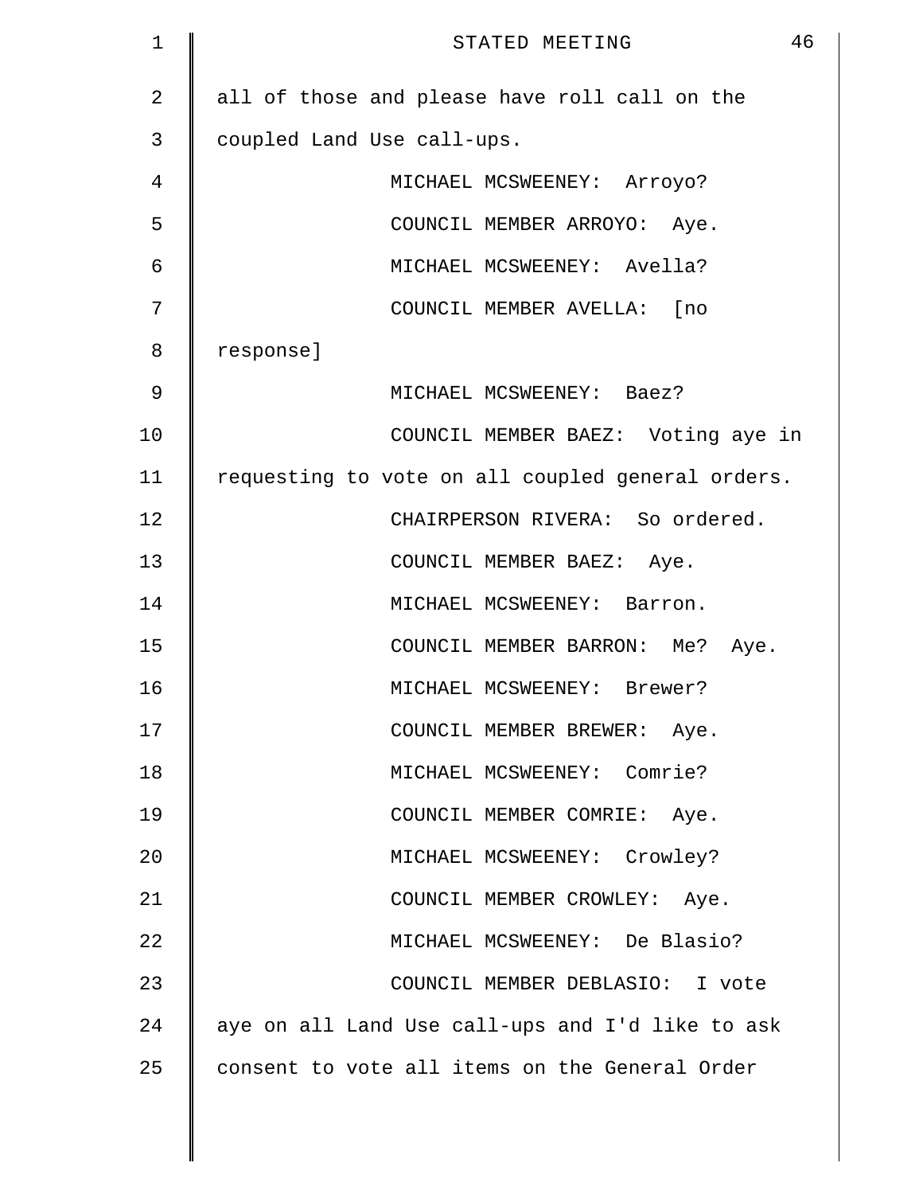all of those and please have roll call on the coupled Land Use call-ups.

MICHAEL MCSWEENEY: Arroyo?

COUNCIL MEMBER ARROYO: Aye.

MICHAEL MCSWEENEY: Avella?

COUNCIL MEMBER AVELLA: [no response]

MICHAEL MCSWEENEY: Baez?

COUNCIL MEMBER BAEZ: Voting aye in requesting to vote on all coupled general orders.

CHAIRPERSON RIVERA: So ordered.

COUNCIL MEMBER BAEZ: Aye.

MICHAEL MCSWEENEY: Barron.

COUNCIL MEMBER BARRON: Me? Aye.

MICHAEL MCSWEENEY: Brewer?

COUNCIL MEMBER BREWER: Aye.

MICHAEL MCSWEENEY: Comrie?

COUNCIL MEMBER COMRIE: Aye.

MICHAEL MCSWEENEY: Crowley?

COUNCIL MEMBER CROWLEY: Aye.

MICHAEL MCSWEENEY: De Blasio?

COUNCIL MEMBER DEBLASIO: I vote aye on all Land Use call-ups and I'd like to ask consent to vote all items on the General Order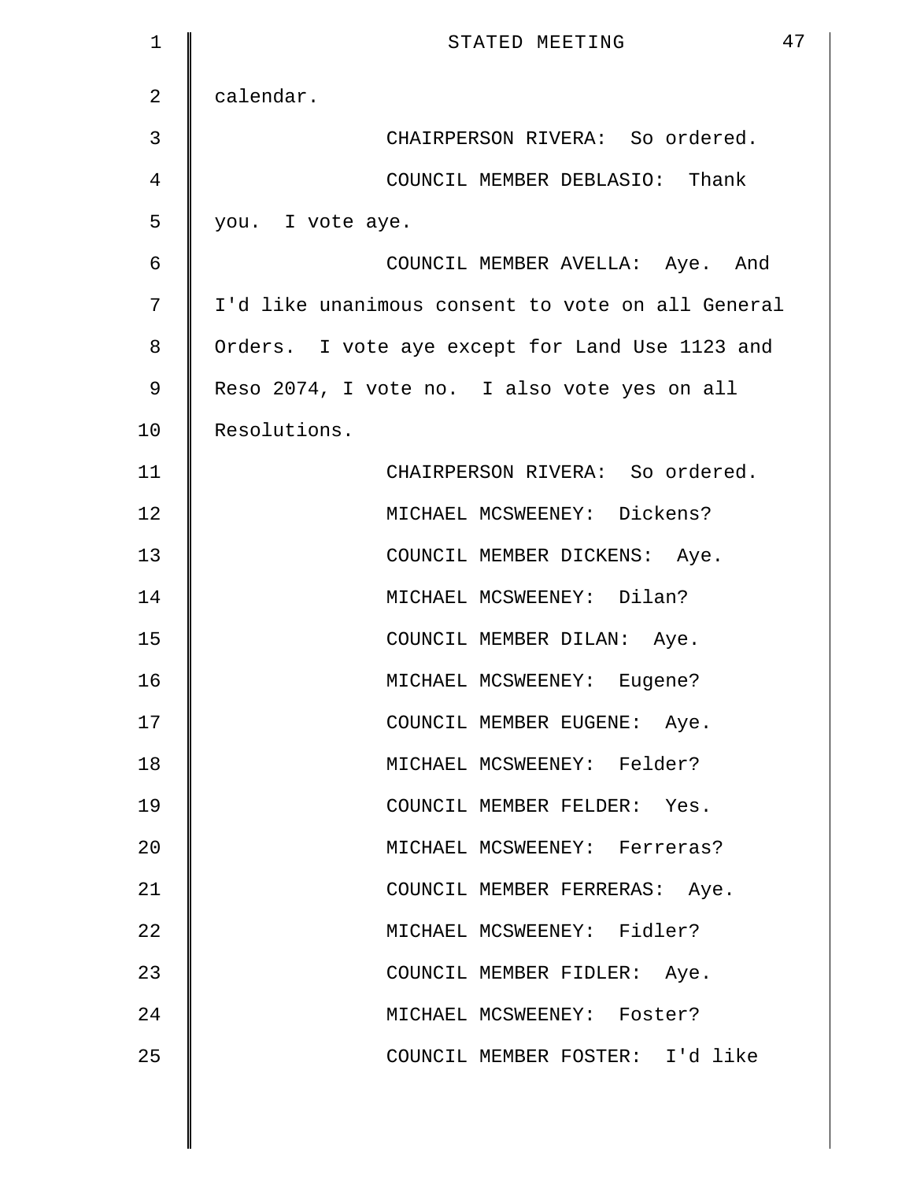calendar.

CHAIRPERSON RIVERA: So ordered.

COUNCIL MEMBER DEBLASIO: Thank you. I vote aye.

COUNCIL MEMBER AVELLA: Aye. And I'd like unanimous consent to vote on all General Orders. I vote aye except for Land Use 1123 and Reso 2074, I vote no. I also vote yes on all Resolutions.

CHAIRPERSON RIVERA: So ordered.

MICHAEL MCSWEENEY: Dickens?

COUNCIL MEMBER DICKENS: Aye.

MICHAEL MCSWEENEY: Dilan?

COUNCIL MEMBER DILAN: Aye.

MICHAEL MCSWEENEY: Eugene?

COUNCIL MEMBER EUGENE: Aye.

MICHAEL MCSWEENEY: Felder?

COUNCIL MEMBER FELDER: Yes.

MICHAEL MCSWEENEY: Ferreras?

COUNCIL MEMBER FERRERAS: Aye.

MICHAEL MCSWEENEY: Fidler?

COUNCIL MEMBER FIDLER: Aye.

MICHAEL MCSWEENEY: Foster?

COUNCIL MEMBER FOSTER: I'd like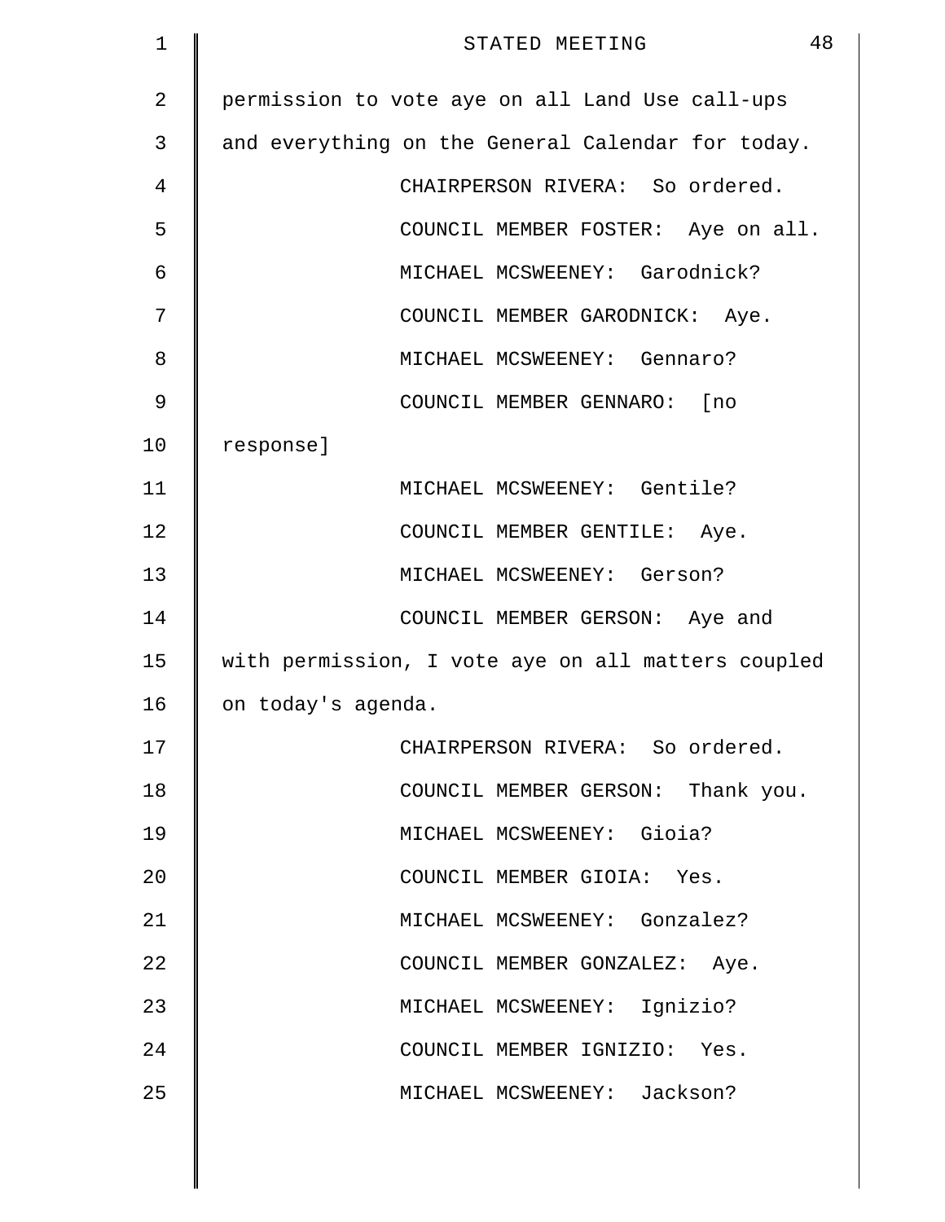permission to vote aye on all Land Use call-ups and everything on the General Calendar for today.

CHAIRPERSON RIVERA: So ordered.

COUNCIL MEMBER FOSTER: Aye on all.

MICHAEL MCSWEENEY: Garodnick?

COUNCIL MEMBER GARODNICK: Aye.

MICHAEL MCSWEENEY: Gennaro?

COUNCIL MEMBER GENNARO: [no response]

MICHAEL MCSWEENEY: Gentile?

COUNCIL MEMBER GENTILE: Aye.

MICHAEL MCSWEENEY: Gerson?

COUNCIL MEMBER GERSON: Aye and with permission, I vote aye on all matters coupled on today's agenda.

CHAIRPERSON RIVERA: So ordered.

COUNCIL MEMBER GERSON: Thank you.

MICHAEL MCSWEENEY: Gioia?

COUNCIL MEMBER GIOIA: Yes.

MICHAEL MCSWEENEY: Gonzalez?

COUNCIL MEMBER GONZALEZ: Aye.

MICHAEL MCSWEENEY: Ignizio?

COUNCIL MEMBER IGNIZIO: Yes.

MICHAEL MCSWEENEY: Jackson?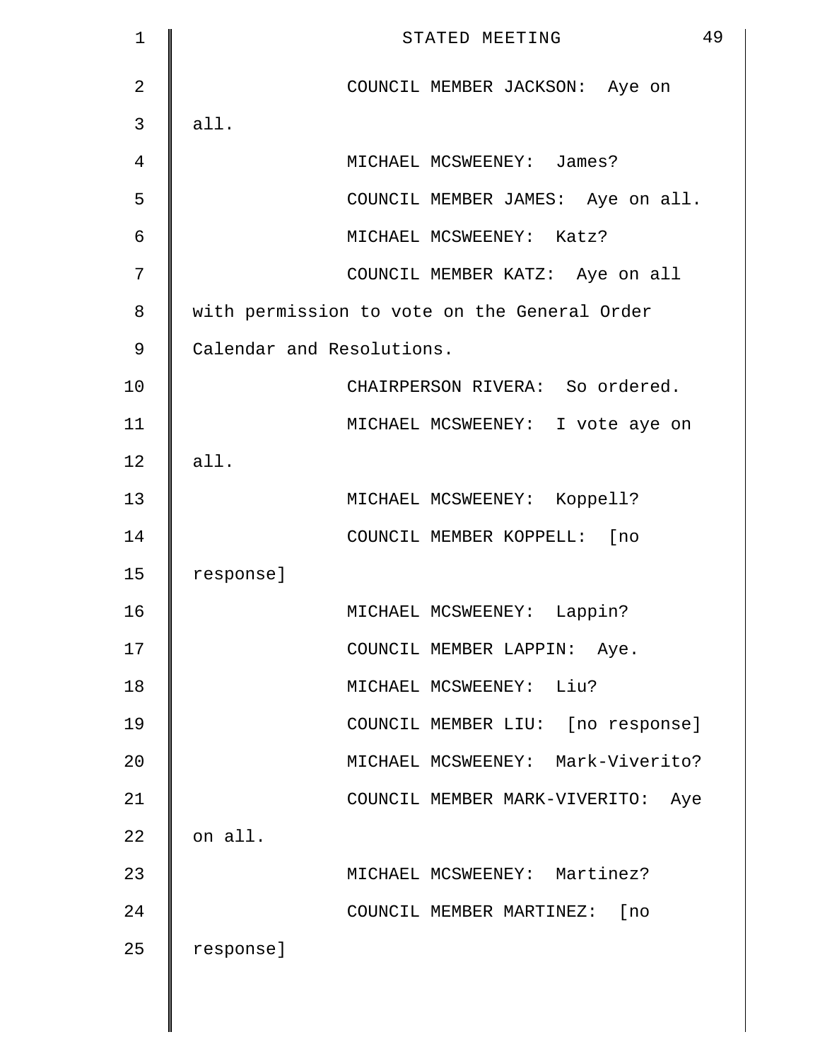COUNCIL MEMBER JACKSON: Aye on all.

MICHAEL MCSWEENEY: James?

COUNCIL MEMBER JAMES: Aye on all.

MICHAEL MCSWEENEY: Katz?

COUNCIL MEMBER KATZ: Aye on all with permission to vote on the General Order Calendar and Resolutions.

CHAIRPERSON RIVERA: So ordered.

MICHAEL MCSWEENEY: I vote aye on all.

MICHAEL MCSWEENEY: Koppell?

COUNCIL MEMBER KOPPELL: [no response]

MICHAEL MCSWEENEY: Lappin?

COUNCIL MEMBER LAPPIN: Aye.

MICHAEL MCSWEENEY: Liu?

COUNCIL MEMBER LIU: [no response]

MICHAEL MCSWEENEY: Mark-Viverito?

COUNCIL MEMBER MARK-VIVERITO: Aye on all.

MICHAEL MCSWEENEY: Martinez?

COUNCIL MEMBER MARTINEZ: [no response]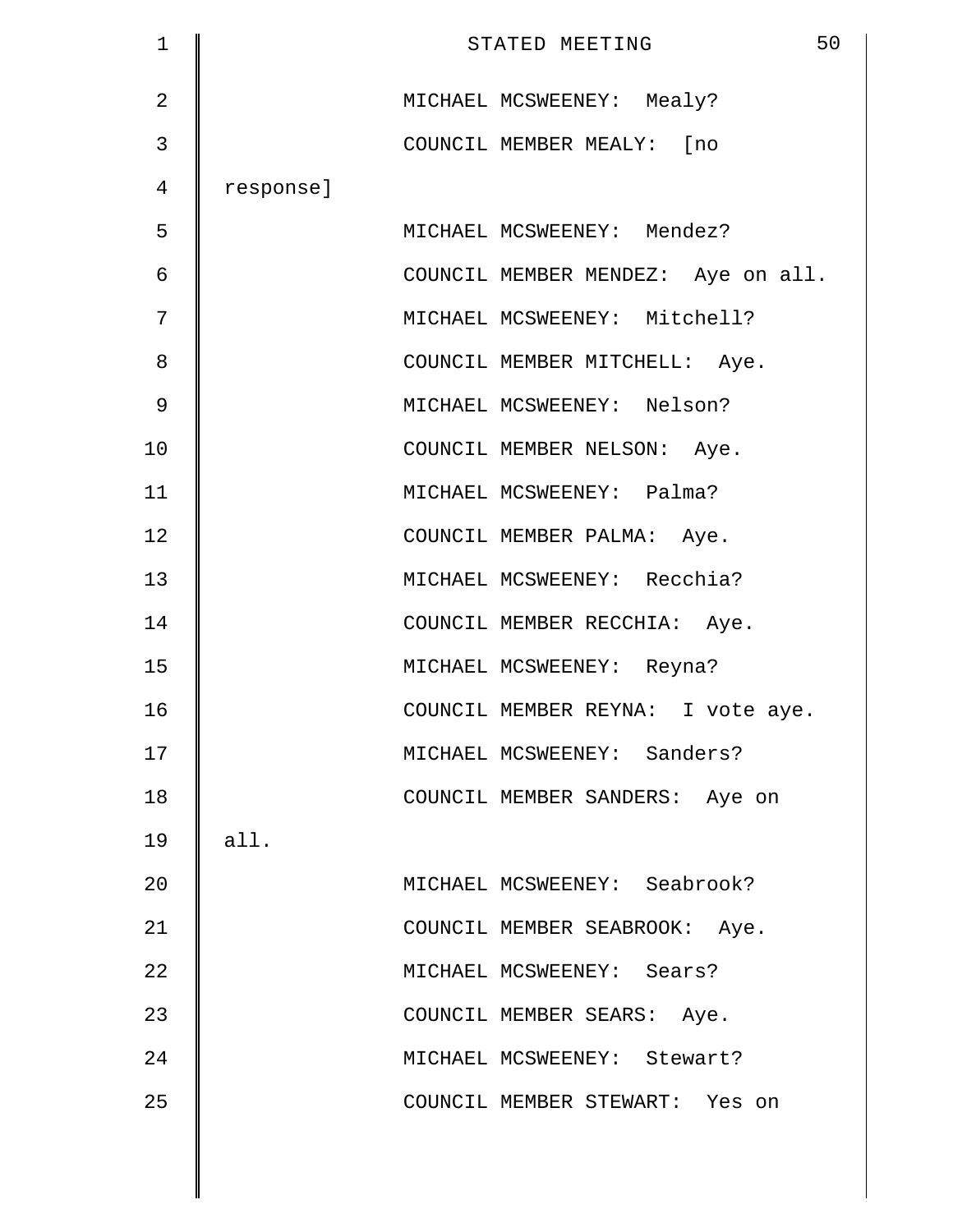MICHAEL MCSWEENEY: Mealy?

COUNCIL MEMBER MEALY: [no response]

MICHAEL MCSWEENEY: Mendez?

COUNCIL MEMBER MENDEZ: Aye on all.

MICHAEL MCSWEENEY: Mitchell?

COUNCIL MEMBER MITCHELL: Aye.

MICHAEL MCSWEENEY: Nelson?

COUNCIL MEMBER NELSON: Aye.

MICHAEL MCSWEENEY: Palma?

COUNCIL MEMBER PALMA: Aye.

MICHAEL MCSWEENEY: Recchia?

COUNCIL MEMBER RECCHIA: Aye.

MICHAEL MCSWEENEY: Reyna?

COUNCIL MEMBER REYNA: I vote aye.

MICHAEL MCSWEENEY: Sanders?

COUNCIL MEMBER SANDERS: Aye on all.

MICHAEL MCSWEENEY: Seabrook?

COUNCIL MEMBER SEABROOK: Aye.

MICHAEL MCSWEENEY: Sears?

COUNCIL MEMBER SEARS: Aye.

MICHAEL MCSWEENEY: Stewart?

COUNCIL MEMBER STEWART: Yes on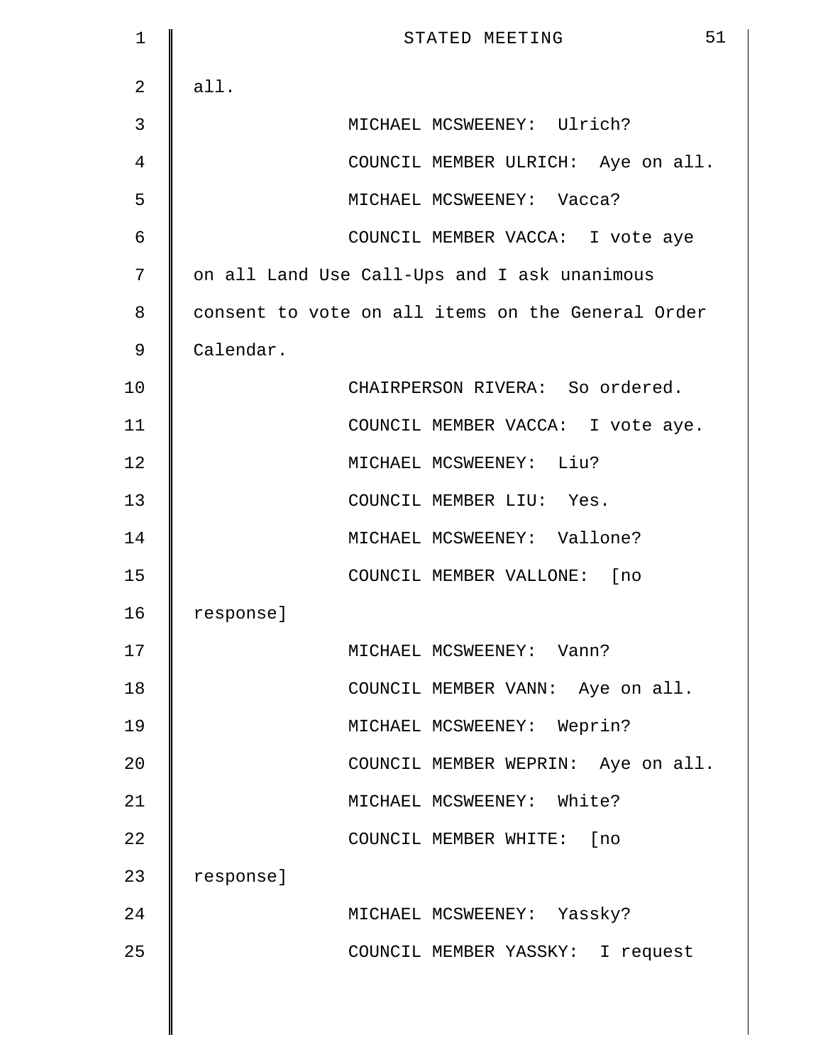all.

MICHAEL MCSWEENEY: Ulrich?

COUNCIL MEMBER ULRICH: Aye on all.

MICHAEL MCSWEENEY: Vacca?

COUNCIL MEMBER VACCA: I vote aye on all Land Use Call-Ups and I ask unanimous consent to vote on all items on the General Order Calendar.

CHAIRPERSON RIVERA: So ordered.

COUNCIL MEMBER VACCA: I vote aye.

MICHAEL MCSWEENEY: Liu?

COUNCIL MEMBER LIU: Yes.

MICHAEL MCSWEENEY: Vallone?

COUNCIL MEMBER VALLONE: [no response]

MICHAEL MCSWEENEY: Vann?

COUNCIL MEMBER VANN: Aye on all.

MICHAEL MCSWEENEY: Weprin?

COUNCIL MEMBER WEPRIN: Aye on all.

MICHAEL MCSWEENEY: White?

COUNCIL MEMBER WHITE: [no response]

MICHAEL MCSWEENEY: Yassky?

COUNCIL MEMBER YASSKY: I request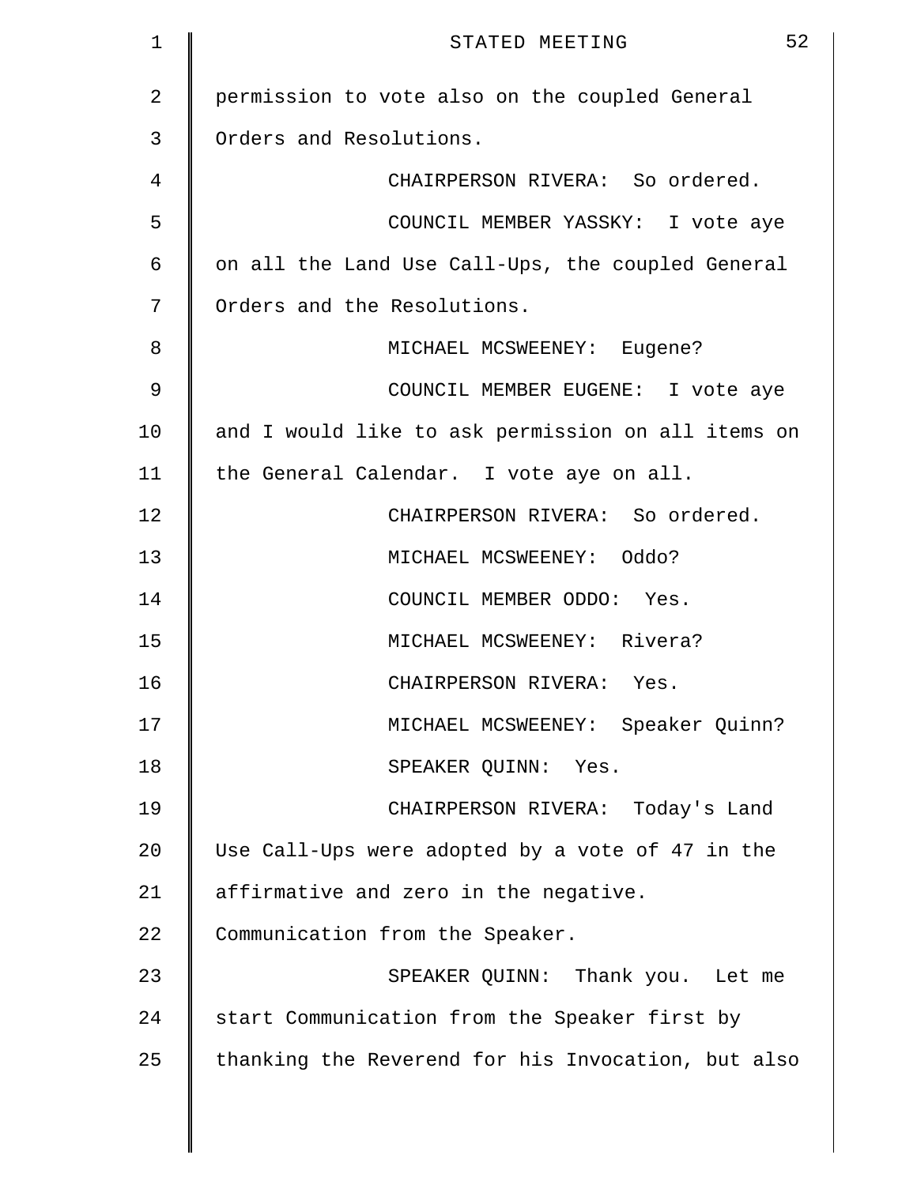permission to vote also on the coupled General Orders and Resolutions.

CHAIRPERSON RIVERA: So ordered.

COUNCIL MEMBER YASSKY: I vote aye on all the Land Use Call-Ups, the coupled General Orders and the Resolutions.

MICHAEL MCSWEENEY: Eugene?

COUNCIL MEMBER EUGENE: I vote aye and I would like to ask permission on all items on the General Calendar. I vote aye on all.

CHAIRPERSON RIVERA: So ordered.

MICHAEL MCSWEENEY: Oddo?

COUNCIL MEMBER ODDO: Yes.

MICHAEL MCSWEENEY: Rivera?

CHAIRPERSON RIVERA: Yes.

MICHAEL MCSWEENEY: Speaker Quinn?

SPEAKER QUINN: Yes.

CHAIRPERSON RIVERA: Today's Land Use Call-Ups were adopted by a vote of 47 in the affirmative and zero in the negative. Communication from the Speaker.

SPEAKER QUINN: Thank you. Let me start Communication from the Speaker first by thanking the Reverend for his Invocation, but also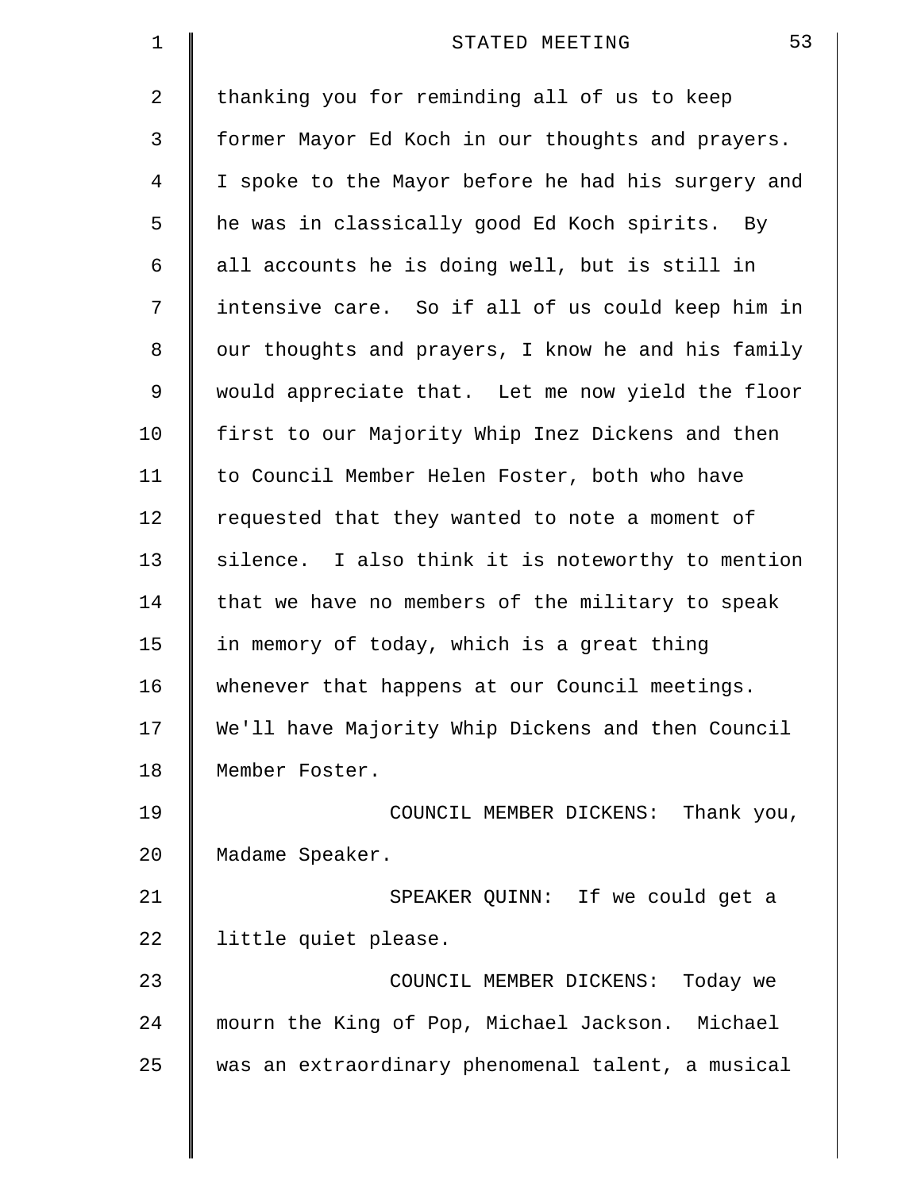thanking you for reminding all of us to keep former Mayor Ed Koch in our thoughts and prayers. I spoke to the Mayor before he had his surgery and he was in classically good Ed Koch spirits. By all accounts he is doing well, but is still in intensive care. So if all of us could keep him in our thoughts and prayers, I know he and his family would appreciate that. Let me now yield the floor first to our Majority Whip Inez Dickens and then to Council Member Helen Foster, both who have requested that they wanted to note a moment of silence. I also think it is noteworthy to mention that we have no members of the military to speak in memory of today, which is a great thing whenever that happens at our Council meetings. We'll have Majority Whip Dickens and then Council Member Foster.

COUNCIL MEMBER DICKENS: Thank you, Madame Speaker.

SPEAKER QUINN: If we could get a little quiet please.

COUNCIL MEMBER DICKENS: Today we mourn the King of Pop, Michael Jackson. Michael was an extraordinary phenomenal talent, a musical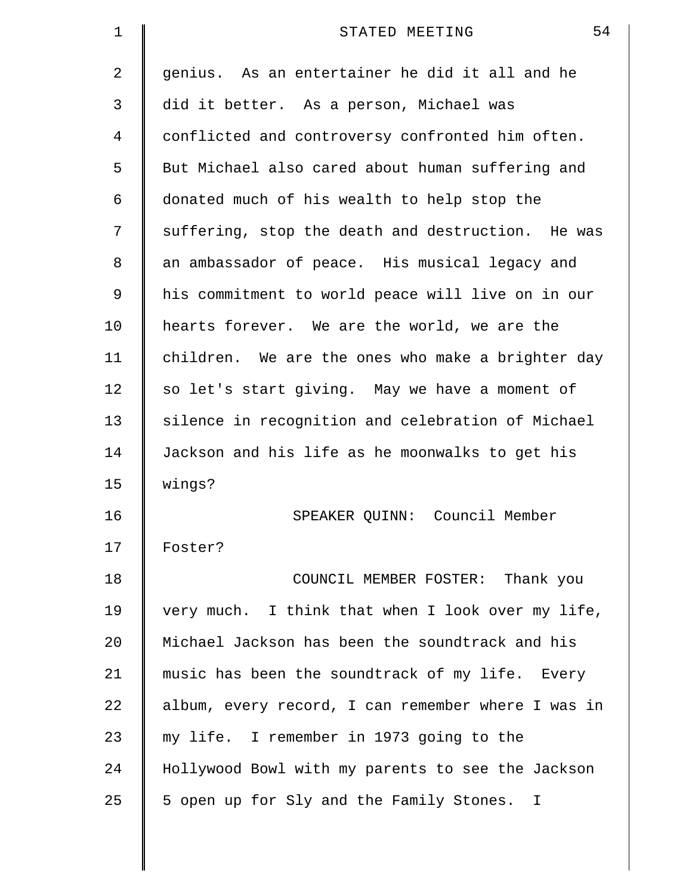genius. As an entertainer he did it all and he did it better. As a person, Michael was conflicted and controversy confronted him often. But Michael also cared about human suffering and donated much of his wealth to help stop the suffering, stop the death and destruction. He was an ambassador of peace. His musical legacy and his commitment to world peace will live on in our hearts forever. We are the world, we are the children. We are the ones who make a brighter day so let's start giving. May we have a moment of silence in recognition and celebration of Michael Jackson and his life as he moonwalks to get his wings?

SPEAKER QUINN: Council Member Foster?

COUNCIL MEMBER FOSTER: Thank you very much. I think that when I look over my life, Michael Jackson has been the soundtrack and his music has been the soundtrack of my life. Every album, every record, I can remember where I was in my life. I remember in 1973 going to the Hollywood Bowl with my parents to see the Jackson 5 open up for Sly and the Family Stones. I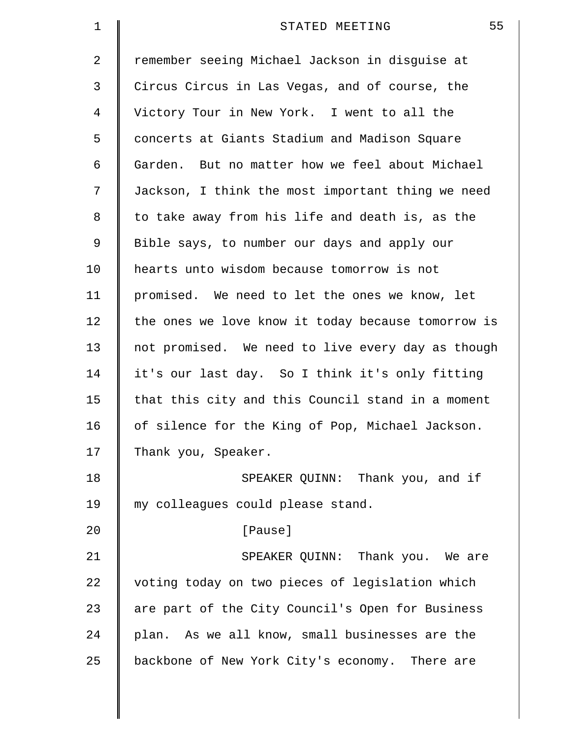remember seeing Michael Jackson in disguise at Circus Circus in Las Vegas, and of course, the Victory Tour in New York. I went to all the concerts at Giants Stadium and Madison Square Garden. But no matter how we feel about Michael Jackson, I think the most important thing we need to take away from his life and death is, as the Bible says, to number our days and apply our hearts unto wisdom because tomorrow is not promised. We need to let the ones we know, let the ones we love know it today because tomorrow is not promised. We need to live every day as though it's our last day. So I think it's only fitting that this city and this Council stand in a moment of silence for the King of Pop, Michael Jackson. Thank you, Speaker.

SPEAKER QUINN: Thank you, and if my colleagues could please stand.

[Pause]

SPEAKER QUINN: Thank you. We are voting today on two pieces of legislation which are part of the City Council's Open for Business plan. As we all know, small businesses are the backbone of New York City's economy. There are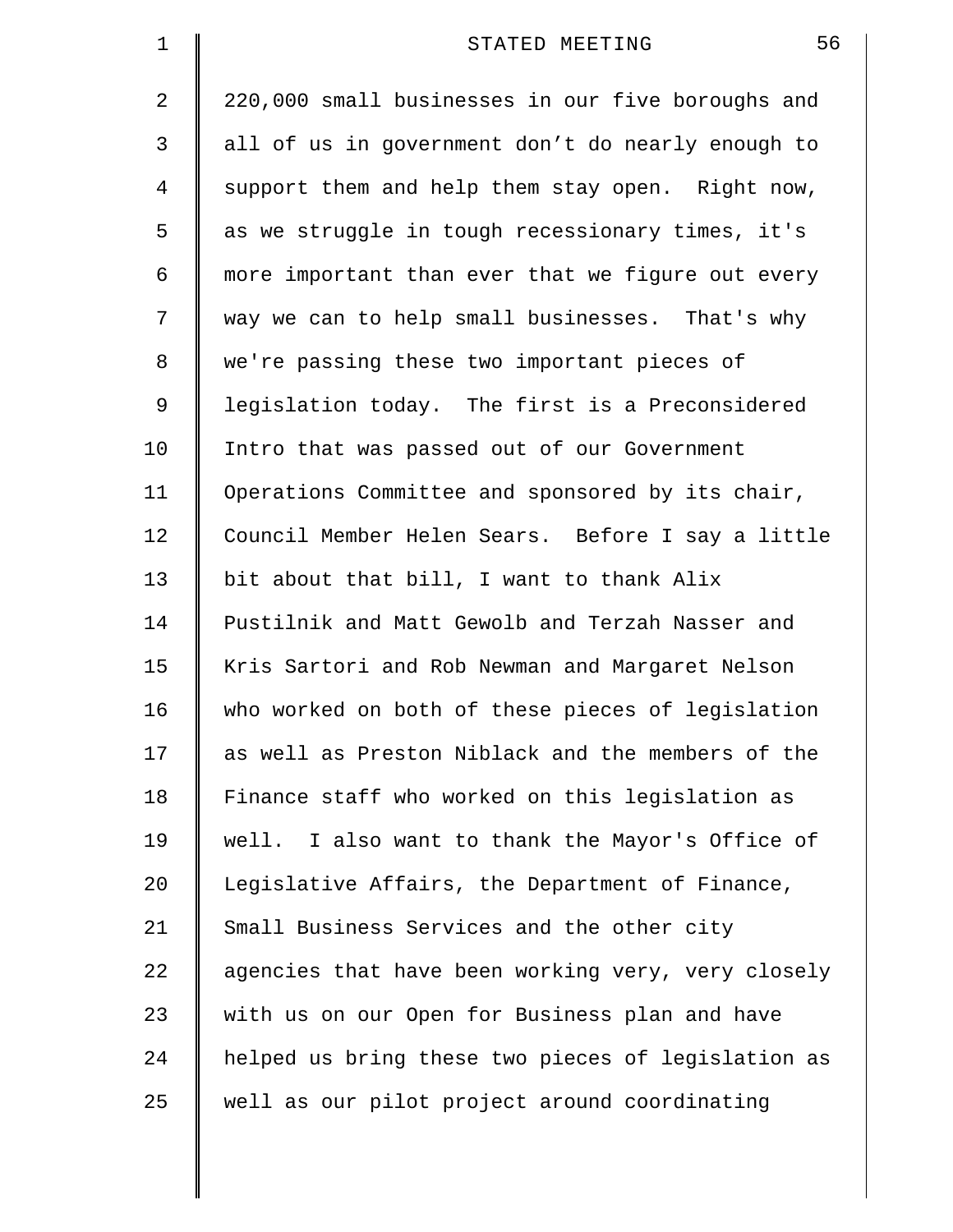220,000 small businesses in our five boroughs and all of us in government don't do nearly enough to support them and help them stay open. Right now, as we struggle in tough recessionary times, it's more important than ever that we figure out every way we can to help small businesses. That's why we're passing these two important pieces of legislation today. The first is a Preconsidered Intro that was passed out of our Government Operations Committee and sponsored by its chair, Council Member Helen Sears. Before I say a little bit about that bill, I want to thank Alix Pustilnik and Matt Gewolb and Terzah Nasser and Kris Sartori and Rob Newman and Margaret Nelson who worked on both of these pieces of legislation as well as Preston Niblack and the members of the Finance staff who worked on this legislation as well. I also want to thank the Mayor's Office of Legislative Affairs, the Department of Finance, Small Business Services and the other city agencies that have been working very, very closely with us on our Open for Business plan and have helped us bring these two pieces of legislation as well as our pilot project around coordinating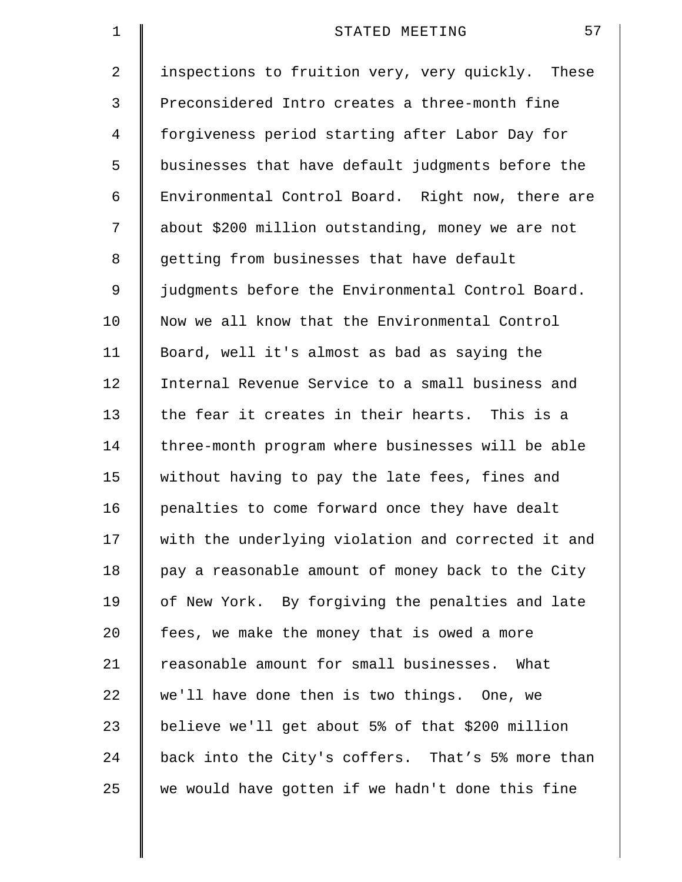inspections to fruition very, very quickly. These Preconsidered Intro creates a three-month fine forgiveness period starting after Labor Day for businesses that have default judgments before the Environmental Control Board. Right now, there are about $200 million outstanding, money we are not getting from businesses that have default judgments before the Environmental Control Board. Now we all know that the Environmental Control Board, well it's almost as bad as saying the Internal Revenue Service to a small business and the fear it creates in their hearts. This is a three-month program where businesses will be able without having to pay the late fees, fines and penalties to come forward once they have dealt with the underlying violation and corrected it and pay a reasonable amount of money back to the City of New York. By forgiving the penalties and late fees, we make the money that is owed a more reasonable amount for small businesses. What we'll have done then is two things. One, we believe we'll get about 5% of that $200 million back into the City's coffers. That’s 5% more than we would have gotten if we hadn't done this fine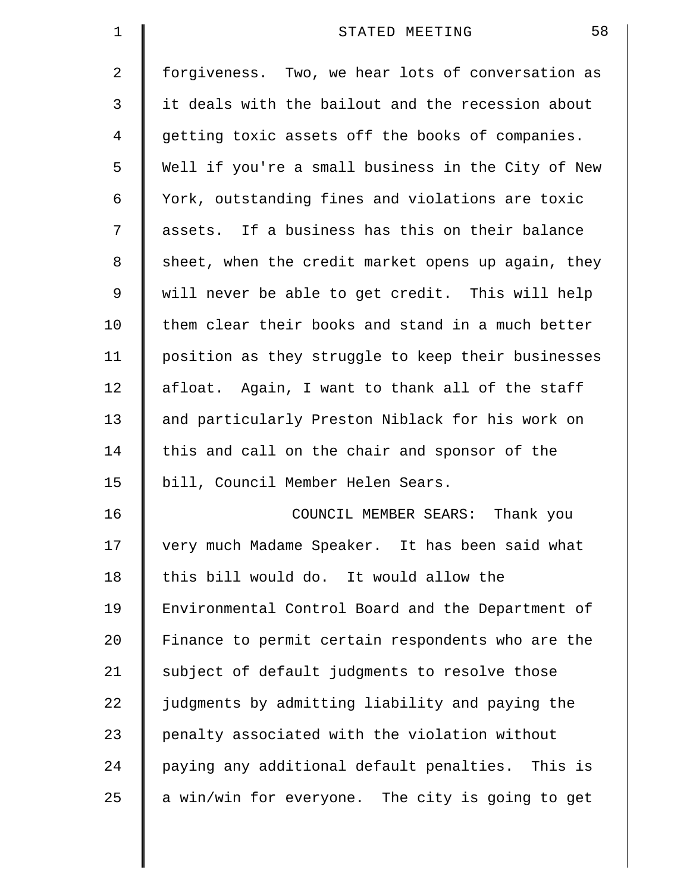forgiveness. Two, we hear lots of conversation as it deals with the bailout and the recession about getting toxic assets off the books of companies. Well if you're a small business in the City of New York, outstanding fines and violations are toxic assets. If a business has this on their balance sheet, when the credit market opens up again, they will never be able to get credit. This will help them clear their books and stand in a much better position as they struggle to keep their businesses afloat. Again, I want to thank all of the staff and particularly Preston Niblack for his work on this and call on the chair and sponsor of the bill, Council Member Helen Sears.

COUNCIL MEMBER SEARS: Thank you very much Madame Speaker. It has been said what this bill would do. It would allow the Environmental Control Board and the Department of Finance to permit certain respondents who are the subject of default judgments to resolve those judgments by admitting liability and paying the penalty associated with the violation without paying any additional default penalties. This is a win/win for everyone. The city is going to get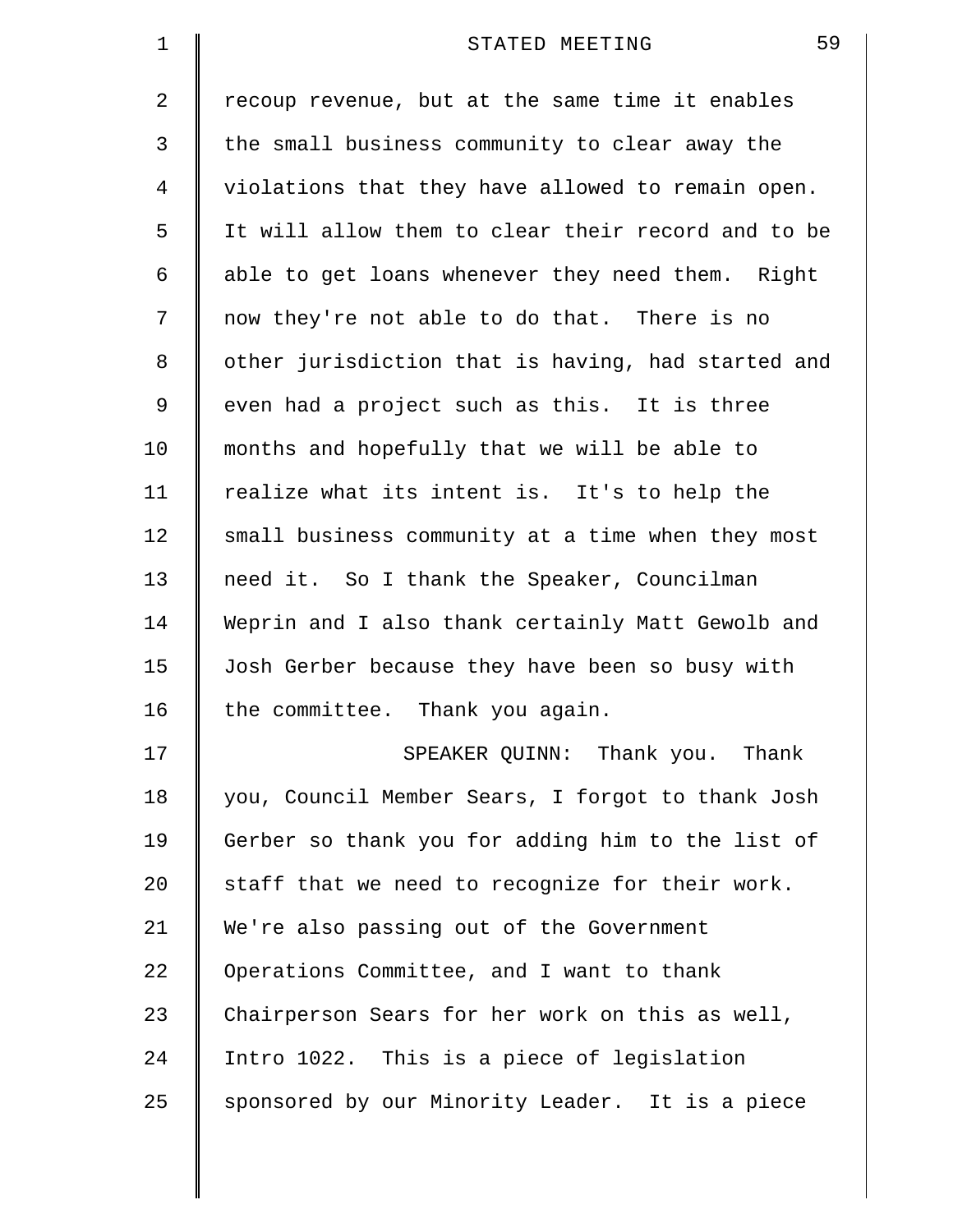recoup revenue, but at the same time it enables the small business community to clear away the violations that they have allowed to remain open. It will allow them to clear their record and to be able to get loans whenever they need them. Right now they're not able to do that. There is no other jurisdiction that is having, had started and even had a project such as this. It is three months and hopefully that we will be able to realize what its intent is. It's to help the small business community at a time when they most need it. So I thank the Speaker, Councilman Weprin and I also thank certainly Matt Gewolb and Josh Gerber because they have been so busy with the committee. Thank you again.

SPEAKER QUINN: Thank you. Thank you, Council Member Sears, I forgot to thank Josh Gerber so thank you for adding him to the list of staff that we need to recognize for their work. We're also passing out of the Government Operations Committee, and I want to thank Chairperson Sears for her work on this as well, Intro 1022. This is a piece of legislation sponsored by our Minority Leader. It is a piece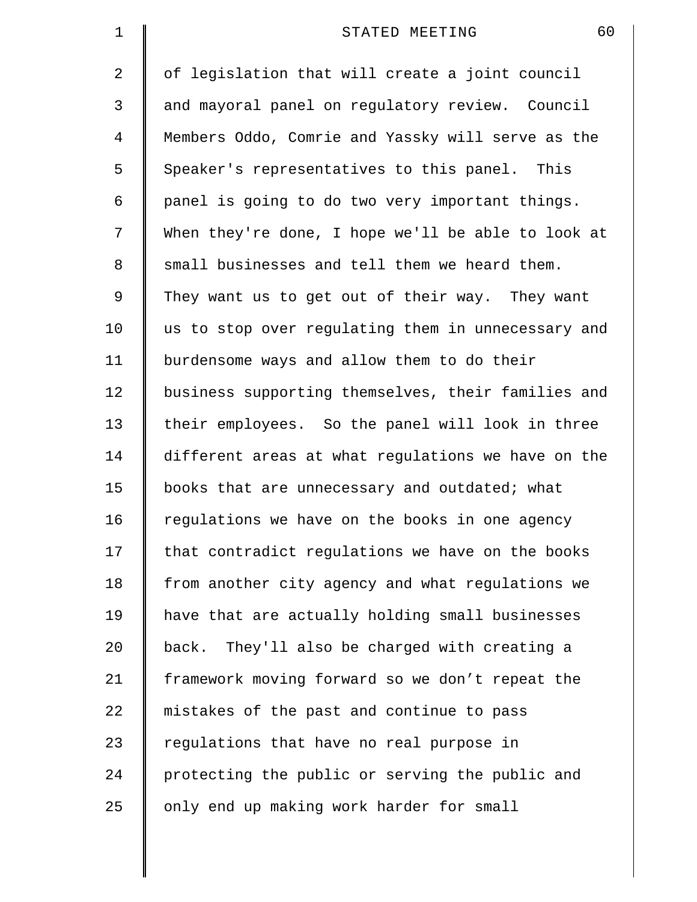of legislation that will create a joint council and mayoral panel on regulatory review. Council Members Oddo, Comrie and Yassky will serve as the Speaker's representatives to this panel. This panel is going to do two very important things. When they're done, I hope we'll be able to look at small businesses and tell them we heard them. They want us to get out of their way. They want us to stop over regulating them in unnecessary and burdensome ways and allow them to do their business supporting themselves, their families and their employees. So the panel will look in three different areas at what regulations we have on the books that are unnecessary and outdated; what regulations we have on the books in one agency that contradict regulations we have on the books from another city agency and what regulations we have that are actually holding small businesses back. They'll also be charged with creating a framework moving forward so we don't repeat the mistakes of the past and continue to pass regulations that have no real purpose in protecting the public or serving the public and only end up making work harder for small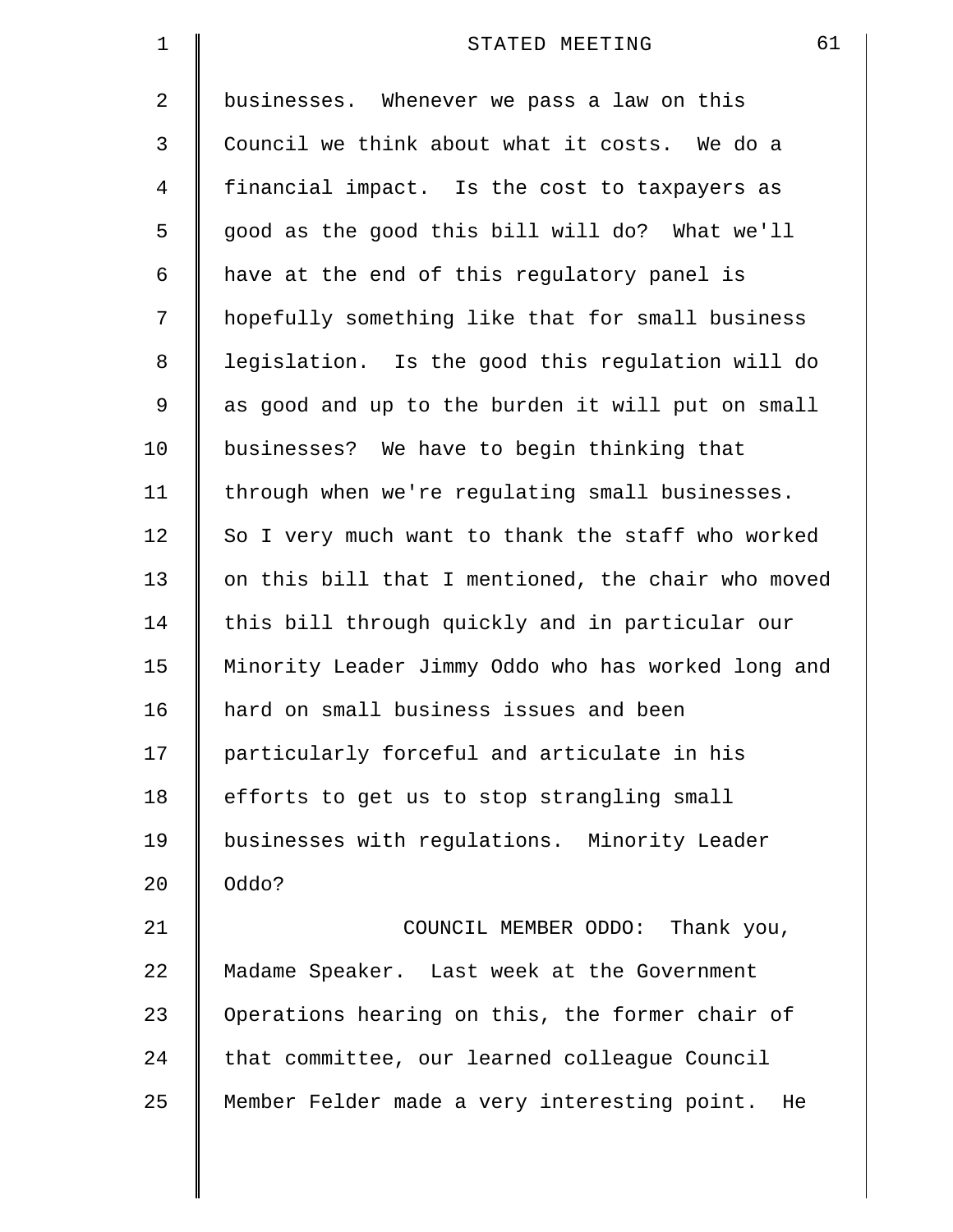businesses. Whenever we pass a law on this Council we think about what it costs. We do a financial impact. Is the cost to taxpayers as good as the good this bill will do? What we'll have at the end of this regulatory panel is hopefully something like that for small business legislation. Is the good this regulation will do as good and up to the burden it will put on small businesses? We have to begin thinking that through when we're regulating small businesses. So I very much want to thank the staff who worked on this bill that I mentioned, the chair who moved this bill through quickly and in particular our Minority Leader Jimmy Oddo who has worked long and hard on small business issues and been particularly forceful and articulate in his efforts to get us to stop strangling small businesses with regulations. Minority Leader Oddo?

COUNCIL MEMBER ODDO: Thank you, Madame Speaker. Last week at the Government Operations hearing on this, the former chair of that committee, our learned colleague Council Member Felder made a very interesting point. He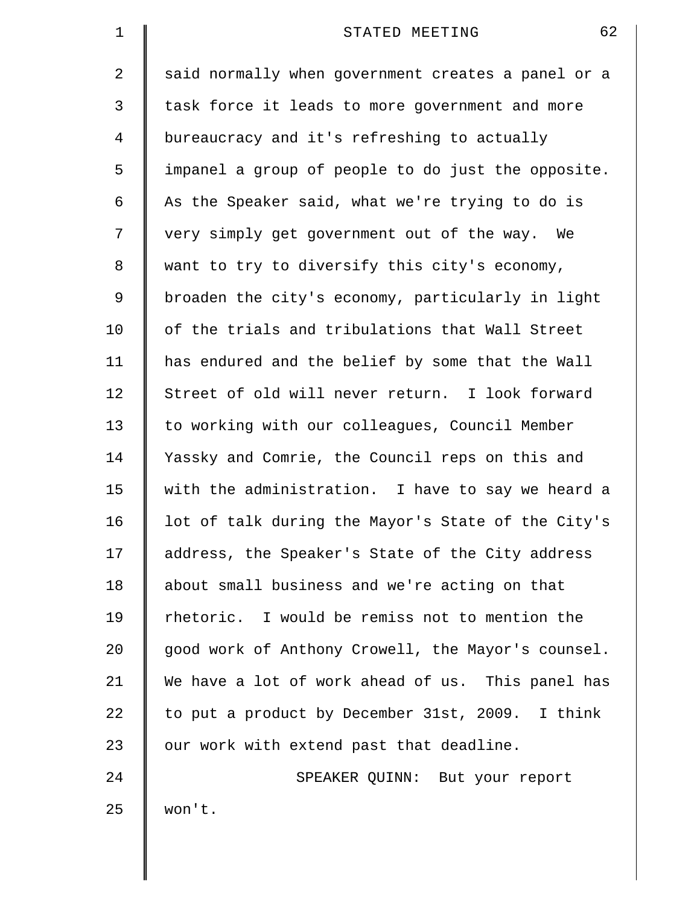said normally when government creates a panel or a task force it leads to more government and more bureaucracy and it's refreshing to actually impanel a group of people to do just the opposite. As the Speaker said, what we're trying to do is very simply get government out of the way. We want to try to diversify this city's economy, broaden the city's economy, particularly in light of the trials and tribulations that Wall Street has endured and the belief by some that the Wall Street of old will never return. I look forward to working with our colleagues, Council Member Yassky and Comrie, the Council reps on this and with the administration. I have to say we heard a lot of talk during the Mayor's State of the City's address, the Speaker's State of the City address about small business and we're acting on that rhetoric. I would be remiss not to mention the good work of Anthony Crowell, the Mayor's counsel. We have a lot of work ahead of us. This panel has to put a product by December 31st, 2009. I think our work with extend past that deadline.

SPEAKER QUINN: But your report won't.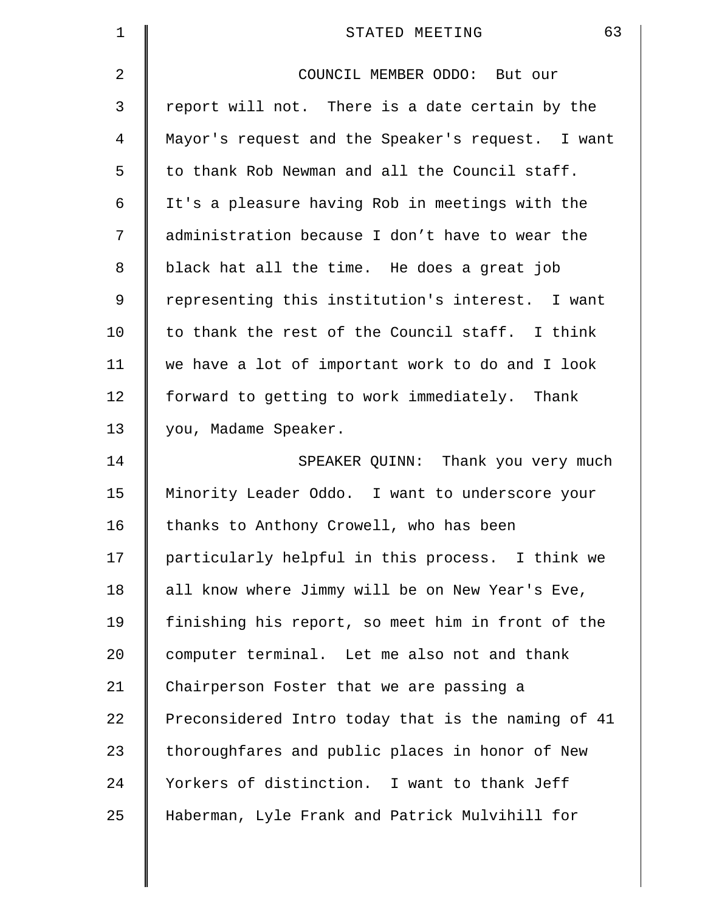COUNCIL MEMBER ODDO: But our report will not. There is a date certain by the Mayor's request and the Speaker's request. I want to thank Rob Newman and all the Council staff. It's a pleasure having Rob in meetings with the administration because I don't have to wear the black hat all the time. He does a great job representing this institution's interest. I want to thank the rest of the Council staff. I think we have a lot of important work to do and I look forward to getting to work immediately. Thank you, Madame Speaker.

SPEAKER QUINN: Thank you very much Minority Leader Oddo. I want to underscore your thanks to Anthony Crowell, who has been particularly helpful in this process. I think we all know where Jimmy will be on New Year's Eve, finishing his report, so meet him in front of the computer terminal. Let me also not and thank Chairperson Foster that we are passing a Preconsidered Intro today that is the naming of 41 thoroughfares and public places in honor of New Yorkers of distinction. I want to thank Jeff Haberman, Lyle Frank and Patrick Mulvihill for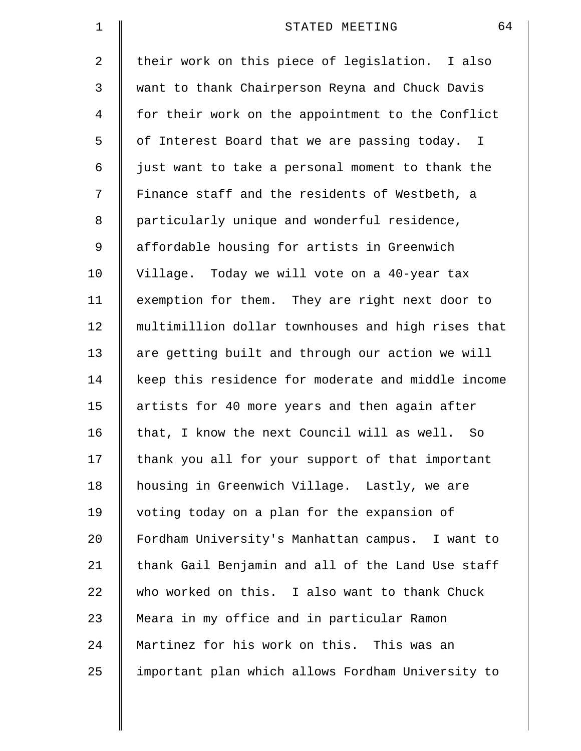their work on this piece of legislation. I also want to thank Chairperson Reyna and Chuck Davis for their work on the appointment to the Conflict of Interest Board that we are passing today. I just want to take a personal moment to thank the Finance staff and the residents of Westbeth, a particularly unique and wonderful residence, affordable housing for artists in Greenwich Village. Today we will vote on a 40-year tax exemption for them. They are right next door to multimillion dollar townhouses and high rises that are getting built and through our action we will keep this residence for moderate and middle income artists for 40 more years and then again after that, I know the next Council will as well. So thank you all for your support of that important housing in Greenwich Village. Lastly, we are voting today on a plan for the expansion of Fordham University's Manhattan campus. I want to thank Gail Benjamin and all of the Land Use staff who worked on this. I also want to thank Chuck Meara in my office and in particular Ramon Martinez for his work on this. This was an important plan which allows Fordham University to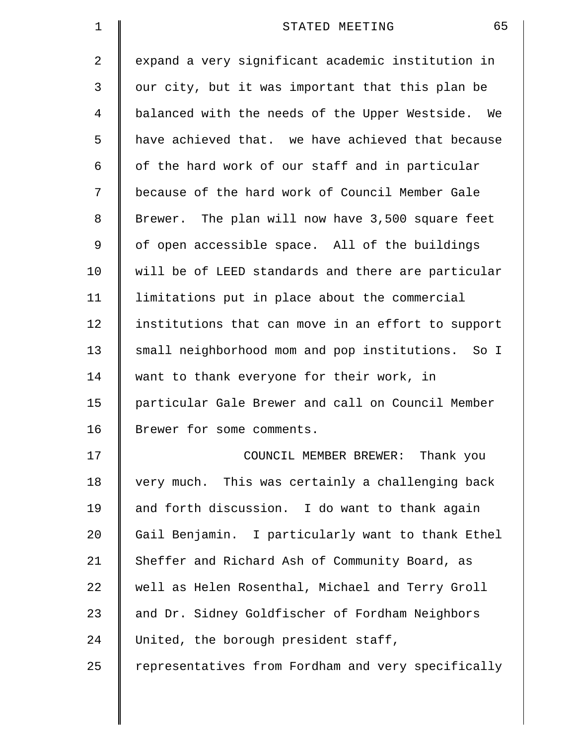expand a very significant academic institution in our city, but it was important that this plan be balanced with the needs of the Upper Westside. We have achieved that. we have achieved that because of the hard work of our staff and in particular because of the hard work of Council Member Gale Brewer. The plan will now have 3,500 square feet of open accessible space. All of the buildings will be of LEED standards and there are particular limitations put in place about the commercial institutions that can move in an effort to support small neighborhood mom and pop institutions. So I want to thank everyone for their work, in particular Gale Brewer and call on Council Member Brewer for some comments.

COUNCIL MEMBER BREWER: Thank you very much. This was certainly a challenging back and forth discussion. I do want to thank again Gail Benjamin. I particularly want to thank Ethel Sheffer and Richard Ash of Community Board, as well as Helen Rosenthal, Michael and Terry Groll and Dr. Sidney Goldfischer of Fordham Neighbors United, the borough president staff, representatives from Fordham and very specifically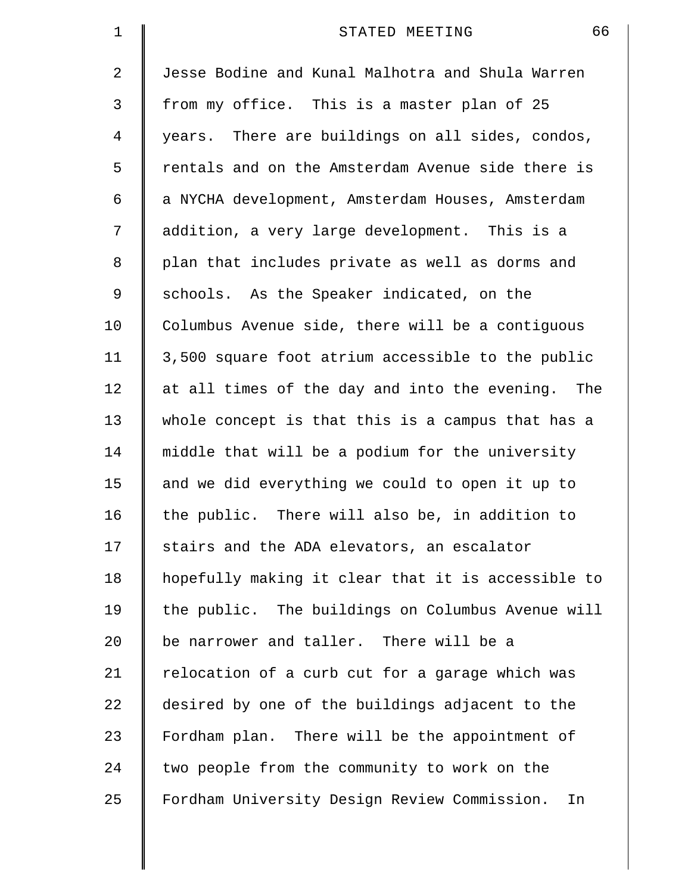Jesse Bodine and Kunal Malhotra and Shula Warren from my office. This is a master plan of 25 years. There are buildings on all sides, condos, rentals and on the Amsterdam Avenue side there is a NYCHA development, Amsterdam Houses, Amsterdam addition, a very large development. This is a plan that includes private as well as dorms and schools. As the Speaker indicated, on the Columbus Avenue side, there will be a contiguous 3,500 square foot atrium accessible to the public at all times of the day and into the evening. The whole concept is that this is a campus that has a middle that will be a podium for the university and we did everything we could to open it up to the public. There will also be, in addition to stairs and the ADA elevators, an escalator hopefully making it clear that it is accessible to the public. The buildings on Columbus Avenue will be narrower and taller. There will be a relocation of a curb cut for a garage which was desired by one of the buildings adjacent to the Fordham plan. There will be the appointment of two people from the community to work on the Fordham University Design Review Commission. In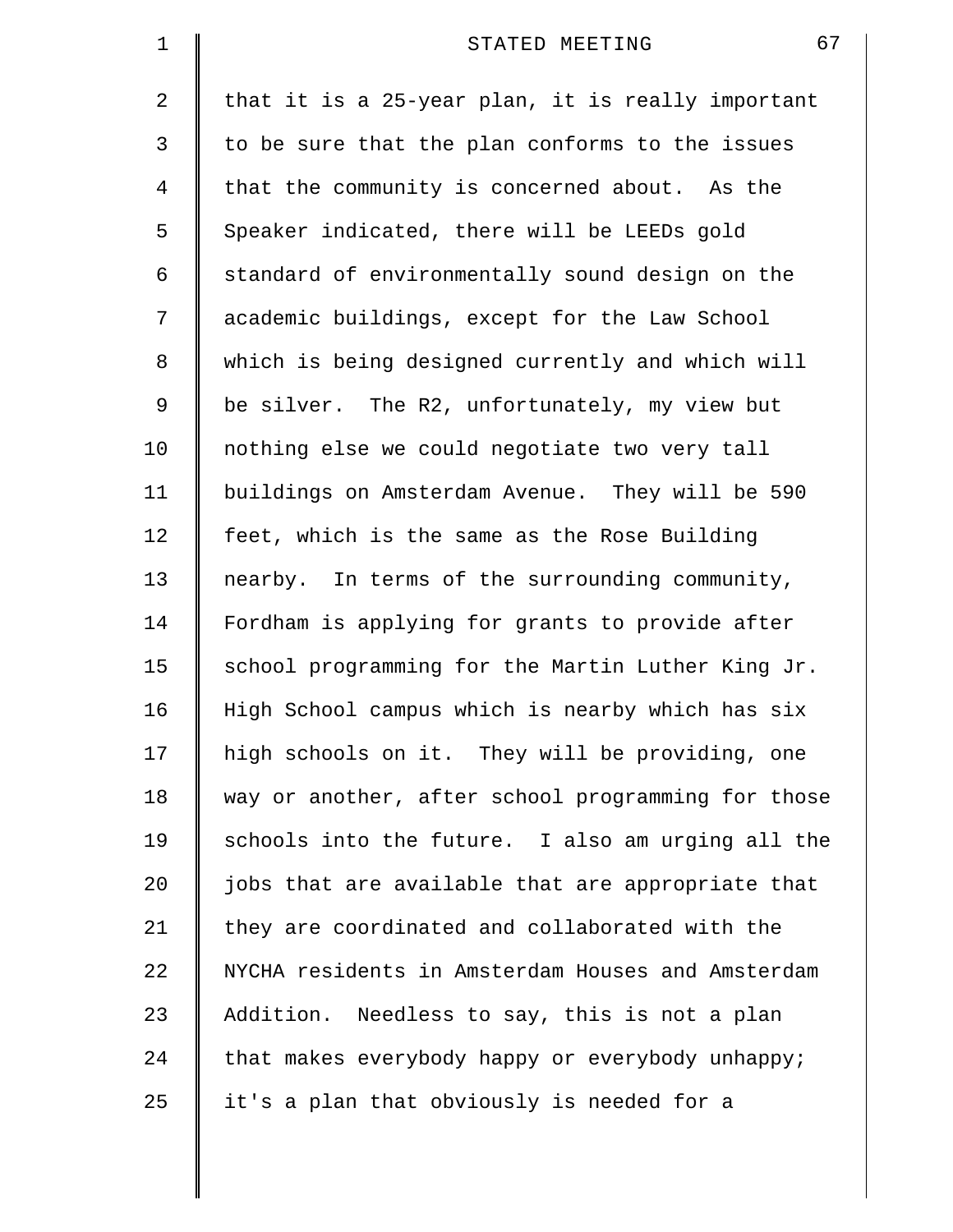that it is a 25-year plan, it is really important to be sure that the plan conforms to the issues that the community is concerned about. As the Speaker indicated, there will be LEEDs gold standard of environmentally sound design on the academic buildings, except for the Law School which is being designed currently and which will be silver. The R2, unfortunately, my view but nothing else we could negotiate two very tall buildings on Amsterdam Avenue. They will be 590 feet, which is the same as the Rose Building nearby. In terms of the surrounding community, Fordham is applying for grants to provide after school programming for the Martin Luther King Jr. High School campus which is nearby which has six high schools on it. They will be providing, one way or another, after school programming for those schools into the future. I also am urging all the jobs that are available that are appropriate that they are coordinated and collaborated with the NYCHA residents in Amsterdam Houses and Amsterdam Addition. Needless to say, this is not a plan that makes everybody happy or everybody unhappy; it's a plan that obviously is needed for a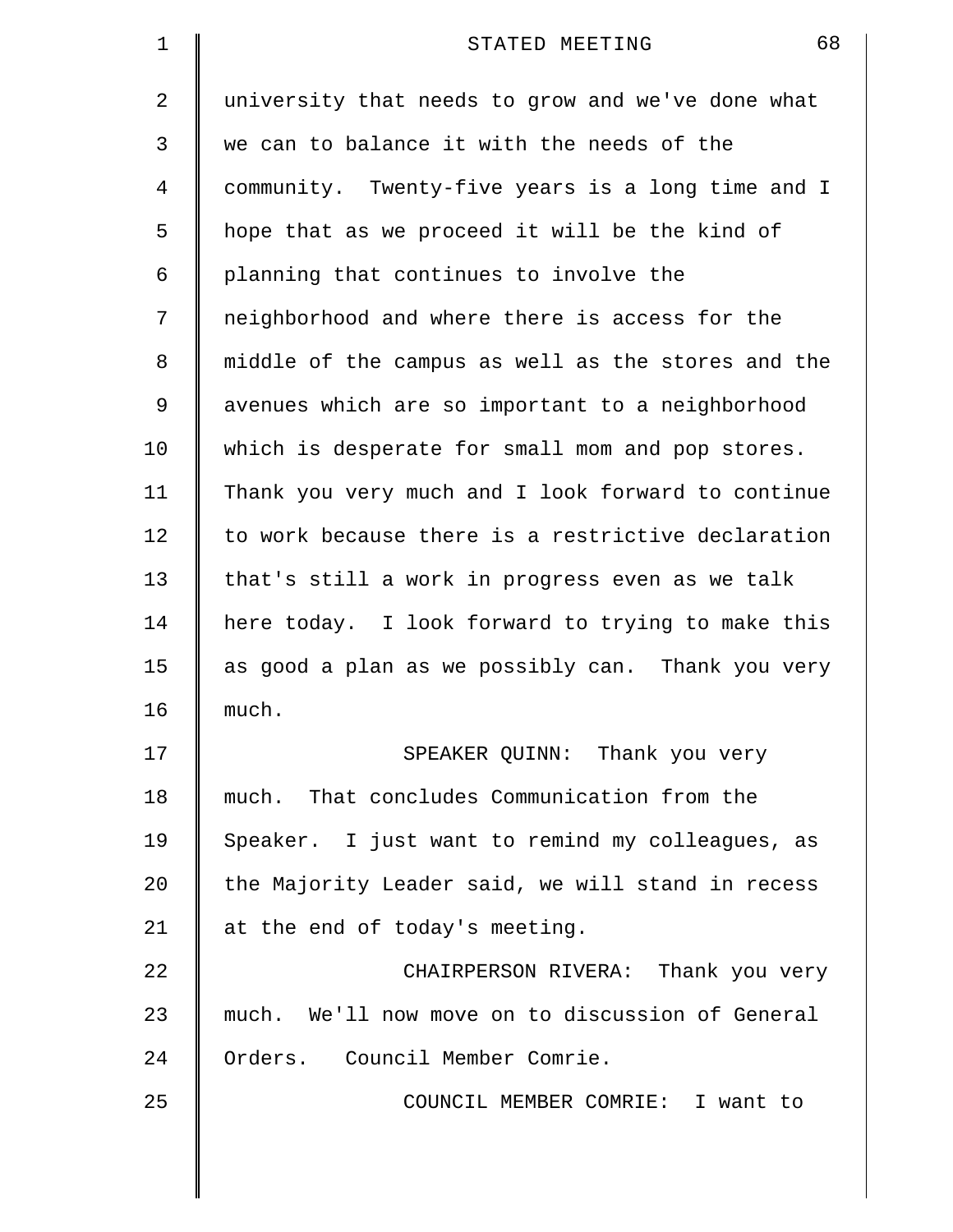university that needs to grow and we've done what we can to balance it with the needs of the community. Twenty-five years is a long time and I hope that as we proceed it will be the kind of planning that continues to involve the neighborhood and where there is access for the middle of the campus as well as the stores and the avenues which are so important to a neighborhood which is desperate for small mom and pop stores. Thank you very much and I look forward to continue to work because there is a restrictive declaration that's still a work in progress even as we talk here today. I look forward to trying to make this as good a plan as we possibly can. Thank you very much.

SPEAKER QUINN: Thank you very much. That concludes Communication from the Speaker. I just want to remind my colleagues, as the Majority Leader said, we will stand in recess at the end of today's meeting.

CHAIRPERSON RIVERA: Thank you very much. We'll now move on to discussion of General Orders. Council Member Comrie.

COUNCIL MEMBER COMRIE: I want to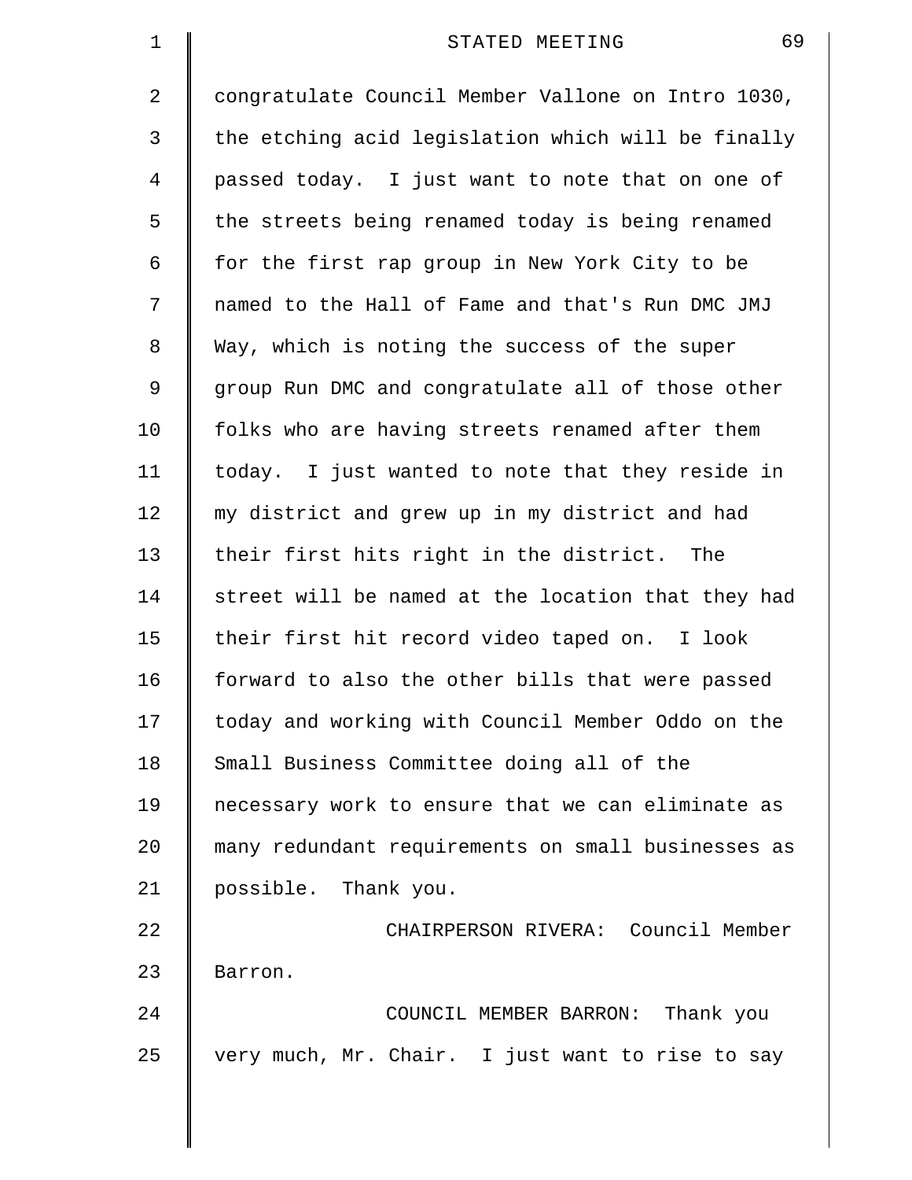congratulate Council Member Vallone on Intro 1030, the etching acid legislation which will be finally passed today. I just want to note that on one of the streets being renamed today is being renamed for the first rap group in New York City to be named to the Hall of Fame and that's Run DMC JMJ Way, which is noting the success of the super group Run DMC and congratulate all of those other folks who are having streets renamed after them today. I just wanted to note that they reside in my district and grew up in my district and had their first hits right in the district. The street will be named at the location that they had their first hit record video taped on. I look forward to also the other bills that were passed today and working with Council Member Oddo on the Small Business Committee doing all of the necessary work to ensure that we can eliminate as many redundant requirements on small businesses as possible. Thank you.

CHAIRPERSON RIVERA: Council Member Barron.

COUNCIL MEMBER BARRON: Thank you very much, Mr. Chair. I just want to rise to say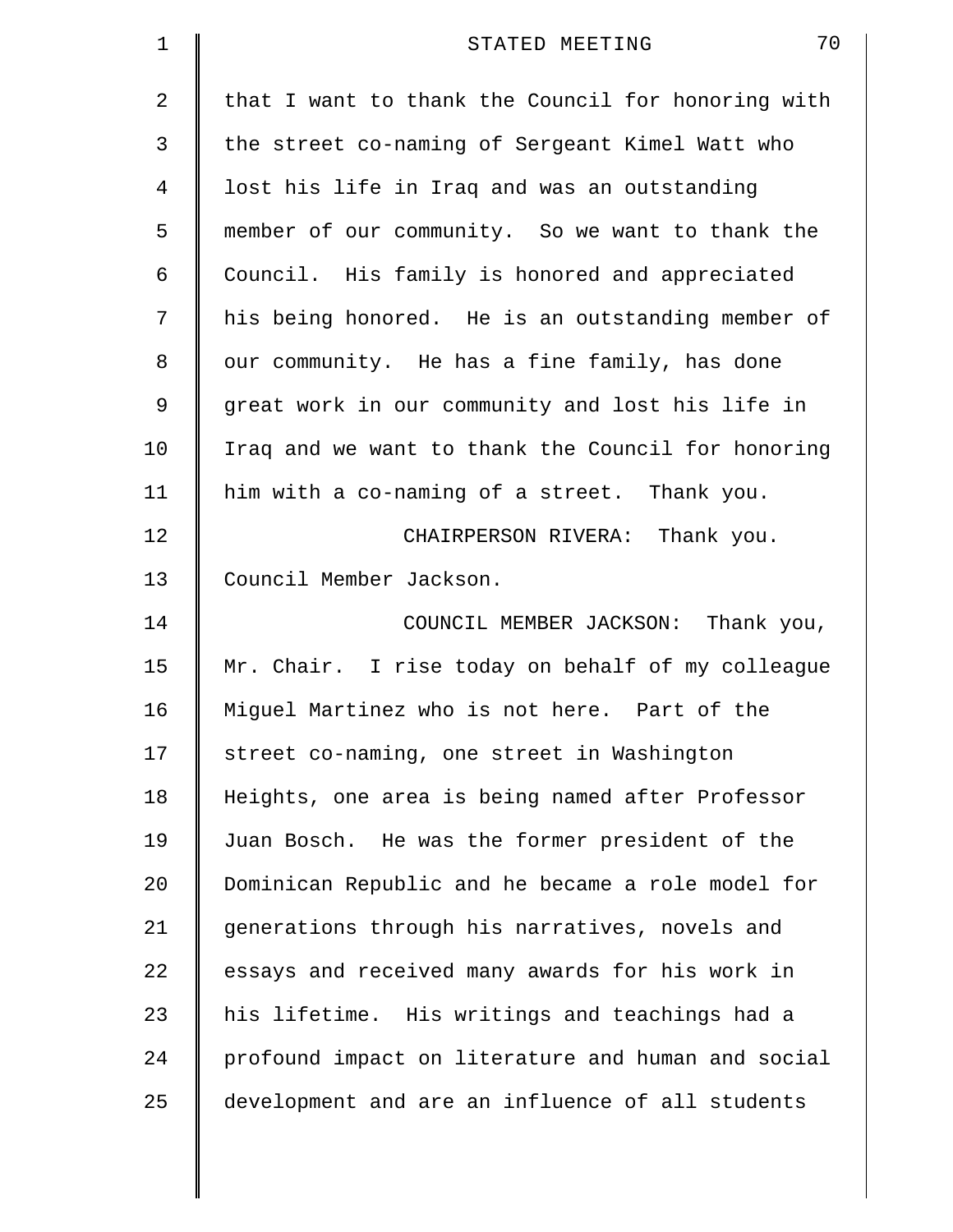that I want to thank the Council for honoring with the street co-naming of Sergeant Kimel Watt who lost his life in Iraq and was an outstanding member of our community. So we want to thank the Council. His family is honored and appreciated his being honored. He is an outstanding member of our community. He has a fine family, has done great work in our community and lost his life in Iraq and we want to thank the Council for honoring him with a co-naming of a street. Thank you.

CHAIRPERSON RIVERA: Thank you. Council Member Jackson.

COUNCIL MEMBER JACKSON: Thank you, Mr. Chair. I rise today on behalf of my colleague Miguel Martinez who is not here. Part of the street co-naming, one street in Washington Heights, one area is being named after Professor Juan Bosch. He was the former president of the Dominican Republic and he became a role model for generations through his narratives, novels and essays and received many awards for his work in his lifetime. His writings and teachings had a profound impact on literature and human and social development and are an influence of all students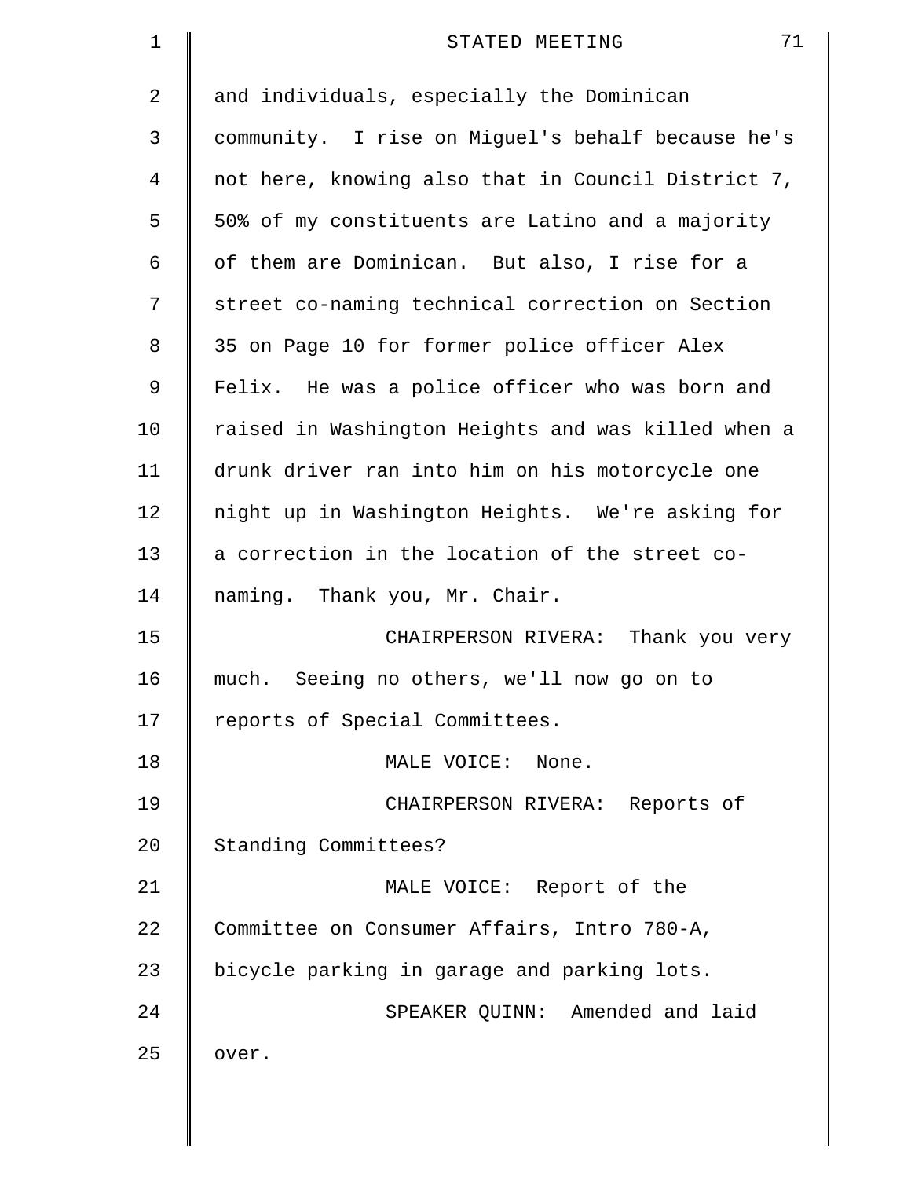and individuals, especially the Dominican community. I rise on Miguel's behalf because he's not here, knowing also that in Council District 7, 50% of my constituents are Latino and a majority of them are Dominican. But also, I rise for a street co-naming technical correction on Section 35 on Page 10 for former police officer Alex Felix. He was a police officer who was born and raised in Washington Heights and was killed when a drunk driver ran into him on his motorcycle one night up in Washington Heights. We're asking for a correction in the location of the street co-naming. Thank you, Mr. Chair.

CHAIRPERSON RIVERA: Thank you very much. Seeing no others, we'll now go on to reports of Special Committees.

MALE VOICE: None.

CHAIRPERSON RIVERA: Reports of Standing Committees?

MALE VOICE: Report of the Committee on Consumer Affairs, Intro 780-A, bicycle parking in garage and parking lots.

SPEAKER QUINN: Amended and laid over.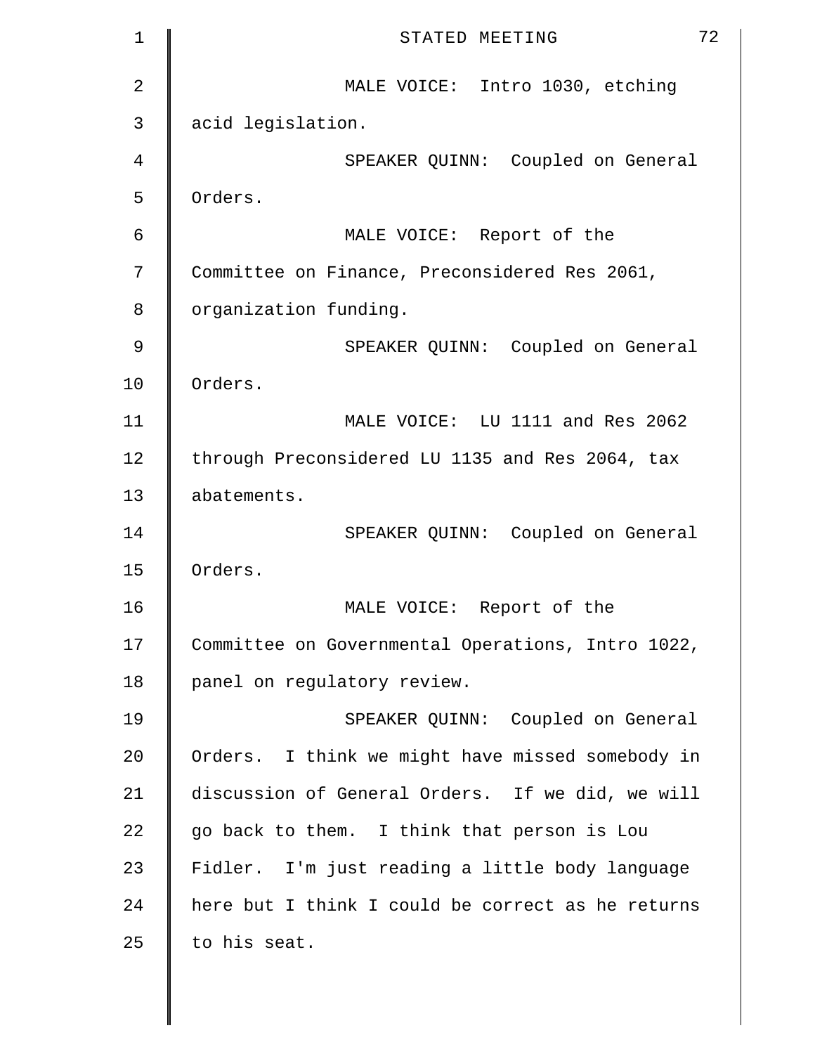MALE VOICE: Intro 1030, etching acid legislation.

SPEAKER QUINN: Coupled on General Orders.

MALE VOICE: Report of the Committee on Finance, Preconsidered Res 2061, organization funding.

SPEAKER QUINN: Coupled on General Orders.

MALE VOICE: LU 1111 and Res 2062 through Preconsidered LU 1135 and Res 2064, tax abatements.

SPEAKER QUINN: Coupled on General Orders.

MALE VOICE: Report of the Committee on Governmental Operations, Intro 1022, panel on regulatory review.

SPEAKER QUINN: Coupled on General Orders. I think we might have missed somebody in discussion of General Orders. If we did, we will go back to them. I think that person is Lou Fidler. I'm just reading a little body language here but I think I could be correct as he returns to his seat.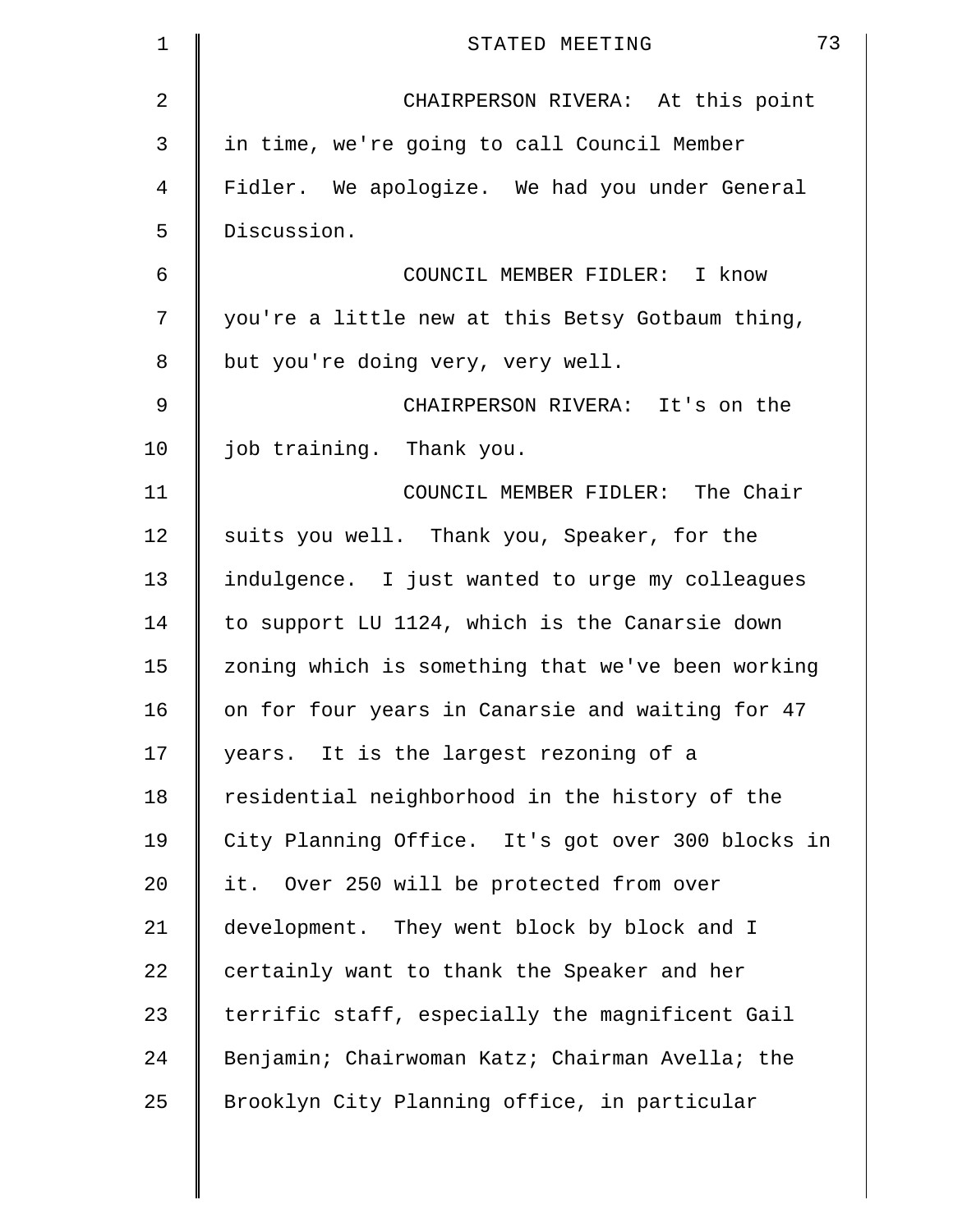CHAIRPERSON RIVERA: At this point in time, we're going to call Council Member Fidler. We apologize. We had you under General Discussion.

COUNCIL MEMBER FIDLER: I know you're a little new at this Betsy Gotbaum thing, but you're doing very, very well.

CHAIRPERSON RIVERA: It's on the job training. Thank you.

COUNCIL MEMBER FIDLER: The Chair suits you well. Thank you, Speaker, for the indulgence. I just wanted to urge my colleagues to support LU 1124, which is the Canarsie down zoning which is something that we've been working on for four years in Canarsie and waiting for 47 years. It is the largest rezoning of a residential neighborhood in the history of the City Planning Office. It's got over 300 blocks in it. Over 250 will be protected from over development. They went block by block and I certainly want to thank the Speaker and her terrific staff, especially the magnificent Gail Benjamin; Chairwoman Katz; Chairman Avella; the Brooklyn City Planning office, in particular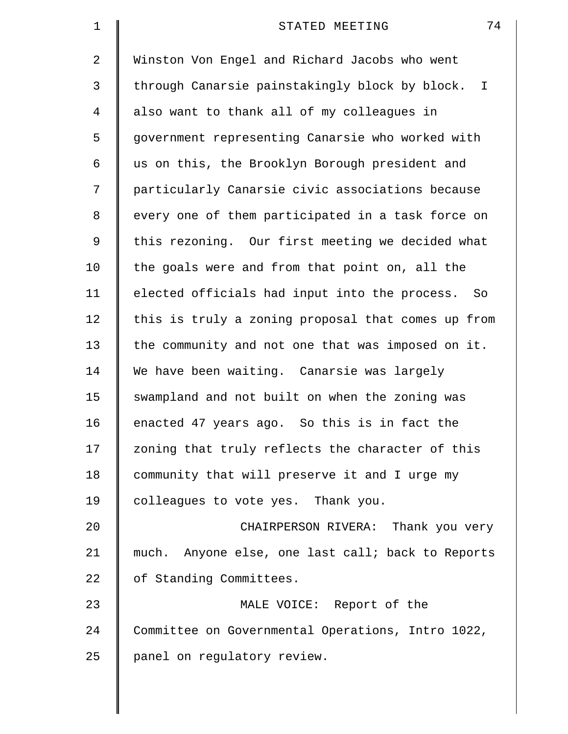Winston Von Engel and Richard Jacobs who went through Canarsie painstakingly block by block. I also want to thank all of my colleagues in government representing Canarsie who worked with us on this, the Brooklyn Borough president and particularly Canarsie civic associations because every one of them participated in a task force on this rezoning. Our first meeting we decided what the goals were and from that point on, all the elected officials had input into the process. So this is truly a zoning proposal that comes up from the community and not one that was imposed on it. We have been waiting. Canarsie was largely swampland and not built on when the zoning was enacted 47 years ago. So this is in fact the zoning that truly reflects the character of this community that will preserve it and I urge my colleagues to vote yes. Thank you.

CHAIRPERSON RIVERA: Thank you very much. Anyone else, one last call; back to Reports of Standing Committees.

MALE VOICE: Report of the Committee on Governmental Operations, Intro 1022, panel on regulatory review.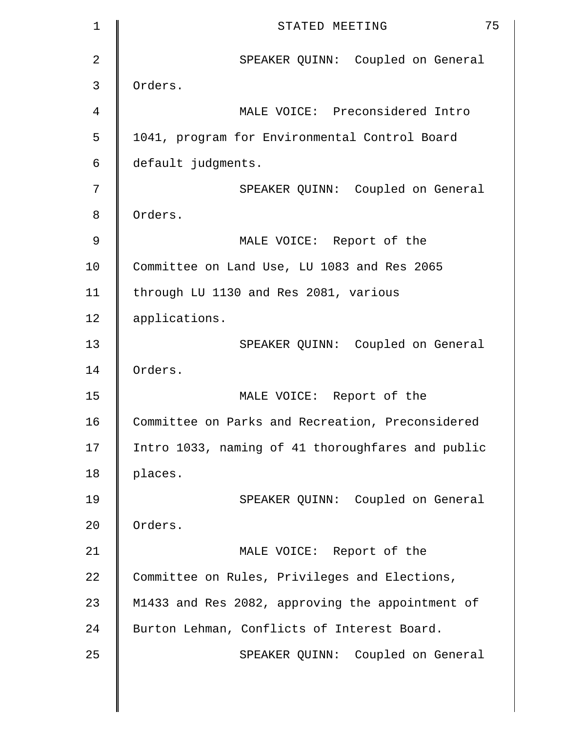SPEAKER QUINN: Coupled on General Orders.

MALE VOICE: Preconsidered Intro 1041, program for Environmental Control Board default judgments.

SPEAKER QUINN: Coupled on General Orders.

MALE VOICE: Report of the Committee on Land Use, LU 1083 and Res 2065 through LU 1130 and Res 2081, various applications.

SPEAKER QUINN: Coupled on General Orders.

MALE VOICE: Report of the Committee on Parks and Recreation, Preconsidered Intro 1033, naming of 41 thoroughfares and public places.

SPEAKER QUINN: Coupled on General Orders.

MALE VOICE: Report of the Committee on Rules, Privileges and Elections, M1433 and Res 2082, approving the appointment of Burton Lehman, Conflicts of Interest Board.

SPEAKER QUINN: Coupled on General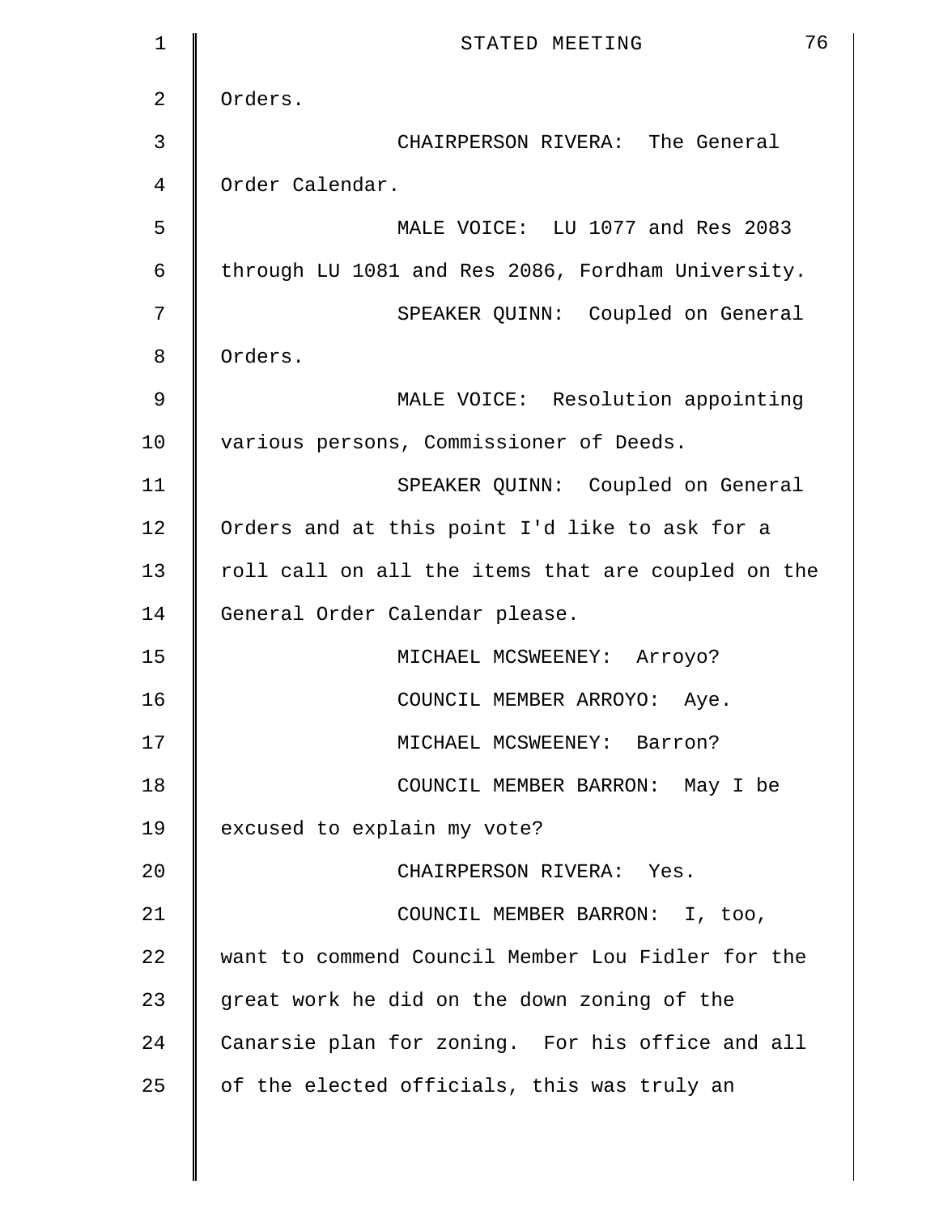Orders.

CHAIRPERSON RIVERA: The General Order Calendar.

MALE VOICE: LU 1077 and Res 2083 through LU 1081 and Res 2086, Fordham University.

SPEAKER QUINN: Coupled on General Orders.

MALE VOICE: Resolution appointing various persons, Commissioner of Deeds.

SPEAKER QUINN: Coupled on General Orders and at this point I'd like to ask for a roll call on all the items that are coupled on the General Order Calendar please.

MICHAEL MCSWEENEY: Arroyo?

COUNCIL MEMBER ARROYO: Aye.

MICHAEL MCSWEENEY: Barron?

COUNCIL MEMBER BARRON: May I be excused to explain my vote?

CHAIRPERSON RIVERA: Yes.

COUNCIL MEMBER BARRON: I, too, want to commend Council Member Lou Fidler for the great work he did on the down zoning of the Canarsie plan for zoning. For his office and all of the elected officials, this was truly an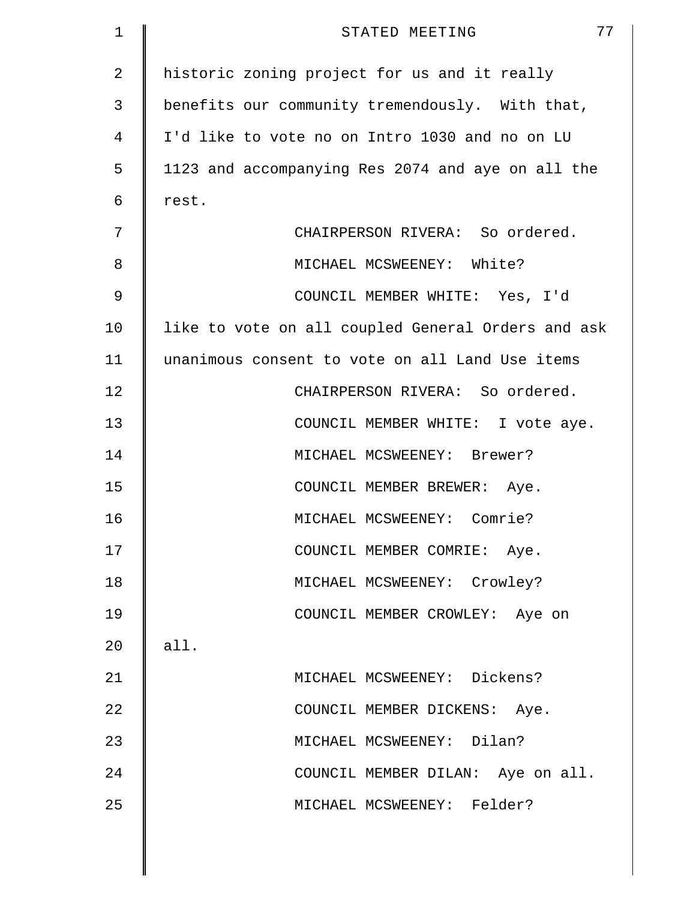historic zoning project for us and it really benefits our community tremendously. With that, I'd like to vote no on Intro 1030 and no on LU 1123 and accompanying Res 2074 and aye on all the rest.

CHAIRPERSON RIVERA: So ordered.

MICHAEL MCSWEENEY: White?

COUNCIL MEMBER WHITE: Yes, I'd like to vote on all coupled General Orders and ask unanimous consent to vote on all Land Use items

CHAIRPERSON RIVERA: So ordered.

COUNCIL MEMBER WHITE: I vote aye.

MICHAEL MCSWEENEY: Brewer?

COUNCIL MEMBER BREWER: Aye.

MICHAEL MCSWEENEY: Comrie?

COUNCIL MEMBER COMRIE: Aye.

MICHAEL MCSWEENEY: Crowley?

COUNCIL MEMBER CROWLEY: Aye on all.

MICHAEL MCSWEENEY: Dickens?

COUNCIL MEMBER DICKENS: Aye.

MICHAEL MCSWEENEY: Dilan?

COUNCIL MEMBER DILAN: Aye on all.

MICHAEL MCSWEENEY: Felder?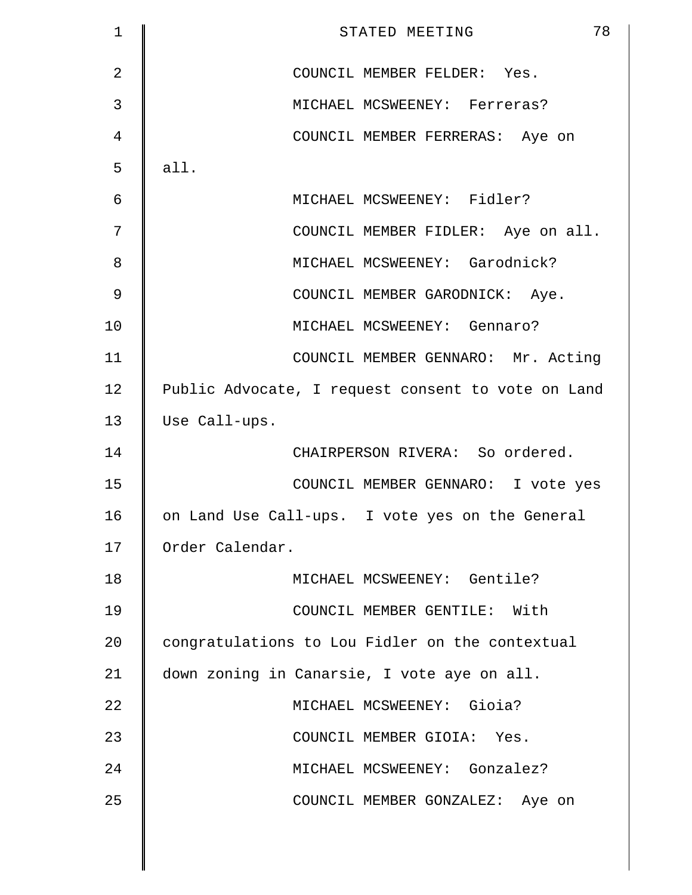COUNCIL MEMBER FELDER: Yes.

MICHAEL MCSWEENEY: Ferreras?

COUNCIL MEMBER FERRERAS: Aye on all.

MICHAEL MCSWEENEY: Fidler?

COUNCIL MEMBER FIDLER: Aye on all.

MICHAEL MCSWEENEY: Garodnick?

COUNCIL MEMBER GARODNICK: Aye.

MICHAEL MCSWEENEY: Gennaro?

COUNCIL MEMBER GENNARO: Mr. Acting Public Advocate, I request consent to vote on Land Use Call-ups.

CHAIRPERSON RIVERA: So ordered.

COUNCIL MEMBER GENNARO: I vote yes on Land Use Call-ups. I vote yes on the General Order Calendar.

MICHAEL MCSWEENEY: Gentile?

COUNCIL MEMBER GENTILE: With congratulations to Lou Fidler on the contextual down zoning in Canarsie, I vote aye on all.

MICHAEL MCSWEENEY: Gioia?

COUNCIL MEMBER GIOIA: Yes.

MICHAEL MCSWEENEY: Gonzalez?

COUNCIL MEMBER GONZALEZ: Aye on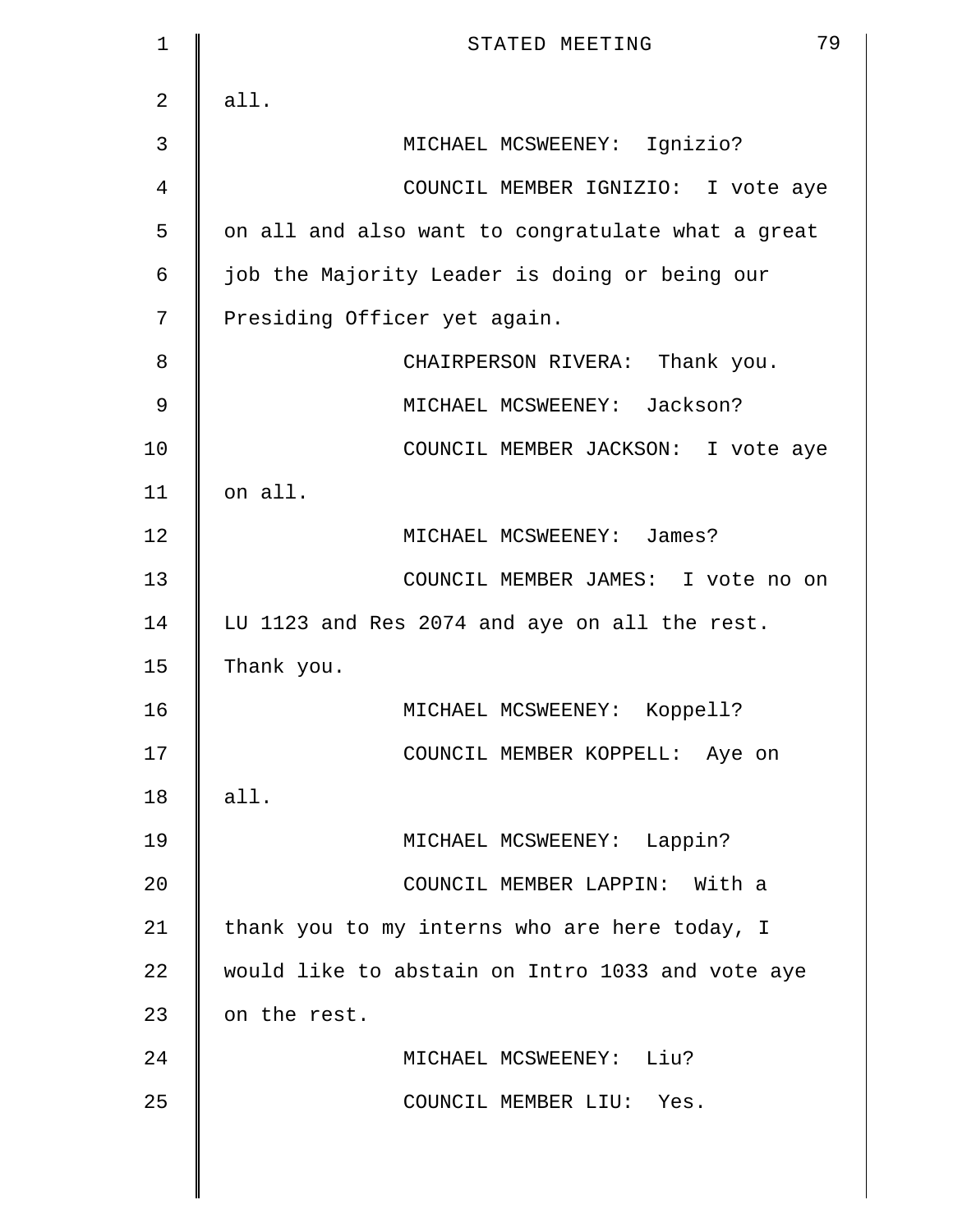all.

MICHAEL MCSWEENEY: Ignizio?

COUNCIL MEMBER IGNIZIO: I vote aye on all and also want to congratulate what a great job the Majority Leader is doing or being our Presiding Officer yet again.

CHAIRPERSON RIVERA: Thank you.

MICHAEL MCSWEENEY: Jackson?

COUNCIL MEMBER JACKSON: I vote aye on all.

MICHAEL MCSWEENEY: James?

COUNCIL MEMBER JAMES: I vote no on LU 1123 and Res 2074 and aye on all the rest. Thank you.

MICHAEL MCSWEENEY: Koppell?

COUNCIL MEMBER KOPPELL: Aye on all.

MICHAEL MCSWEENEY: Lappin?

COUNCIL MEMBER LAPPIN: With a thank you to my interns who are here today, I would like to abstain on Intro 1033 and vote aye on the rest.

MICHAEL MCSWEENEY: Liu?

COUNCIL MEMBER LIU: Yes.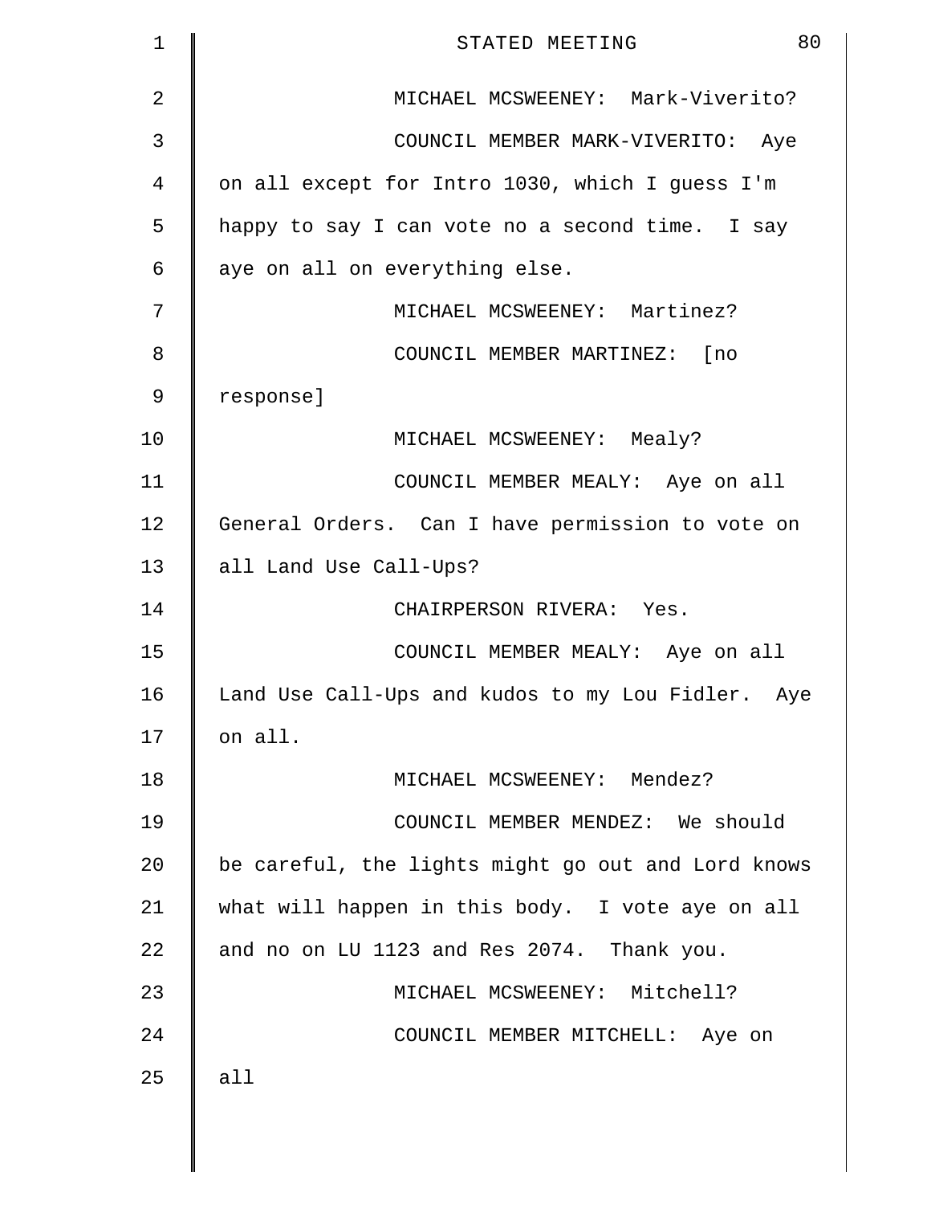MICHAEL MCSWEENEY: Mark-Viverito?

COUNCIL MEMBER MARK-VIVERITO: Aye on all except for Intro 1030, which I guess I'm happy to say I can vote no a second time. I say aye on all on everything else.

MICHAEL MCSWEENEY: Martinez?

COUNCIL MEMBER MARTINEZ: [no response]

MICHAEL MCSWEENEY: Mealy?

COUNCIL MEMBER MEALY: Aye on all General Orders. Can I have permission to vote on all Land Use Call-Ups?

CHAIRPERSON RIVERA: Yes.

COUNCIL MEMBER MEALY: Aye on all Land Use Call-Ups and kudos to my Lou Fidler. Aye on all.

MICHAEL MCSWEENEY: Mendez?

COUNCIL MEMBER MENDEZ: We should be careful, the lights might go out and Lord knows what will happen in this body. I vote aye on all and no on LU 1123 and Res 2074. Thank you.

MICHAEL MCSWEENEY: Mitchell?

COUNCIL MEMBER MITCHELL: Aye on all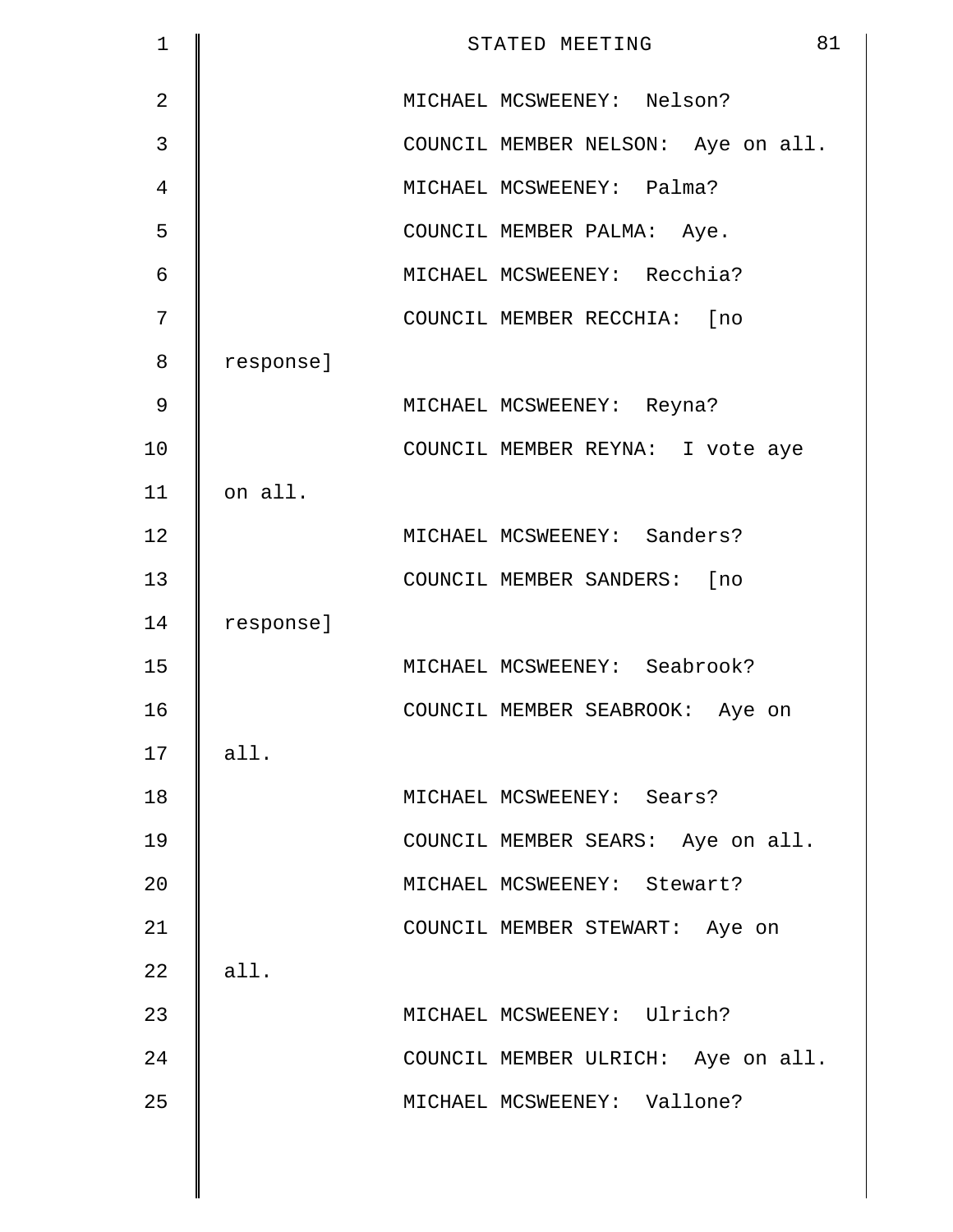MICHAEL MCSWEENEY: Nelson?

COUNCIL MEMBER NELSON: Aye on all.

MICHAEL MCSWEENEY: Palma?

COUNCIL MEMBER PALMA: Aye.

MICHAEL MCSWEENEY: Recchia?

COUNCIL MEMBER RECCHIA: [no response]

MICHAEL MCSWEENEY: Reyna?

COUNCIL MEMBER REYNA: I vote aye on all.

MICHAEL MCSWEENEY: Sanders?

COUNCIL MEMBER SANDERS: [no response]

MICHAEL MCSWEENEY: Seabrook?

COUNCIL MEMBER SEABROOK: Aye on all.

MICHAEL MCSWEENEY: Sears?

COUNCIL MEMBER SEARS: Aye on all.

MICHAEL MCSWEENEY: Stewart?

COUNCIL MEMBER STEWART: Aye on all.

MICHAEL MCSWEENEY: Ulrich?

COUNCIL MEMBER ULRICH: Aye on all.

MICHAEL MCSWEENEY: Vallone?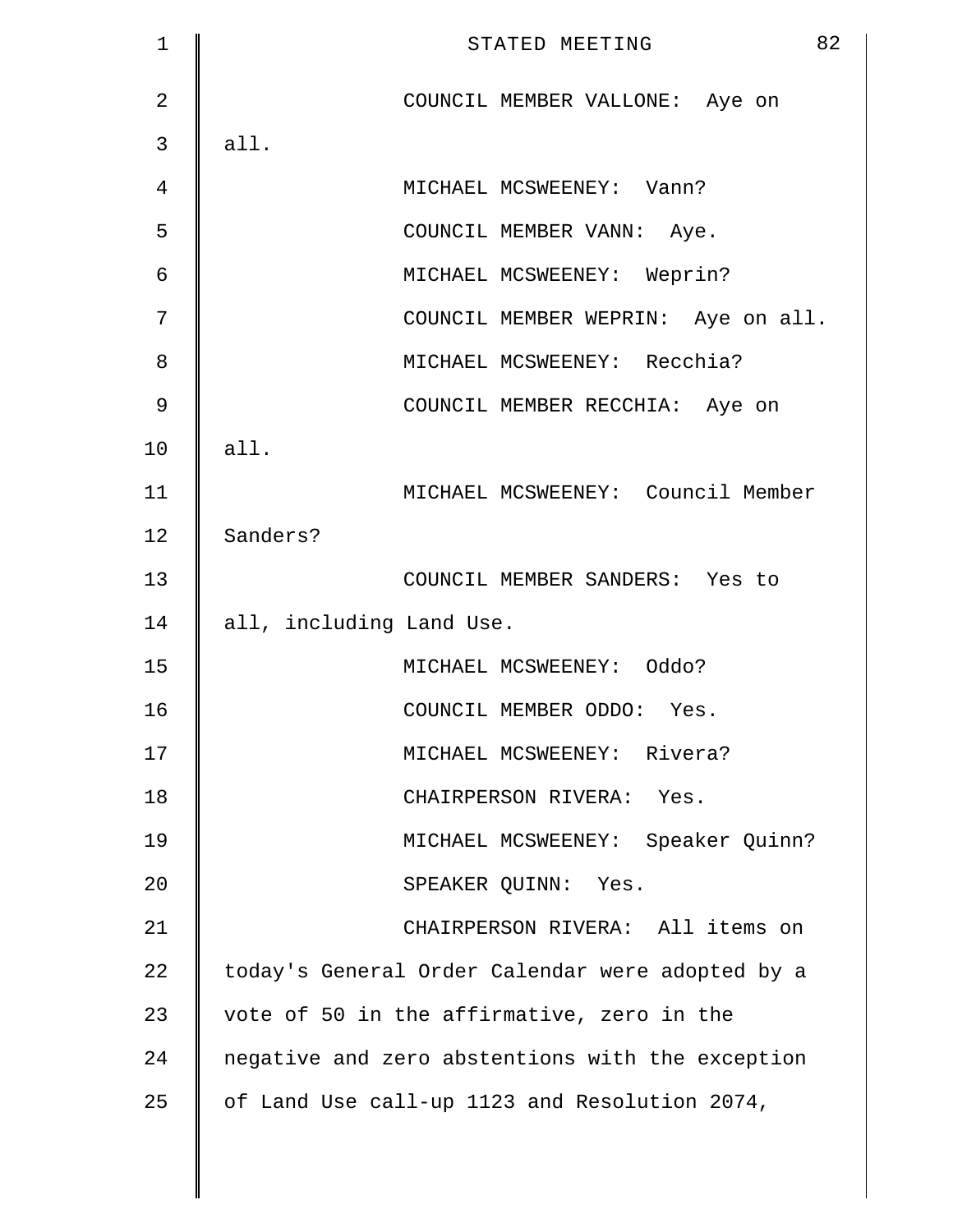COUNCIL MEMBER VALLONE: Aye on all.

MICHAEL MCSWEENEY: Vann?

COUNCIL MEMBER VANN: Aye.

MICHAEL MCSWEENEY: Weprin?

COUNCIL MEMBER WEPRIN: Aye on all.

MICHAEL MCSWEENEY: Recchia?

COUNCIL MEMBER RECCHIA: Aye on all.

MICHAEL MCSWEENEY: Council Member Sanders?

COUNCIL MEMBER SANDERS: Yes to all, including Land Use.

MICHAEL MCSWEENEY: Oddo?

COUNCIL MEMBER ODDO: Yes.

MICHAEL MCSWEENEY: Rivera?

CHAIRPERSON RIVERA: Yes.

MICHAEL MCSWEENEY: Speaker Quinn?

SPEAKER QUINN: Yes.

CHAIRPERSON RIVERA: All items on today's General Order Calendar were adopted by a vote of 50 in the affirmative, zero in the negative and zero abstentions with the exception of Land Use call-up 1123 and Resolution 2074,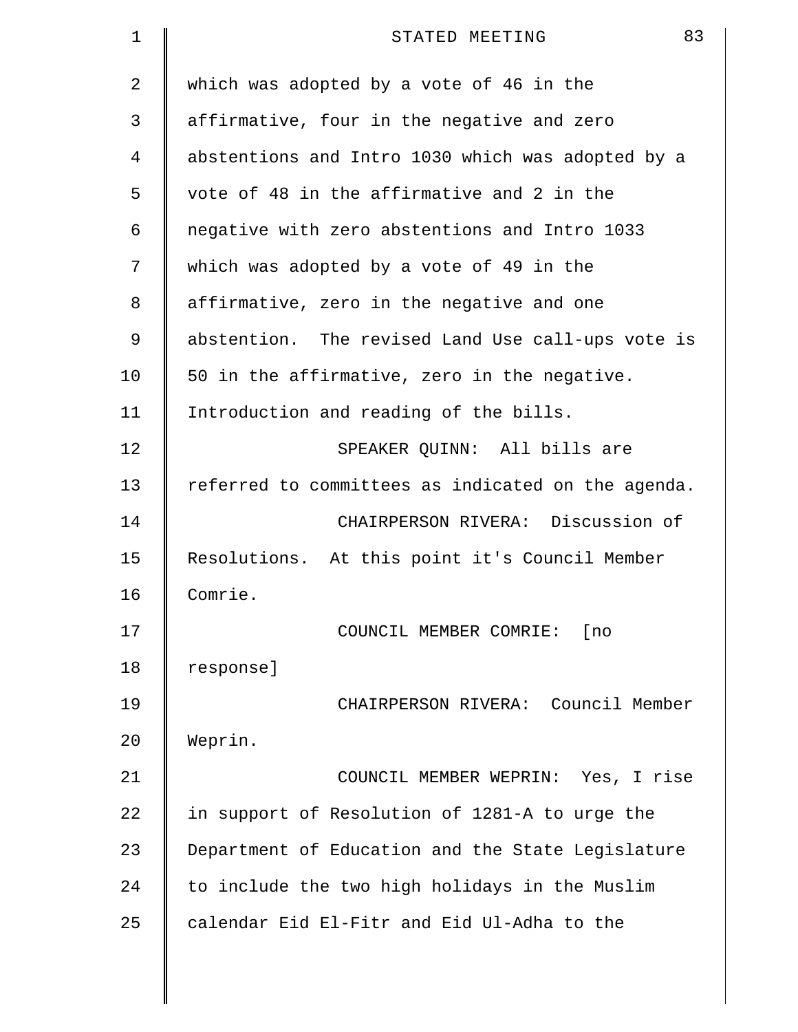which was adopted by a vote of 46 in the affirmative, four in the negative and zero abstentions and Intro 1030 which was adopted by a vote of 48 in the affirmative and 2 in the negative with zero abstentions and Intro 1033 which was adopted by a vote of 49 in the affirmative, zero in the negative and one abstention. The revised Land Use call-ups vote is 50 in the affirmative, zero in the negative. Introduction and reading of the bills.

SPEAKER QUINN: All bills are referred to committees as indicated on the agenda.

CHAIRPERSON RIVERA: Discussion of Resolutions. At this point it's Council Member Comrie.

COUNCIL MEMBER COMRIE: [no response]

CHAIRPERSON RIVERA: Council Member Weprin.

COUNCIL MEMBER WEPRIN: Yes, I rise in support of Resolution of 1281-A to urge the Department of Education and the State Legislature to include the two high holidays in the Muslim calendar Eid El-Fitr and Eid Ul-Adha to the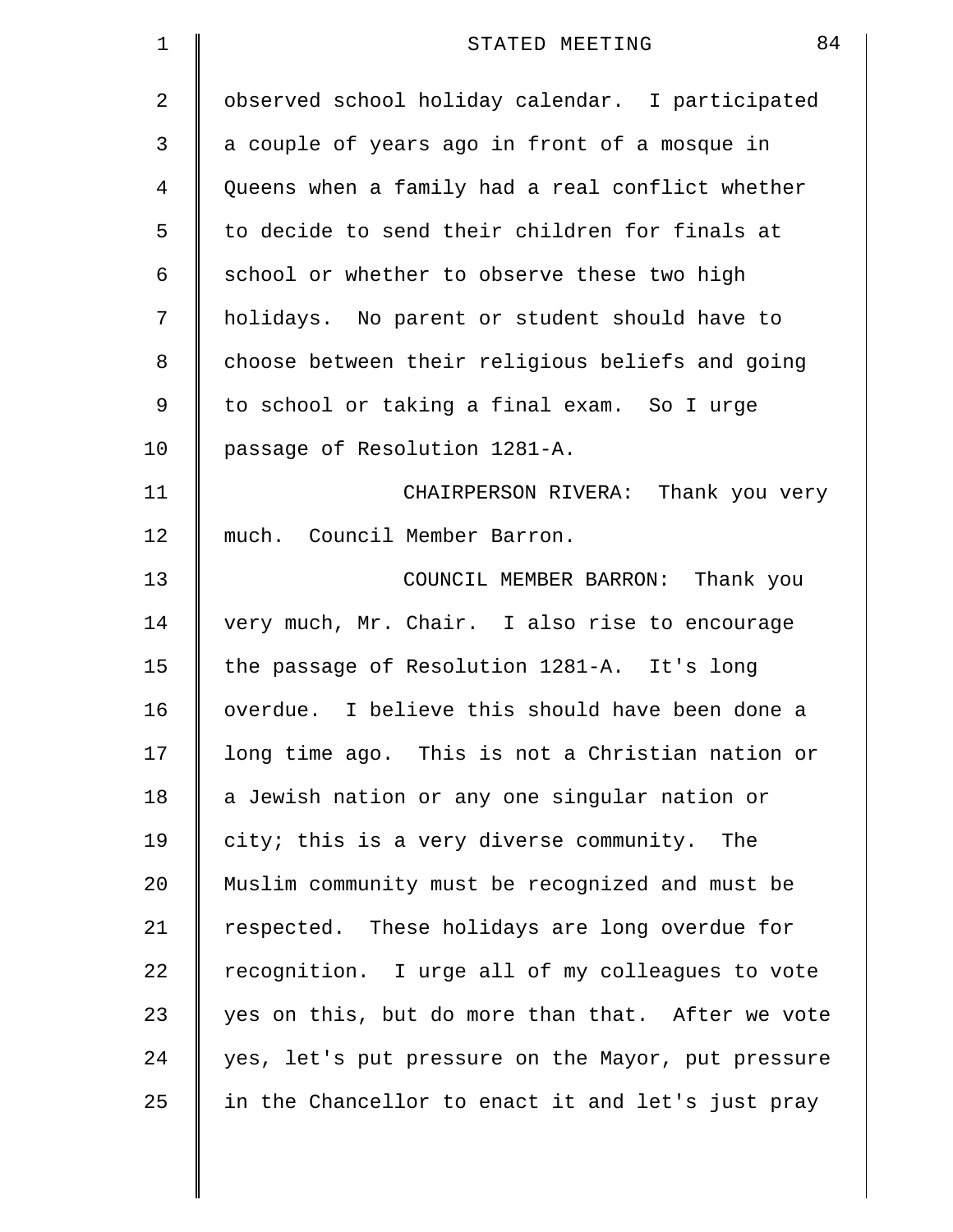observed school holiday calendar. I participated a couple of years ago in front of a mosque in Queens when a family had a real conflict whether to decide to send their children for finals at school or whether to observe these two high holidays. No parent or student should have to choose between their religious beliefs and going to school or taking a final exam. So I urge passage of Resolution 1281-A.

CHAIRPERSON RIVERA: Thank you very much. Council Member Barron.

COUNCIL MEMBER BARRON: Thank you very much, Mr. Chair. I also rise to encourage the passage of Resolution 1281-A. It's long overdue. I believe this should have been done a long time ago. This is not a Christian nation or a Jewish nation or any one singular nation or city; this is a very diverse community. The Muslim community must be recognized and must be respected. These holidays are long overdue for recognition. I urge all of my colleagues to vote yes on this, but do more than that. After we vote yes, let's put pressure on the Mayor, put pressure in the Chancellor to enact it and let's just pray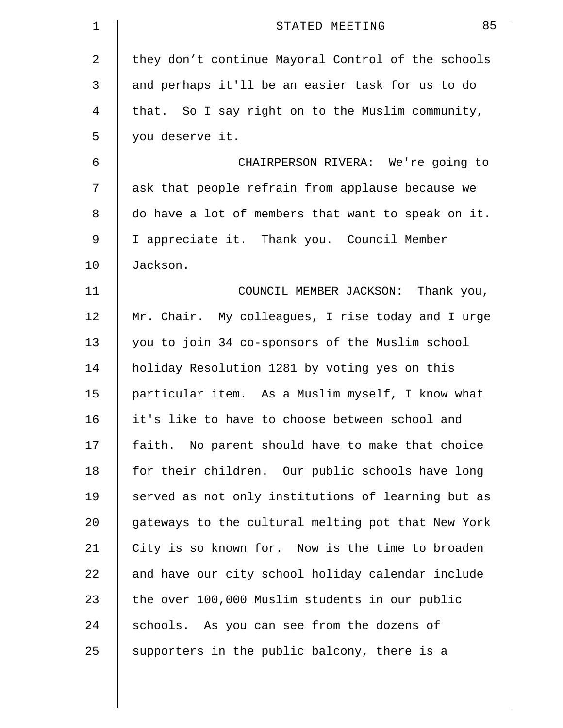they don't continue Mayoral Control of the schools and perhaps it'll be an easier task for us to do that. So I say right on to the Muslim community, you deserve it.

CHAIRPERSON RIVERA: We're going to ask that people refrain from applause because we do have a lot of members that want to speak on it. I appreciate it. Thank you. Council Member Jackson.

COUNCIL MEMBER JACKSON: Thank you, Mr. Chair. My colleagues, I rise today and I urge you to join 34 co-sponsors of the Muslim school holiday Resolution 1281 by voting yes on this particular item. As a Muslim myself, I know what it's like to have to choose between school and faith. No parent should have to make that choice for their children. Our public schools have long served as not only institutions of learning but as gateways to the cultural melting pot that New York City is so known for. Now is the time to broaden and have our city school holiday calendar include the over 100,000 Muslim students in our public schools. As you can see from the dozens of supporters in the public balcony, there is a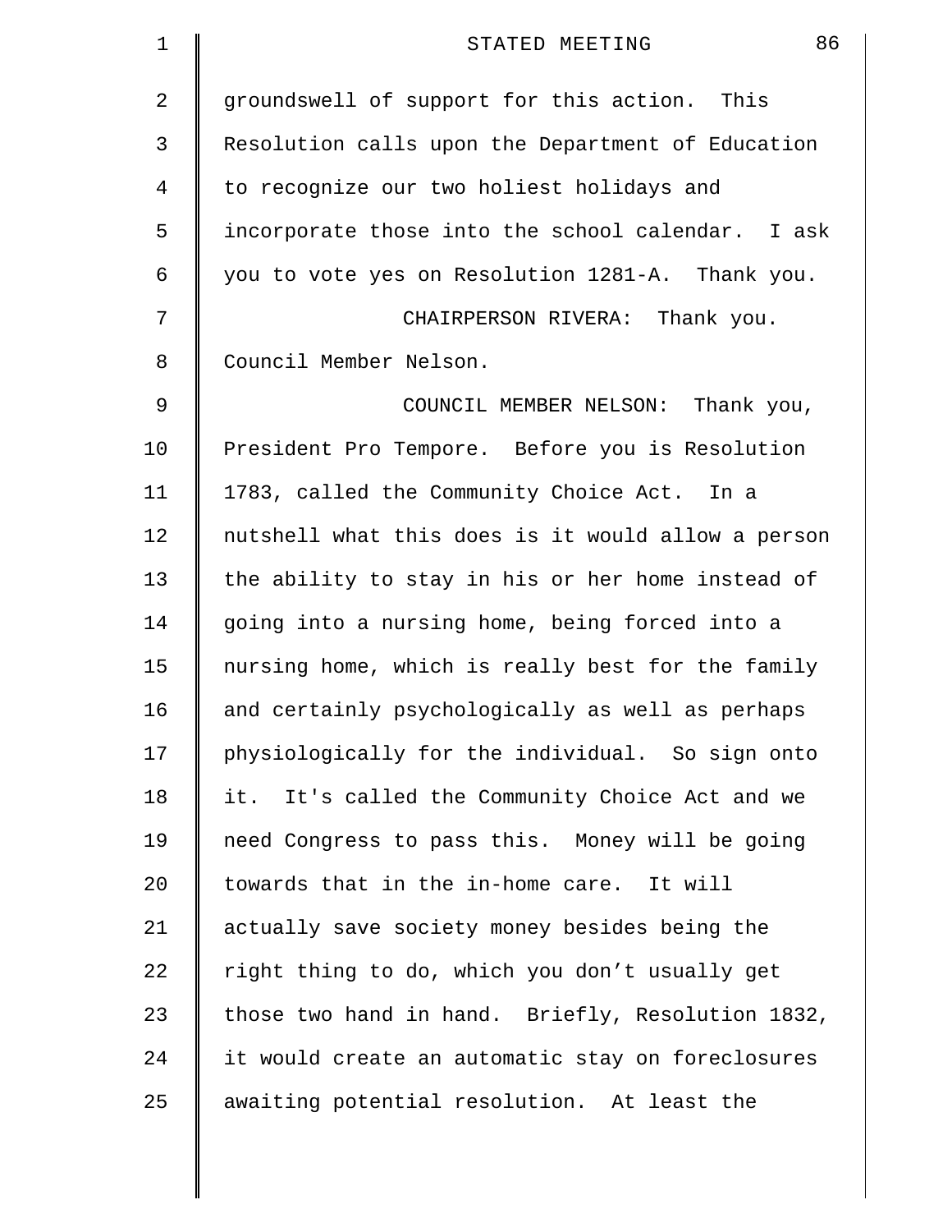groundswell of support for this action. This Resolution calls upon the Department of Education to recognize our two holiest holidays and incorporate those into the school calendar. I ask you to vote yes on Resolution 1281-A. Thank you.

CHAIRPERSON RIVERA: Thank you. Council Member Nelson.

COUNCIL MEMBER NELSON: Thank you, President Pro Tempore. Before you is Resolution 1783, called the Community Choice Act. In a nutshell what this does is it would allow a person the ability to stay in his or her home instead of going into a nursing home, being forced into a nursing home, which is really best for the family and certainly psychologically as well as perhaps physiologically for the individual. So sign onto it. It's called the Community Choice Act and we need Congress to pass this. Money will be going towards that in the in-home care. It will actually save society money besides being the right thing to do, which you don't usually get those two hand in hand. Briefly, Resolution 1832, it would create an automatic stay on foreclosures awaiting potential resolution. At least the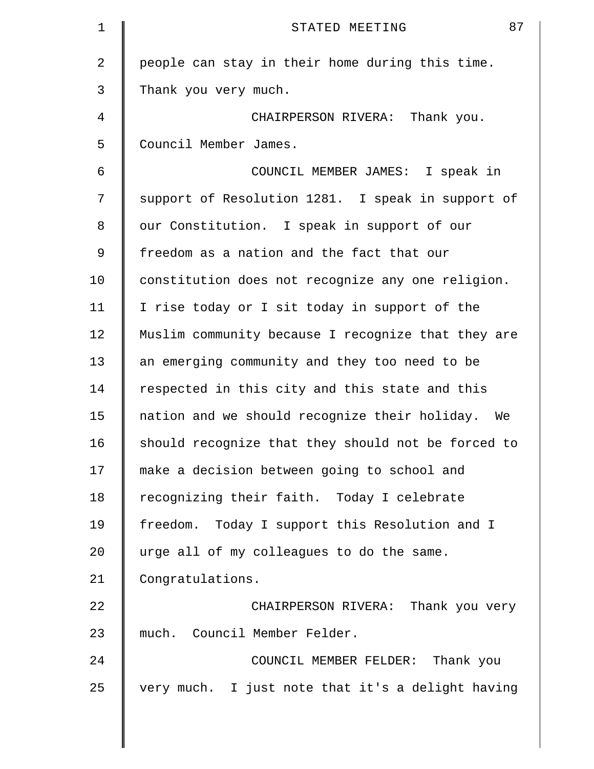people can stay in their home during this time. Thank you very much.

CHAIRPERSON RIVERA: Thank you. Council Member James.

COUNCIL MEMBER JAMES: I speak in support of Resolution 1281. I speak in support of our Constitution. I speak in support of our freedom as a nation and the fact that our constitution does not recognize any one religion. I rise today or I sit today in support of the Muslim community because I recognize that they are an emerging community and they too need to be respected in this city and this state and this nation and we should recognize their holiday. We should recognize that they should not be forced to make a decision between going to school and recognizing their faith. Today I celebrate freedom. Today I support this Resolution and I urge all of my colleagues to do the same. Congratulations.

CHAIRPERSON RIVERA: Thank you very much. Council Member Felder.

COUNCIL MEMBER FELDER: Thank you very much. I just note that it's a delight having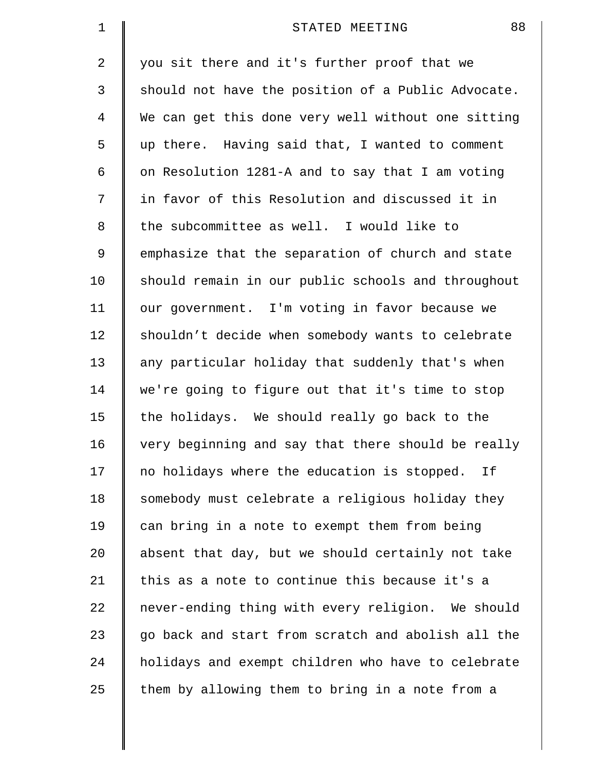you sit there and it's further proof that we should not have the position of a Public Advocate. We can get this done very well without one sitting up there. Having said that, I wanted to comment on Resolution 1281-A and to say that I am voting in favor of this Resolution and discussed it in the subcommittee as well. I would like to emphasize that the separation of church and state should remain in our public schools and throughout our government. I'm voting in favor because we shouldn't decide when somebody wants to celebrate any particular holiday that suddenly that's when we're going to figure out that it's time to stop the holidays. We should really go back to the very beginning and say that there should be really no holidays where the education is stopped. If somebody must celebrate a religious holiday they can bring in a note to exempt them from being absent that day, but we should certainly not take this as a note to continue this because it's a never-ending thing with every religion. We should go back and start from scratch and abolish all the holidays and exempt children who have to celebrate them by allowing them to bring in a note from a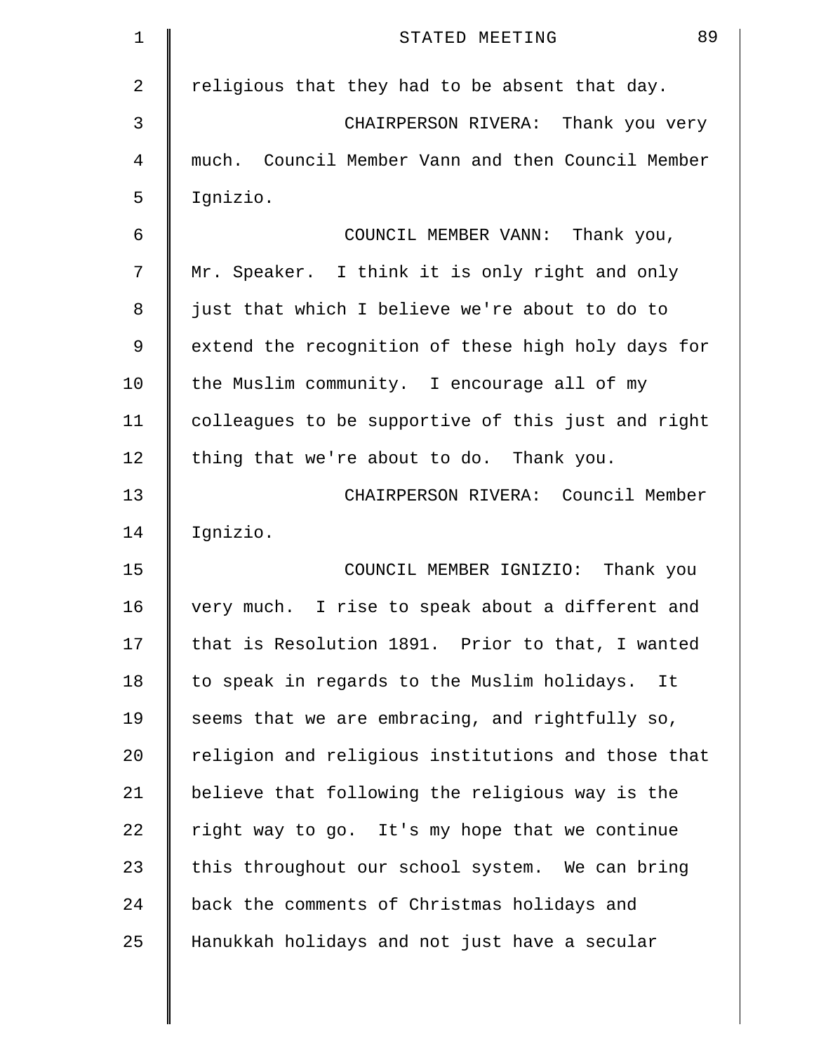religious that they had to be absent that day.

CHAIRPERSON RIVERA: Thank you very much. Council Member Vann and then Council Member Ignizio.

COUNCIL MEMBER VANN: Thank you, Mr. Speaker. I think it is only right and only just that which I believe we're about to do to extend the recognition of these high holy days for the Muslim community. I encourage all of my colleagues to be supportive of this just and right thing that we're about to do. Thank you.

CHAIRPERSON RIVERA: Council Member Ignizio.

COUNCIL MEMBER IGNIZIO: Thank you very much. I rise to speak about a different and that is Resolution 1891. Prior to that, I wanted to speak in regards to the Muslim holidays. It seems that we are embracing, and rightfully so, religion and religious institutions and those that believe that following the religious way is the right way to go. It's my hope that we continue this throughout our school system. We can bring back the comments of Christmas holidays and Hanukkah holidays and not just have a secular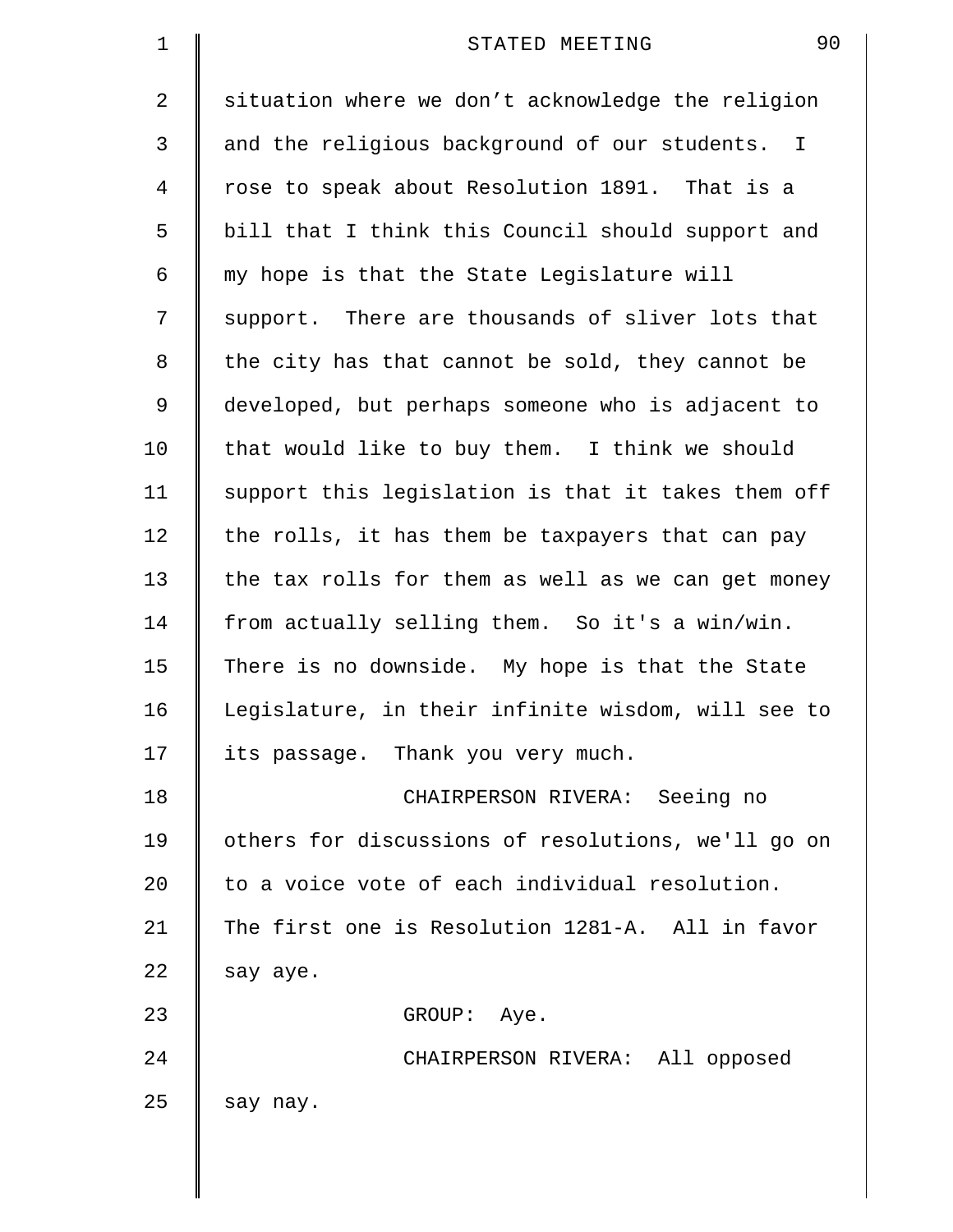situation where we don't acknowledge the religion and the religious background of our students. I rose to speak about Resolution 1891. That is a bill that I think this Council should support and my hope is that the State Legislature will support. There are thousands of sliver lots that the city has that cannot be sold, they cannot be developed, but perhaps someone who is adjacent to that would like to buy them. I think we should support this legislation is that it takes them off the rolls, it has them be taxpayers that can pay the tax rolls for them as well as we can get money from actually selling them. So it's a win/win. There is no downside. My hope is that the State Legislature, in their infinite wisdom, will see to its passage. Thank you very much.

CHAIRPERSON RIVERA: Seeing no others for discussions of resolutions, we'll go on to a voice vote of each individual resolution. The first one is Resolution 1281-A. All in favor say aye.

GROUP: Aye.

CHAIRPERSON RIVERA: All opposed say nay.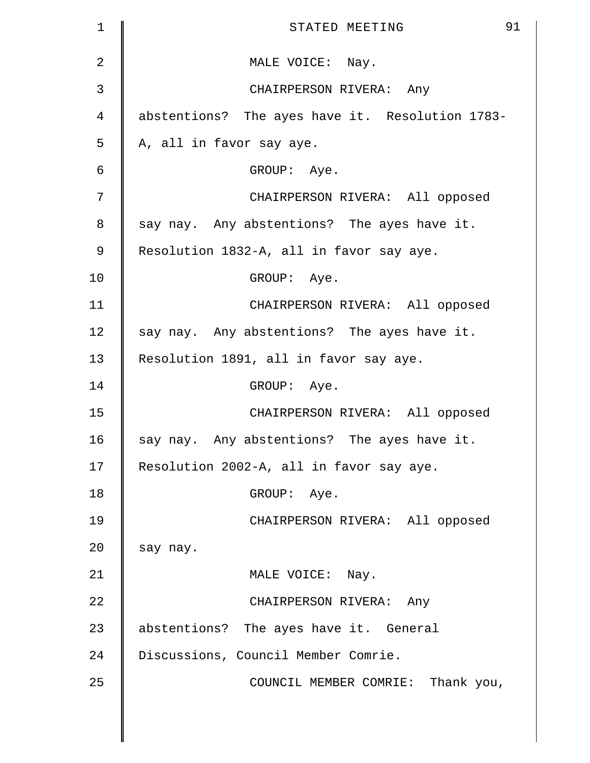MALE VOICE: Nay.

CHAIRPERSON RIVERA: Any abstentions? The ayes have it. Resolution 1783-A, all in favor say aye.

GROUP: Aye.

CHAIRPERSON RIVERA: All opposed say nay. Any abstentions? The ayes have it. Resolution 1832-A, all in favor say aye.

GROUP: Aye.

CHAIRPERSON RIVERA: All opposed say nay. Any abstentions? The ayes have it. Resolution 1891, all in favor say aye.

GROUP: Aye.

CHAIRPERSON RIVERA: All opposed say nay. Any abstentions? The ayes have it. Resolution 2002-A, all in favor say aye.

GROUP: Aye.

CHAIRPERSON RIVERA: All opposed say nay.

MALE VOICE: Nay.

CHAIRPERSON RIVERA: Any abstentions? The ayes have it. General Discussions, Council Member Comrie.

COUNCIL MEMBER COMRIE: Thank you,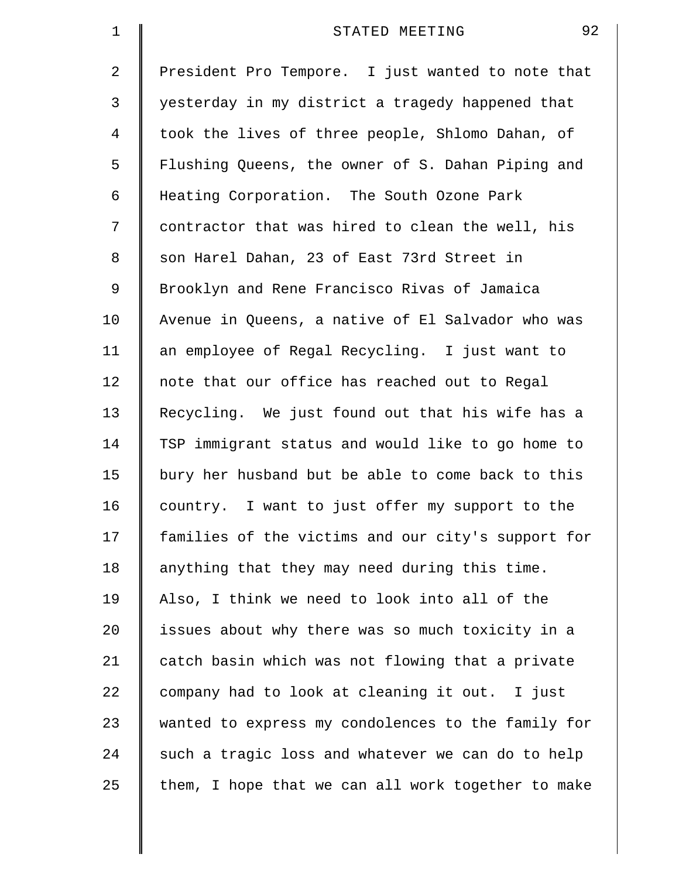President Pro Tempore. I just wanted to note that yesterday in my district a tragedy happened that took the lives of three people, Shlomo Dahan, of Flushing Queens, the owner of S. Dahan Piping and Heating Corporation. The South Ozone Park contractor that was hired to clean the well, his son Harel Dahan, 23 of East 73rd Street in Brooklyn and Rene Francisco Rivas of Jamaica Avenue in Queens, a native of El Salvador who was an employee of Regal Recycling. I just want to note that our office has reached out to Regal Recycling. We just found out that his wife has a TSP immigrant status and would like to go home to bury her husband but be able to come back to this country. I want to just offer my support to the families of the victims and our city's support for anything that they may need during this time. Also, I think we need to look into all of the issues about why there was so much toxicity in a catch basin which was not flowing that a private company had to look at cleaning it out. I just wanted to express my condolences to the family for such a tragic loss and whatever we can do to help them, I hope that we can all work together to make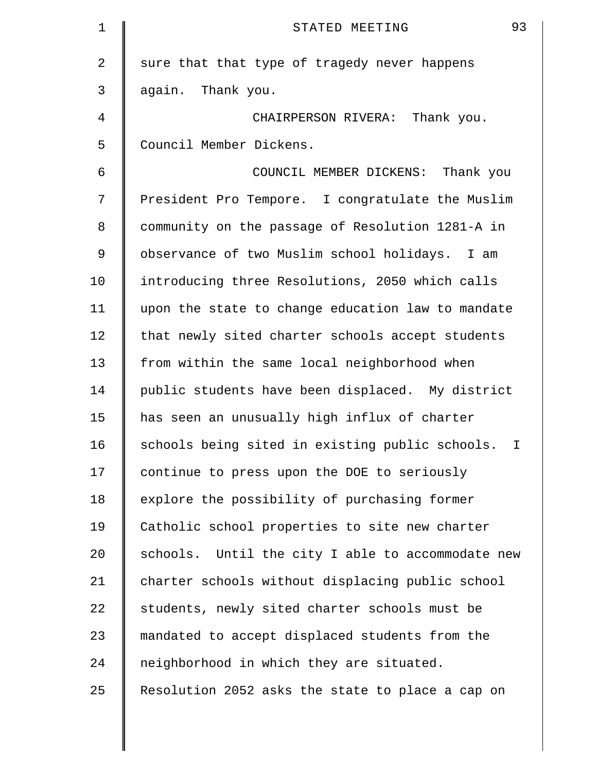sure that that type of tragedy never happens again. Thank you.

CHAIRPERSON RIVERA: Thank you. Council Member Dickens.

COUNCIL MEMBER DICKENS: Thank you President Pro Tempore. I congratulate the Muslim community on the passage of Resolution 1281-A in observance of two Muslim school holidays. I am introducing three Resolutions, 2050 which calls upon the state to change education law to mandate that newly sited charter schools accept students from within the same local neighborhood when public students have been displaced. My district has seen an unusually high influx of charter schools being sited in existing public schools. I continue to press upon the DOE to seriously explore the possibility of purchasing former Catholic school properties to site new charter schools. Until the city I able to accommodate new charter schools without displacing public school students, newly sited charter schools must be mandated to accept displaced students from the neighborhood in which they are situated. Resolution 2052 asks the state to place a cap on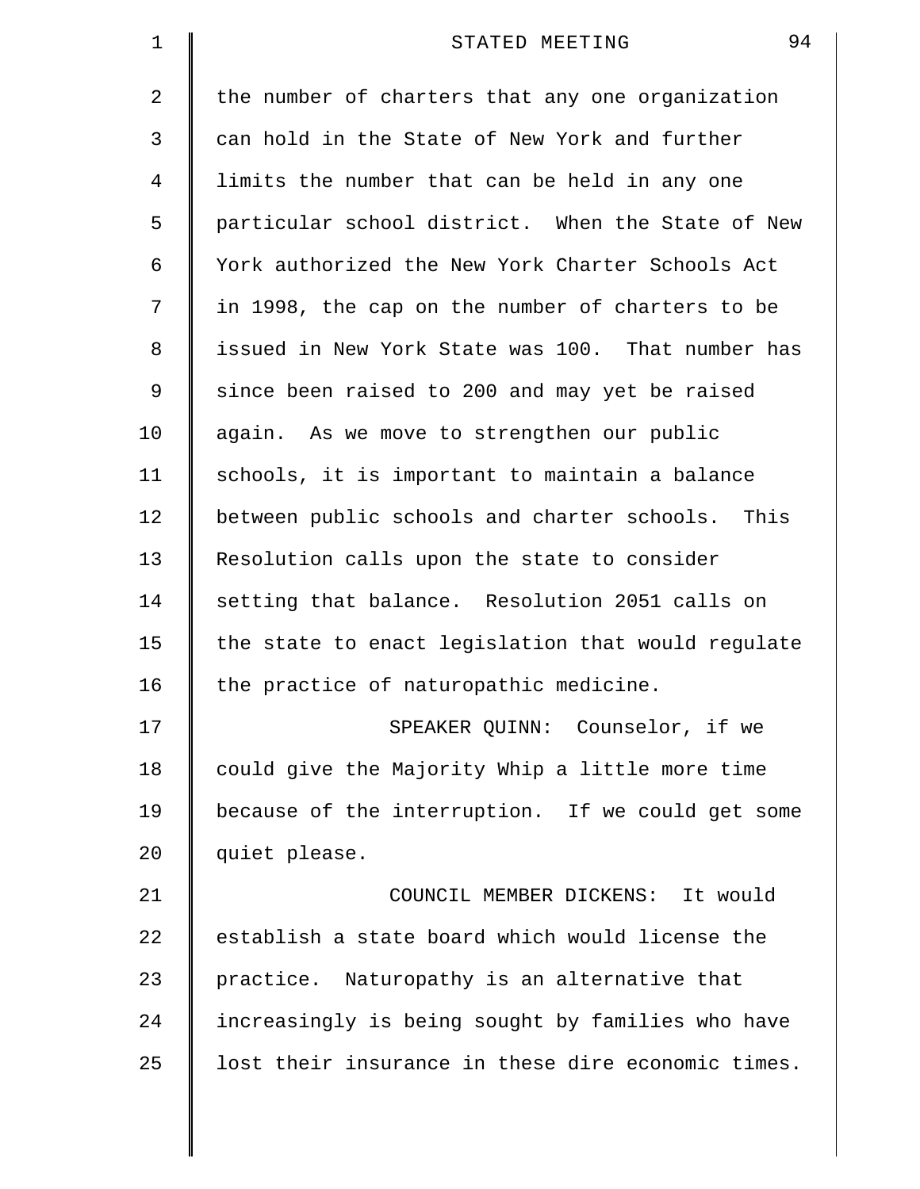the number of charters that any one organization can hold in the State of New York and further limits the number that can be held in any one particular school district. When the State of New York authorized the New York Charter Schools Act in 1998, the cap on the number of charters to be issued in New York State was 100. That number has since been raised to 200 and may yet be raised again. As we move to strengthen our public schools, it is important to maintain a balance between public schools and charter schools. This Resolution calls upon the state to consider setting that balance. Resolution 2051 calls on the state to enact legislation that would regulate the practice of naturopathic medicine.

SPEAKER QUINN: Counselor, if we could give the Majority Whip a little more time because of the interruption. If we could get some quiet please.

COUNCIL MEMBER DICKENS: It would establish a state board which would license the practice. Naturopathy is an alternative that increasingly is being sought by families who have lost their insurance in these dire economic times.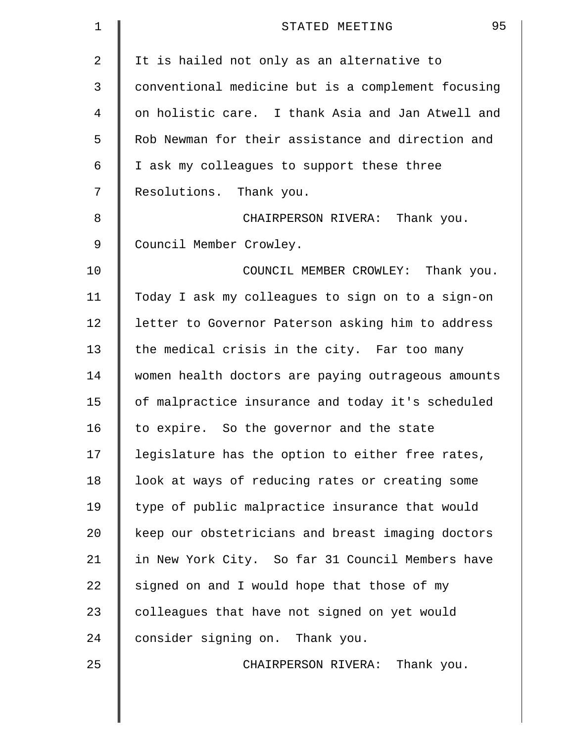It is hailed not only as an alternative to conventional medicine but is a complement focusing on holistic care. I thank Asia and Jan Atwell and Rob Newman for their assistance and direction and I ask my colleagues to support these three Resolutions. Thank you.

CHAIRPERSON RIVERA: Thank you. Council Member Crowley.

COUNCIL MEMBER CROWLEY: Thank you. Today I ask my colleagues to sign on to a sign-on letter to Governor Paterson asking him to address the medical crisis in the city. Far too many women health doctors are paying outrageous amounts of malpractice insurance and today it's scheduled to expire. So the governor and the state legislature has the option to either free rates, look at ways of reducing rates or creating some type of public malpractice insurance that would keep our obstetricians and breast imaging doctors in New York City. So far 31 Council Members have signed on and I would hope that those of my colleagues that have not signed on yet would consider signing on. Thank you.

CHAIRPERSON RIVERA: Thank you.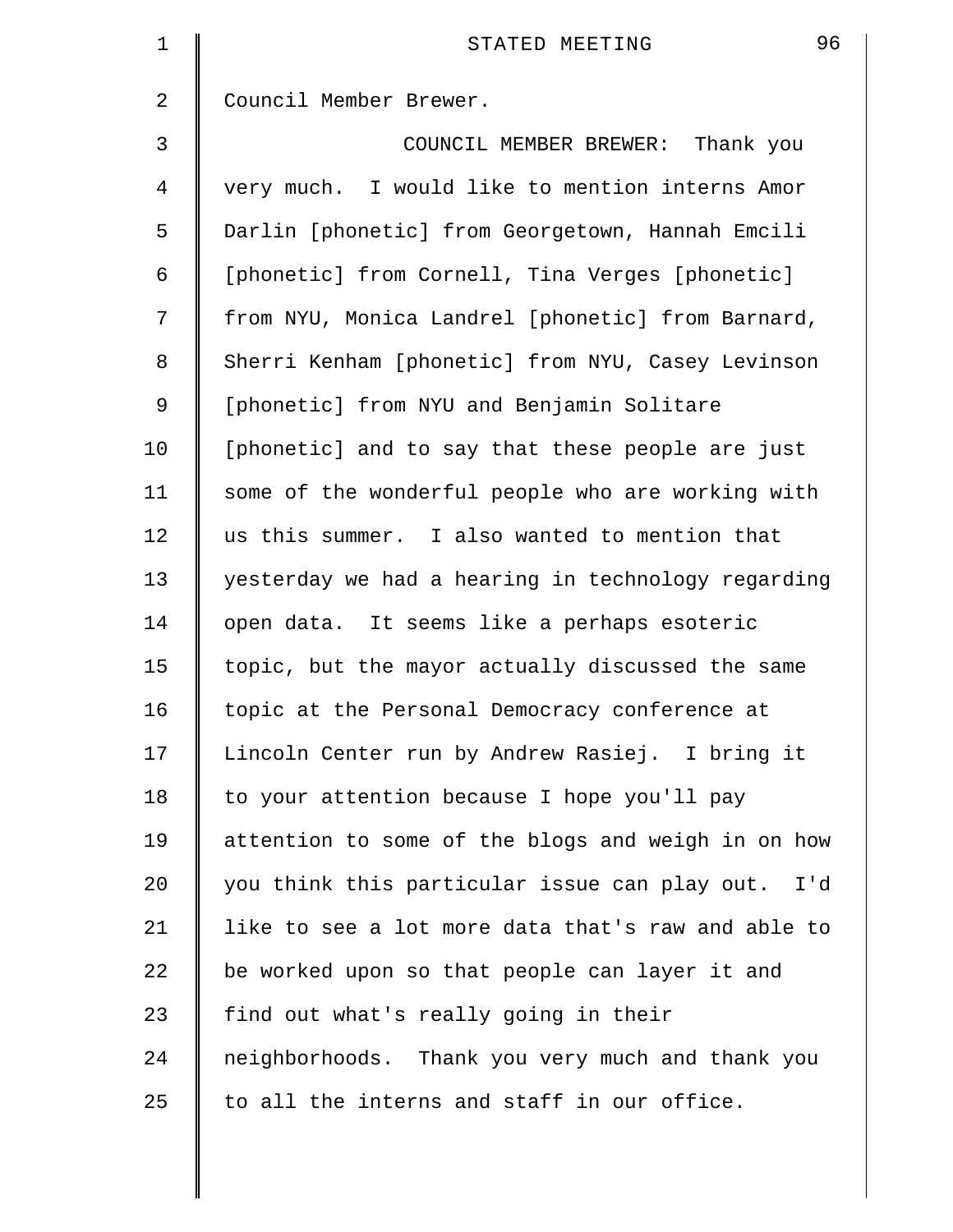Council Member Brewer.

COUNCIL MEMBER BREWER: Thank you very much. I would like to mention interns Amor Darlin [phonetic] from Georgetown, Hannah Emcili [phonetic] from Cornell, Tina Verges [phonetic] from NYU, Monica Landrel [phonetic] from Barnard, Sherri Kenham [phonetic] from NYU, Casey Levinson [phonetic] from NYU and Benjamin Solitare [phonetic] and to say that these people are just some of the wonderful people who are working with us this summer. I also wanted to mention that yesterday we had a hearing in technology regarding open data. It seems like a perhaps esoteric topic, but the mayor actually discussed the same topic at the Personal Democracy conference at Lincoln Center run by Andrew Rasiej. I bring it to your attention because I hope you'll pay attention to some of the blogs and weigh in on how you think this particular issue can play out. I'd like to see a lot more data that's raw and able to be worked upon so that people can layer it and find out what's really going in their neighborhoods. Thank you very much and thank you to all the interns and staff in our office.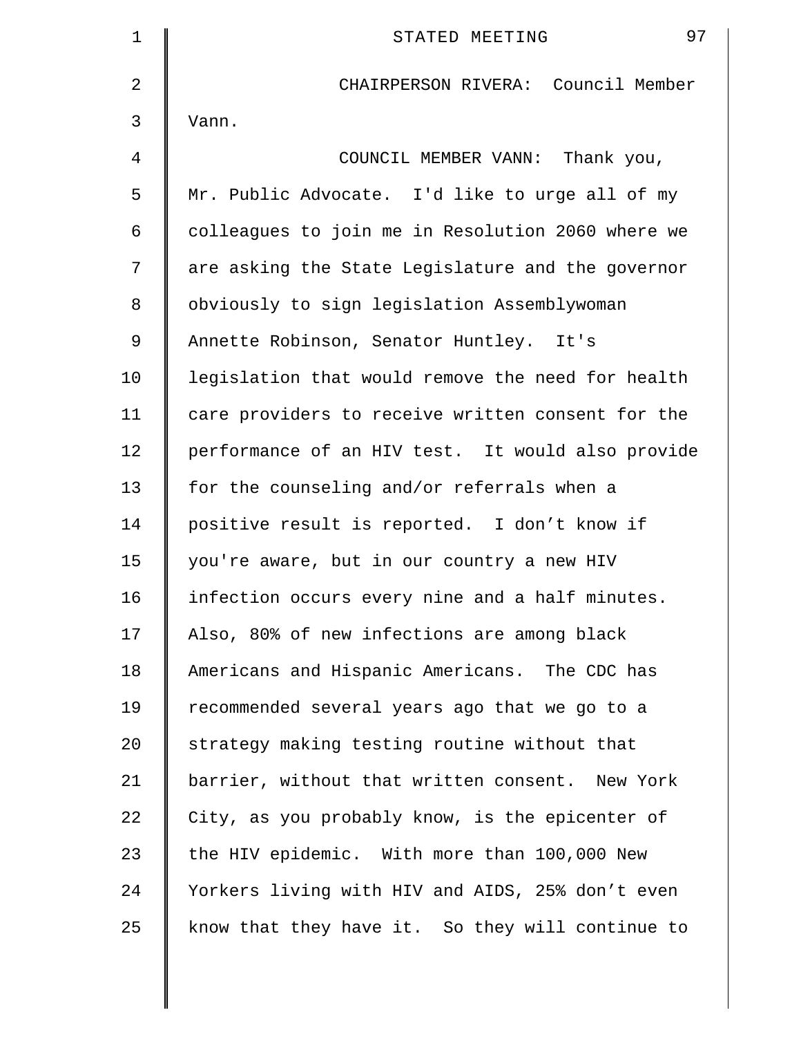CHAIRPERSON RIVERA: Council Member Vann.

COUNCIL MEMBER VANN: Thank you, Mr. Public Advocate. I'd like to urge all of my colleagues to join me in Resolution 2060 where we are asking the State Legislature and the governor obviously to sign legislation Assemblywoman Annette Robinson, Senator Huntley. It's legislation that would remove the need for health care providers to receive written consent for the performance of an HIV test. It would also provide for the counseling and/or referrals when a positive result is reported. I don’t know if you're aware, but in our country a new HIV infection occurs every nine and a half minutes. Also, 80% of new infections are among black Americans and Hispanic Americans. The CDC has recommended several years ago that we go to a strategy making testing routine without that barrier, without that written consent. New York City, as you probably know, is the epicenter of the HIV epidemic. With more than 100,000 New Yorkers living with HIV and AIDS, 25% don’t even know that they have it. So they will continue to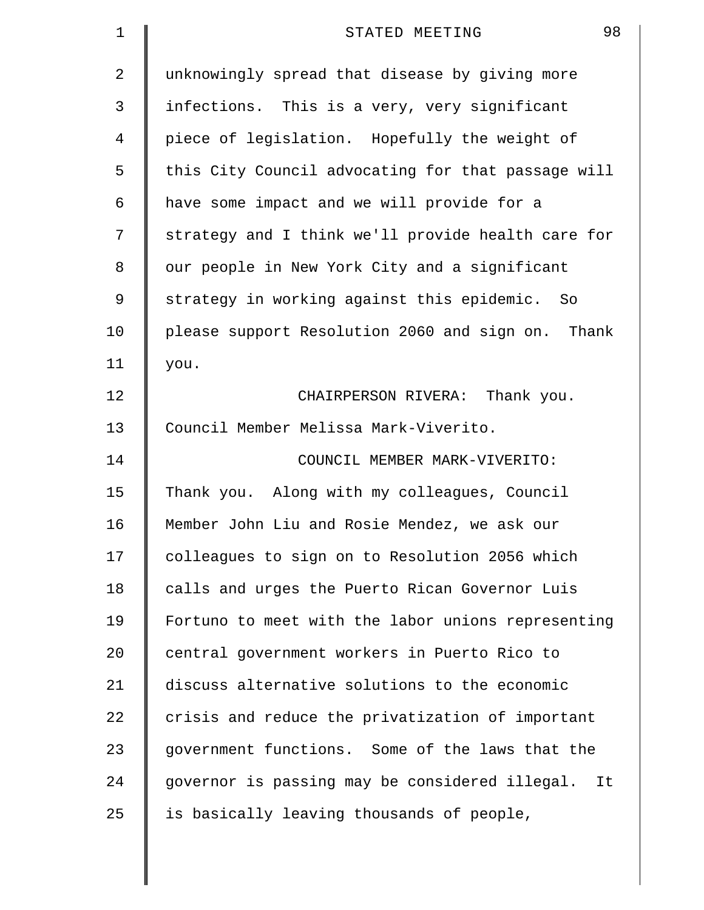unknowingly spread that disease by giving more infections. This is a very, very significant piece of legislation. Hopefully the weight of this City Council advocating for that passage will have some impact and we will provide for a strategy and I think we'll provide health care for our people in New York City and a significant strategy in working against this epidemic. So please support Resolution 2060 and sign on. Thank you.

CHAIRPERSON RIVERA: Thank you. Council Member Melissa Mark-Viverito.

COUNCIL MEMBER MARK-VIVERITO: Thank you. Along with my colleagues, Council Member John Liu and Rosie Mendez, we ask our colleagues to sign on to Resolution 2056 which calls and urges the Puerto Rican Governor Luis Fortuno to meet with the labor unions representing central government workers in Puerto Rico to discuss alternative solutions to the economic crisis and reduce the privatization of important government functions. Some of the laws that the governor is passing may be considered illegal. It is basically leaving thousands of people,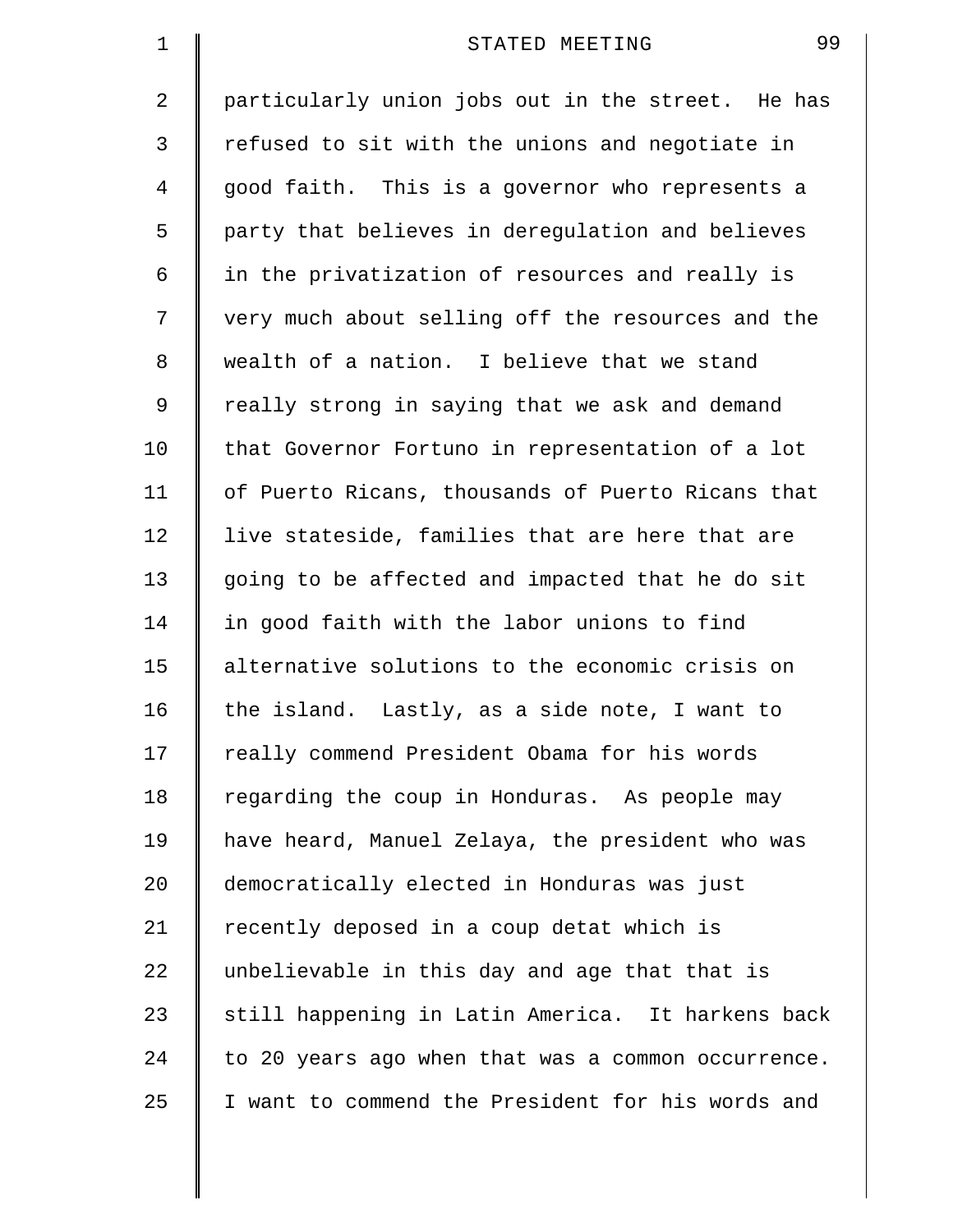particularly union jobs out in the street. He has refused to sit with the unions and negotiate in good faith. This is a governor who represents a party that believes in deregulation and believes in the privatization of resources and really is very much about selling off the resources and the wealth of a nation. I believe that we stand really strong in saying that we ask and demand that Governor Fortuno in representation of a lot of Puerto Ricans, thousands of Puerto Ricans that live stateside, families that are here that are going to be affected and impacted that he do sit in good faith with the labor unions to find alternative solutions to the economic crisis on the island. Lastly, as a side note, I want to really commend President Obama for his words regarding the coup in Honduras. As people may have heard, Manuel Zelaya, the president who was democratically elected in Honduras was just recently deposed in a coup detat which is unbelievable in this day and age that that is still happening in Latin America. It harkens back to 20 years ago when that was a common occurrence. I want to commend the President for his words and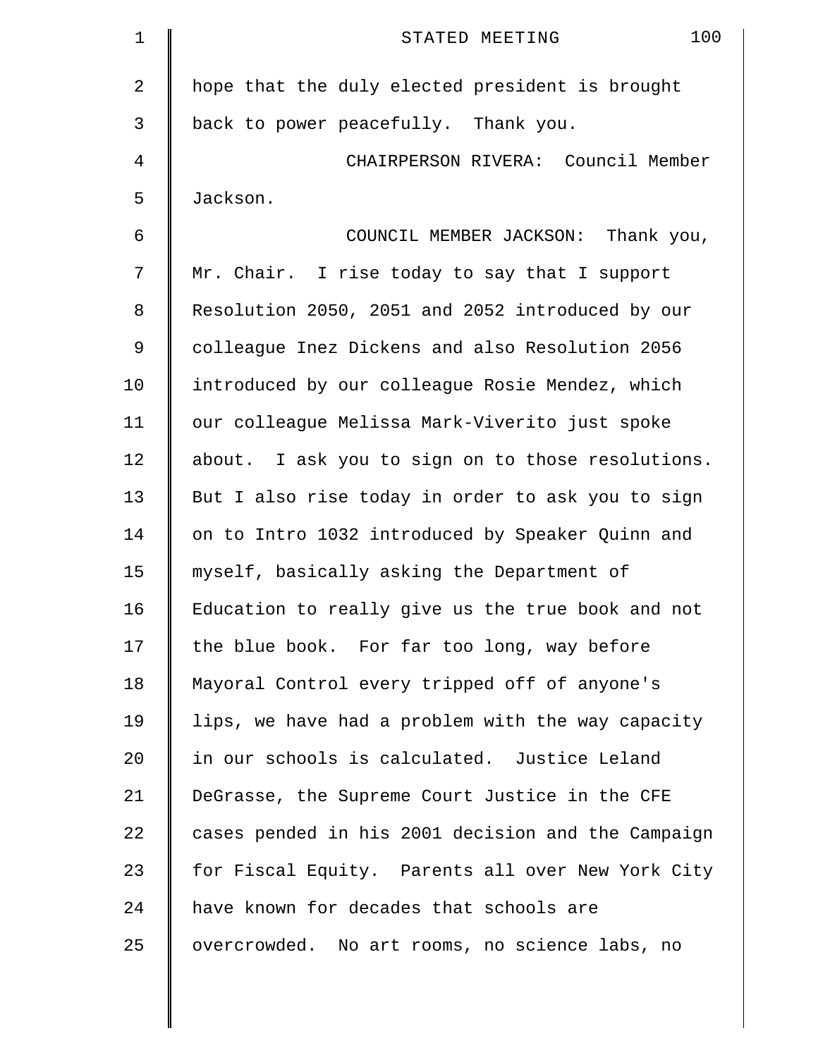hope that the duly elected president is brought back to power peacefully. Thank you.

CHAIRPERSON RIVERA: Council Member Jackson.

COUNCIL MEMBER JACKSON: Thank you, Mr. Chair. I rise today to say that I support Resolution 2050, 2051 and 2052 introduced by our colleague Inez Dickens and also Resolution 2056 introduced by our colleague Rosie Mendez, which our colleague Melissa Mark-Viverito just spoke about. I ask you to sign on to those resolutions. But I also rise today in order to ask you to sign on to Intro 1032 introduced by Speaker Quinn and myself, basically asking the Department of Education to really give us the true book and not the blue book. For far too long, way before Mayoral Control every tripped off of anyone's lips, we have had a problem with the way capacity in our schools is calculated. Justice Leland DeGrasse, the Supreme Court Justice in the CFE cases pended in his 2001 decision and the Campaign for Fiscal Equity. Parents all over New York City have known for decades that schools are overcrowded. No art rooms, no science labs, no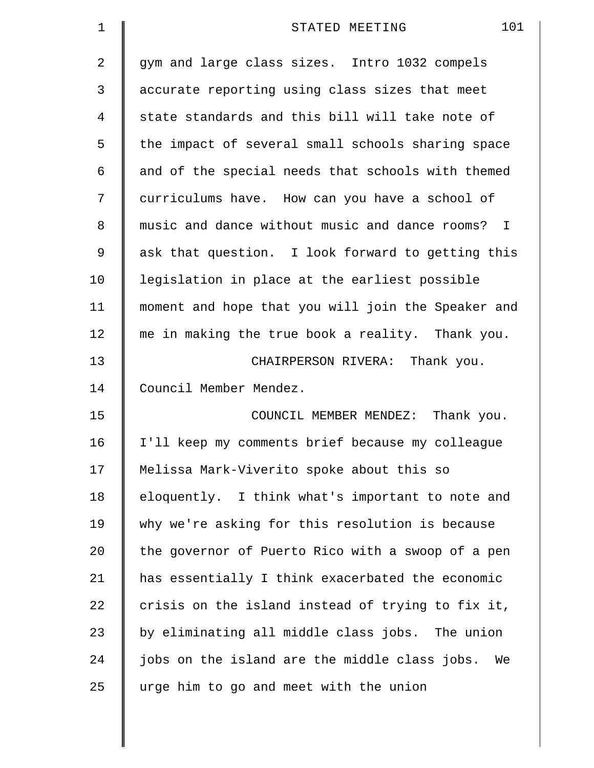gym and large class sizes. Intro 1032 compels accurate reporting using class sizes that meet state standards and this bill will take note of the impact of several small schools sharing space and of the special needs that schools with themed curriculums have. How can you have a school of music and dance without music and dance rooms? I ask that question. I look forward to getting this legislation in place at the earliest possible moment and hope that you will join the Speaker and me in making the true book a reality. Thank you.

CHAIRPERSON RIVERA: Thank you. Council Member Mendez.

COUNCIL MEMBER MENDEZ: Thank you. I'll keep my comments brief because my colleague Melissa Mark-Viverito spoke about this so eloquently. I think what's important to note and why we're asking for this resolution is because the governor of Puerto Rico with a swoop of a pen has essentially I think exacerbated the economic crisis on the island instead of trying to fix it, by eliminating all middle class jobs. The union jobs on the island are the middle class jobs. We urge him to go and meet with the union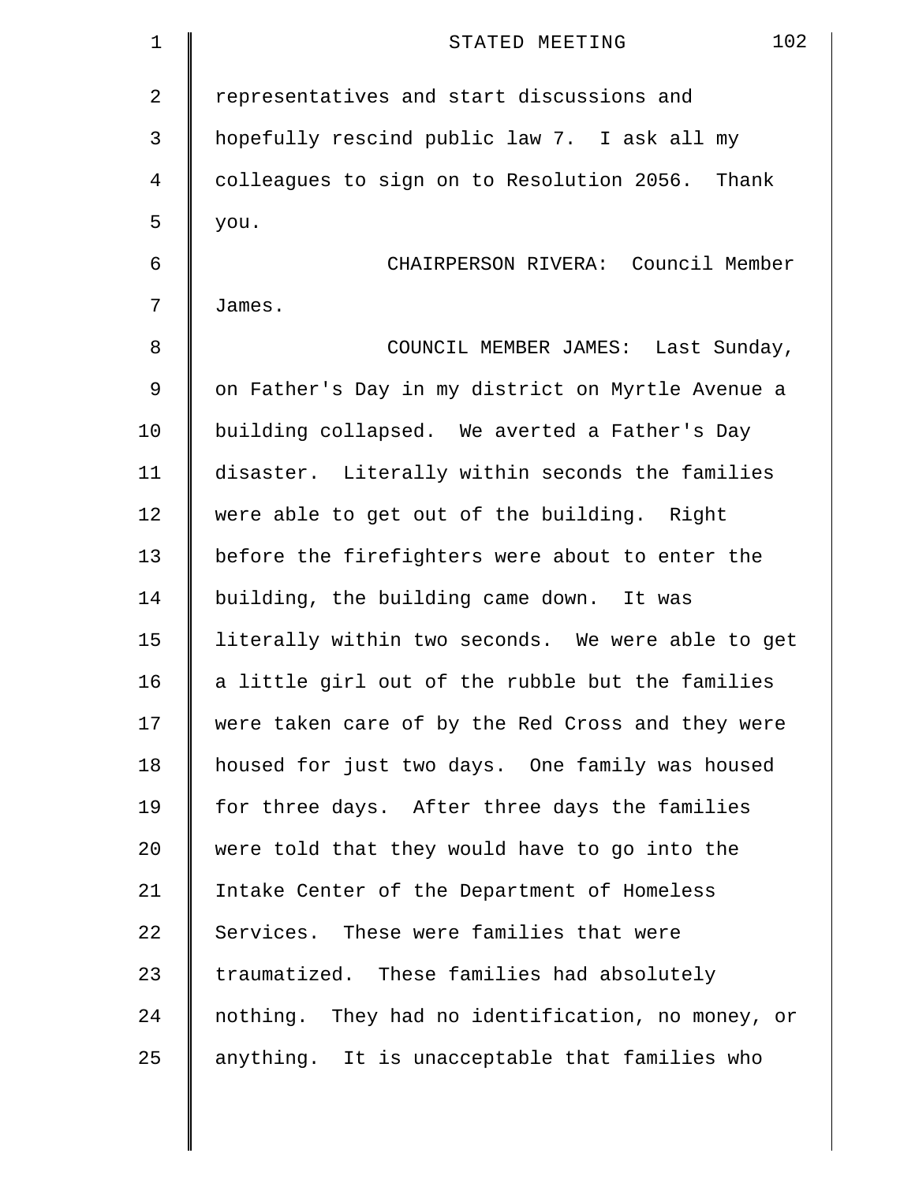representatives and start discussions and hopefully rescind public law 7. I ask all my colleagues to sign on to Resolution 2056. Thank you.

CHAIRPERSON RIVERA: Council Member James.

COUNCIL MEMBER JAMES: Last Sunday, on Father's Day in my district on Myrtle Avenue a building collapsed. We averted a Father's Day disaster. Literally within seconds the families were able to get out of the building. Right before the firefighters were about to enter the building, the building came down. It was literally within two seconds. We were able to get a little girl out of the rubble but the families were taken care of by the Red Cross and they were housed for just two days. One family was housed for three days. After three days the families were told that they would have to go into the Intake Center of the Department of Homeless Services. These were families that were traumatized. These families had absolutely nothing. They had no identification, no money, or anything. It is unacceptable that families who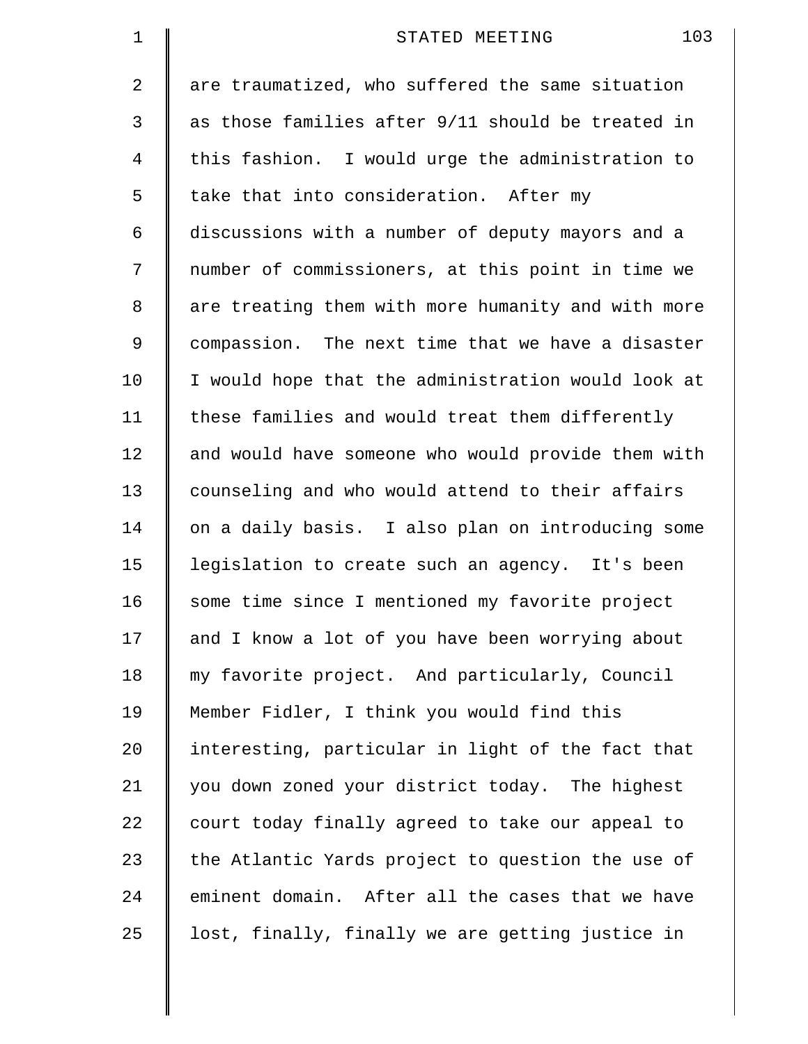are traumatized, who suffered the same situation as those families after 9/11 should be treated in this fashion. I would urge the administration to take that into consideration. After my discussions with a number of deputy mayors and a number of commissioners, at this point in time we are treating them with more humanity and with more compassion. The next time that we have a disaster I would hope that the administration would look at these families and would treat them differently and would have someone who would provide them with counseling and who would attend to their affairs on a daily basis. I also plan on introducing some legislation to create such an agency. It's been some time since I mentioned my favorite project and I know a lot of you have been worrying about my favorite project. And particularly, Council Member Fidler, I think you would find this interesting, particular in light of the fact that you down zoned your district today. The highest court today finally agreed to take our appeal to the Atlantic Yards project to question the use of eminent domain. After all the cases that we have lost, finally, finally we are getting justice in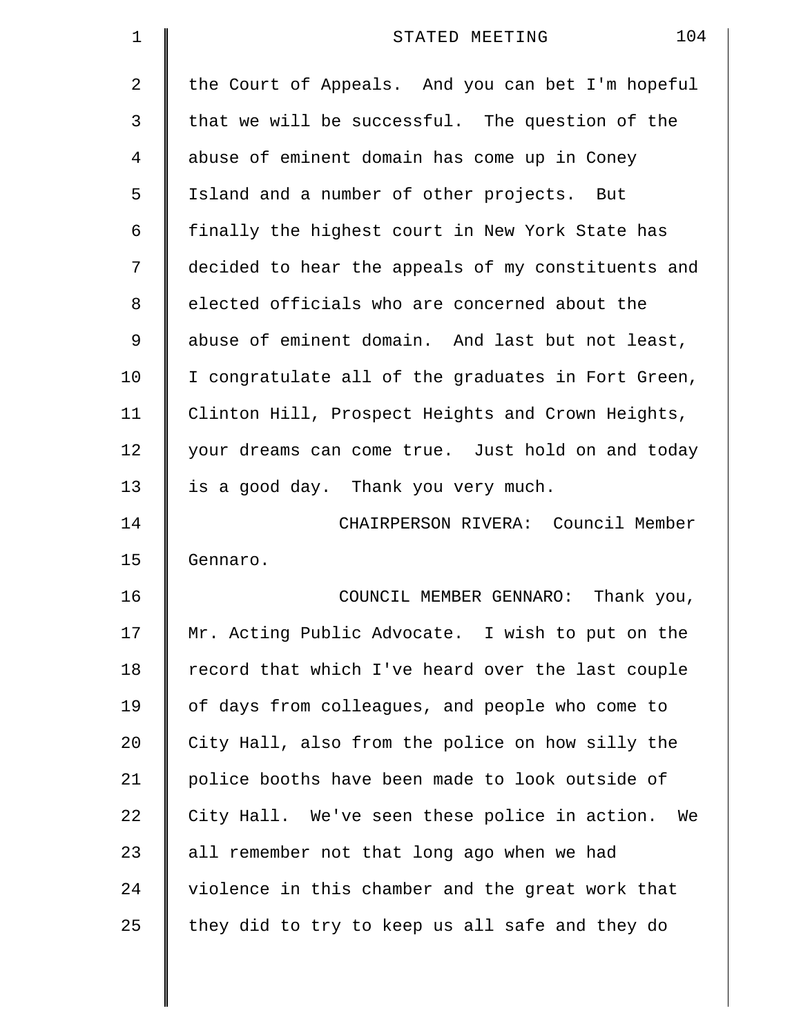the Court of Appeals. And you can bet I'm hopeful that we will be successful. The question of the abuse of eminent domain has come up in Coney Island and a number of other projects. But finally the highest court in New York State has decided to hear the appeals of my constituents and elected officials who are concerned about the abuse of eminent domain. And last but not least, I congratulate all of the graduates in Fort Green, Clinton Hill, Prospect Heights and Crown Heights, your dreams can come true. Just hold on and today is a good day. Thank you very much.

CHAIRPERSON RIVERA: Council Member Gennaro.

COUNCIL MEMBER GENNARO: Thank you, Mr. Acting Public Advocate. I wish to put on the record that which I've heard over the last couple of days from colleagues, and people who come to City Hall, also from the police on how silly the police booths have been made to look outside of City Hall. We've seen these police in action. We all remember not that long ago when we had violence in this chamber and the great work that they did to try to keep us all safe and they do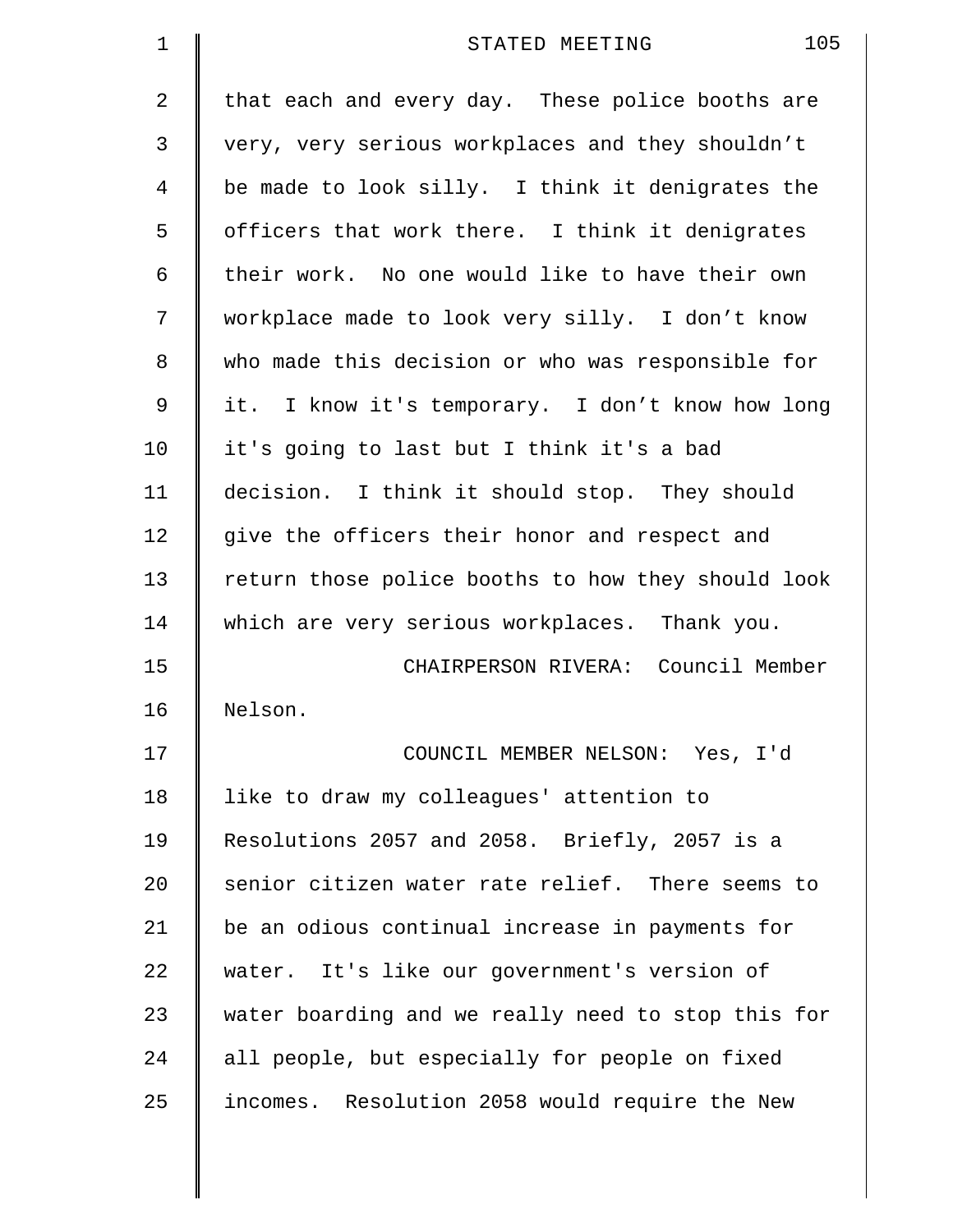that each and every day. These police booths are very, very serious workplaces and they shouldn't be made to look silly. I think it denigrates the officers that work there. I think it denigrates their work. No one would like to have their own workplace made to look very silly. I don't know who made this decision or who was responsible for it. I know it's temporary. I don't know how long it's going to last but I think it's a bad decision. I think it should stop. They should give the officers their honor and respect and return those police booths to how they should look which are very serious workplaces. Thank you.

CHAIRPERSON RIVERA: Council Member Nelson.

COUNCIL MEMBER NELSON: Yes, I'd like to draw my colleagues' attention to Resolutions 2057 and 2058. Briefly, 2057 is a senior citizen water rate relief. There seems to be an odious continual increase in payments for water. It's like our government's version of water boarding and we really need to stop this for all people, but especially for people on fixed incomes. Resolution 2058 would require the New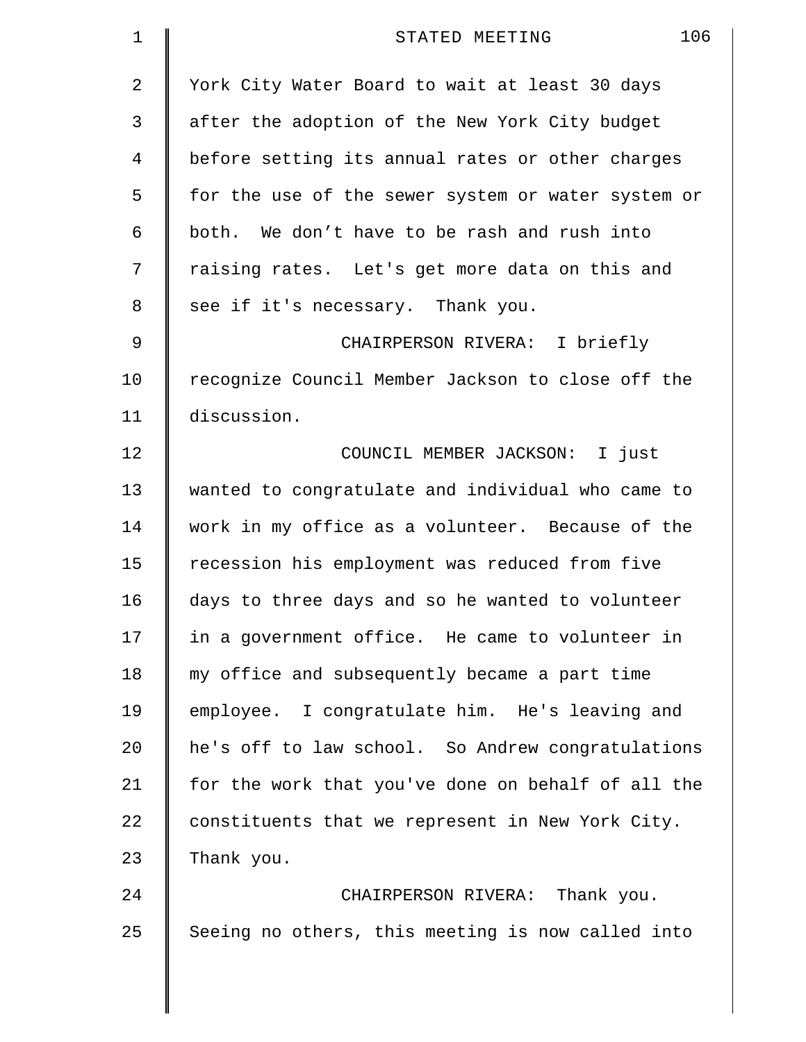York City Water Board to wait at least 30 days after the adoption of the New York City budget before setting its annual rates or other charges for the use of the sewer system or water system or both. We don’t have to be rash and rush into raising rates. Let's get more data on this and see if it's necessary. Thank you.

CHAIRPERSON RIVERA: I briefly recognize Council Member Jackson to close off the discussion.

COUNCIL MEMBER JACKSON: I just wanted to congratulate and individual who came to work in my office as a volunteer. Because of the recession his employment was reduced from five days to three days and so he wanted to volunteer in a government office. He came to volunteer in my office and subsequently became a part time employee. I congratulate him. He's leaving and he's off to law school. So Andrew congratulations for the work that you've done on behalf of all the constituents that we represent in New York City. Thank you.

CHAIRPERSON RIVERA: Thank you. Seeing no others, this meeting is now called into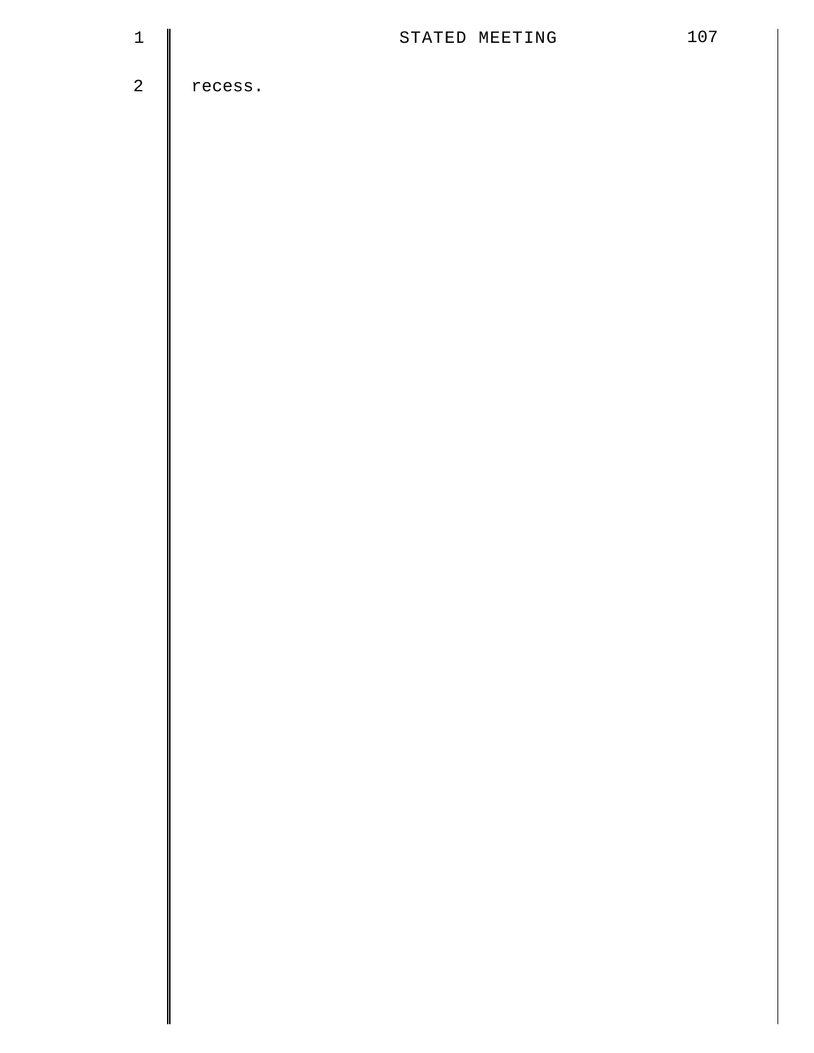recess.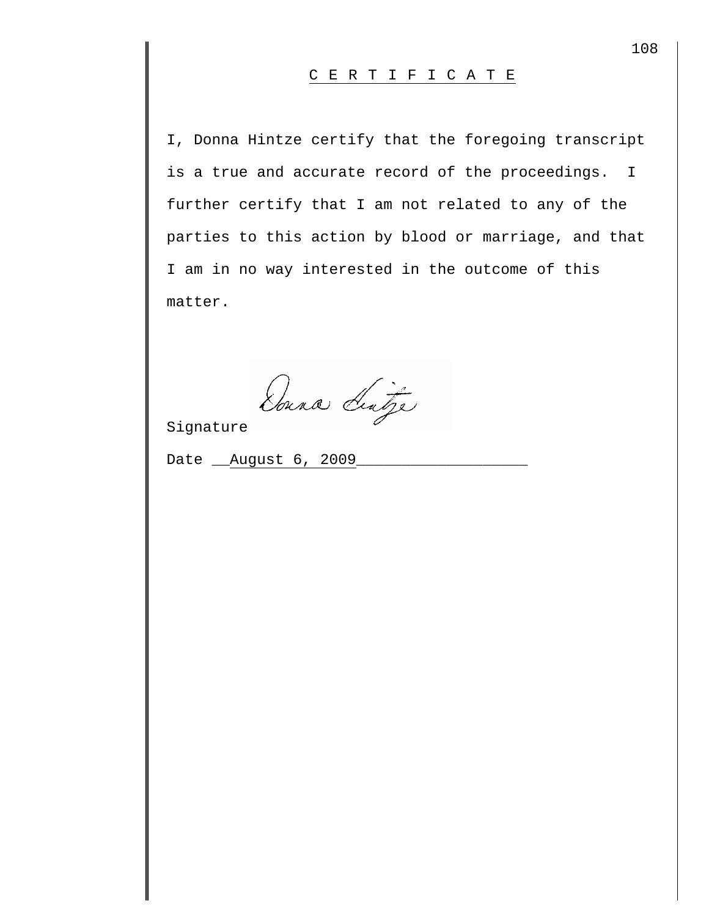# C E R T I F I C A T E

I, Donna Hintze certify that the foregoing transcript is a true and accurate record of the proceedings. I further certify that I am not related to any of the parties to this action by blood or marriage, and that I am in no way interested in the outcome of this matter.

Signature

Date __August 6, 2009___________________